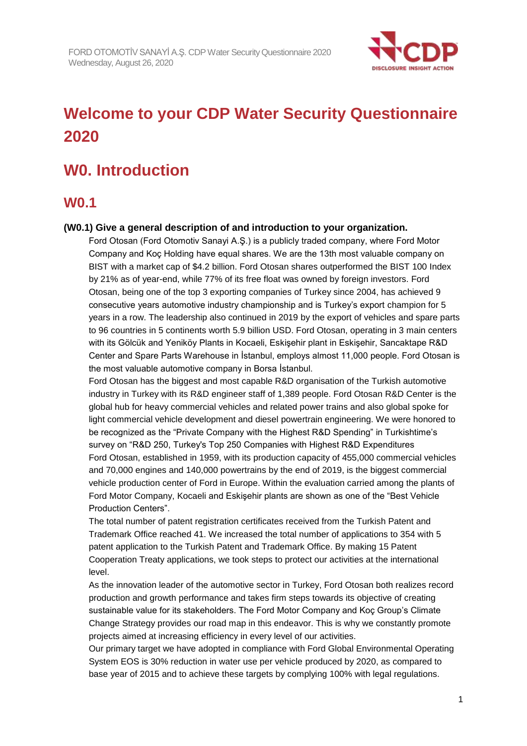# Welcome to your CDP Water Security Questionnaire 2020

# W0. Introduction

## W0.1

**(W0.1) Give a general description of and introduction to your organization.**

Ford Otosan (Ford Otomotiv Sanayi A.Ş.) is a publicly traded company, where Ford Motor Company and Koç Holding have equal shares. We are the 13th most valuable company on BIST with a market cap of $4.2 billion. Ford Otosan shares outperformed the BIST 100 Index by 21% as of year-end, while 77% of its free float was owned by foreign investors. Ford Otosan, being one of the top 3 exporting companies of Turkey since 2004, has achieved 9 consecutive years automotive industry championship and is Turkey's export champion for 5 years in a row. The leadership also continued in 2019 by the export of vehicles and spare parts to 96 countries in 5 continents worth 5.9 billion USD. Ford Otosan, operating in 3 main centers with its Gölcük and Yeniköy Plants in Kocaeli, Eskişehir plant in Eskişehir, Sancaktape R&D Center and Spare Parts Warehouse in İstanbul, employs almost 11,000 people. Ford Otosan is the most valuable automotive company in Borsa İstanbul.

Ford Otosan has the biggest and most capable R&D organisation of the Turkish automotive industry in Turkey with its R&D engineer staff of 1,389 people. Ford Otosan R&D Center is the global hub for heavy commercial vehicles and related power trains and also global spoke for light commercial vehicle development and diesel powertrain engineering. We were honored to be recognized as the "Private Company with the Highest R&D Spending" in Turkishtime's survey on "R&D 250, Turkey's Top 250 Companies with Highest R&D Expenditures

Ford Otosan, established in 1959, with its production capacity of 455,000 commercial vehicles and 70,000 engines and 140,000 powertrains by the end of 2019, is the biggest commercial vehicle production center of Ford in Europe. Within the evaluation carried among the plants of Ford Motor Company, Kocaeli and Eskişehir plants are shown as one of the "Best Vehicle Production Centers".

The total number of patent registration certificates received from the Turkish Patent and Trademark Office reached 41. We increased the total number of applications to 354 with 5 patent application to the Turkish Patent and Trademark Office. By making 15 Patent Cooperation Treaty applications, we took steps to protect our activities at the international level.

As the innovation leader of the automotive sector in Turkey, Ford Otosan both realizes record production and growth performance and takes firm steps towards its objective of creating sustainable value for its stakeholders. The Ford Motor Company and Koç Group's Climate Change Strategy provides our road map in this endeavor. This is why we constantly promote projects aimed at increasing efficiency in every level of our activities.

Our primary target we have adopted in compliance with Ford Global Environmental Operating System EOS is 30% reduction in water use per vehicle produced by 2020, as compared to base year of 2015 and to achieve these targets by complying 100% with legal regulations.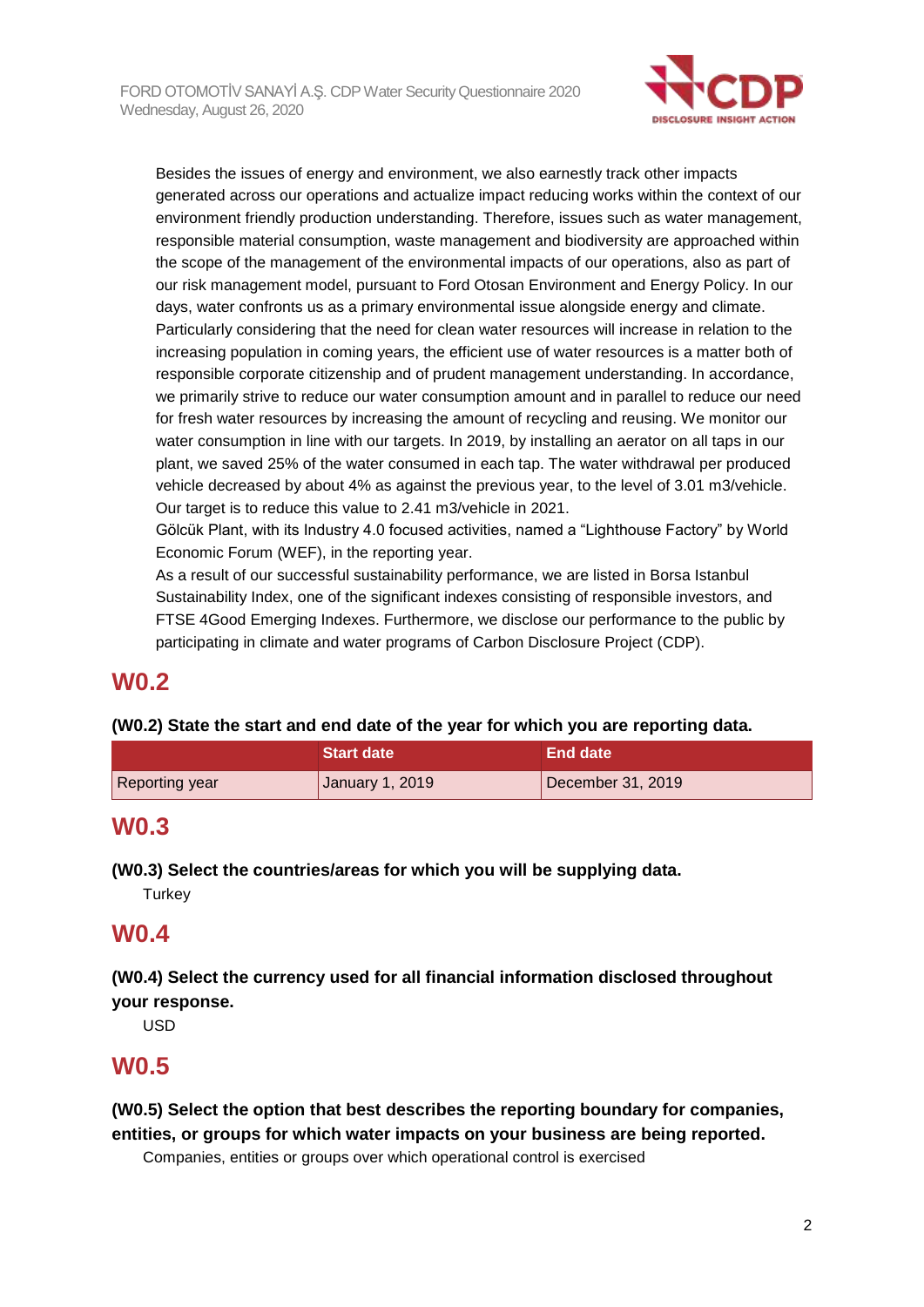Besides the issues of energy and environment, we also earnestly track other impacts generated across our operations and actualize impact reducing works within the context of our environment friendly production understanding. Therefore, issues such as water management, responsible material consumption, waste management and biodiversity are approached within the scope of the management of the environmental impacts of our operations, also as part of our risk management model, pursuant to Ford Otosan Environment and Energy Policy. In our days, water confronts us as a primary environmental issue alongside energy and climate. Particularly considering that the need for clean water resources will increase in relation to the increasing population in coming years, the efficient use of water resources is a matter both of responsible corporate citizenship and of prudent management understanding. In accordance, we primarily strive to reduce our water consumption amount and in parallel to reduce our need for fresh water resources by increasing the amount of recycling and reusing. We monitor our water consumption in line with our targets. In 2019, by installing an aerator on all taps in our plant, we saved 25% of the water consumed in each tap. The water withdrawal per produced vehicle decreased by about 4% as against the previous year, to the level of 3.01 m3/vehicle. Our target is to reduce this value to 2.41 m3/vehicle in 2021.
Gölcük Plant, with its Industry 4.0 focused activities, named a "Lighthouse Factory" by World Economic Forum (WEF), in the reporting year.
As a result of our successful sustainability performance, we are listed in Borsa Istanbul Sustainability Index, one of the significant indexes consisting of responsible investors, and FTSE 4Good Emerging Indexes. Furthermore, we disclose our performance to the public by participating in climate and water programs of Carbon Disclosure Project (CDP).

# W0.2

**(W0.2) State the start and end date of the year for which you are reporting data.**

| | Start date | End date |
|---|---|---|
| Reporting year | January 1, 2019 | December 31, 2019 |

# W0.3

**(W0.3) Select the countries/areas for which you will be supplying data.**

Turkey

# W0.4

**(W0.4) Select the currency used for all financial information disclosed throughout your response.**

USD

# W0.5

**(W0.5) Select the option that best describes the reporting boundary for companies, entities, or groups for which water impacts on your business are being reported.**

Companies, entities or groups over which operational control is exercised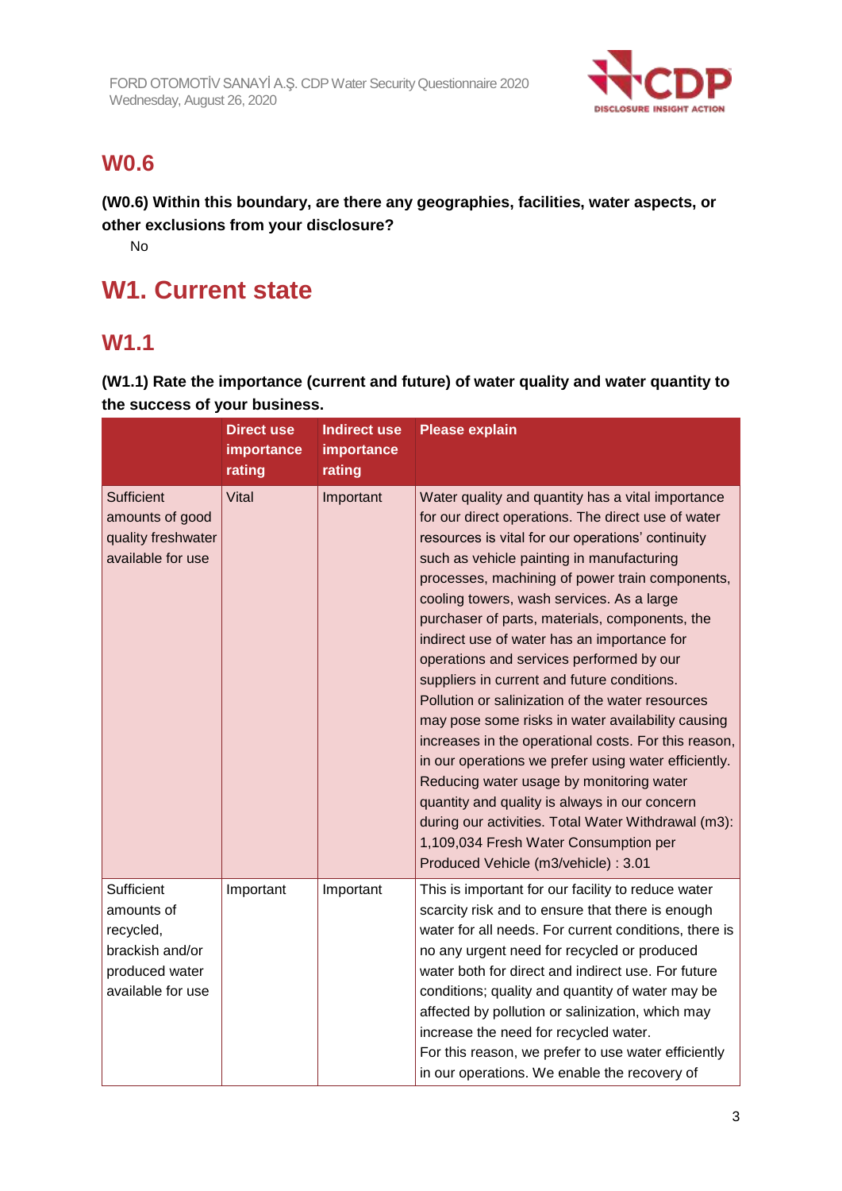## W0.6

**(W0.6) Within this boundary, are there any geographies, facilities, water aspects, or other exclusions from your disclosure?**

No

# W1. Current state

## W1.1

**(W1.1) Rate the importance (current and future) of water quality and water quantity to the success of your business.**

| | Direct use importance rating | Indirect use importance rating | Please explain |
|---|---|---|---|
| Sufficient amounts of good quality freshwater available for use | Vital | Important | Water quality and quantity has a vital importance for our direct operations. The direct use of water resources is vital for our operations' continuity such as vehicle painting in manufacturing processes, machining of power train components, cooling towers, wash services. As a large purchaser of parts, materials, components, the indirect use of water has an importance for operations and services performed by our suppliers in current and future conditions. Pollution or salinization of the water resources may pose some risks in water availability causing increases in the operational costs. For this reason, in our operations we prefer using water efficiently. Reducing water usage by monitoring water quantity and quality is always in our concern during our activities. Total Water Withdrawal (m3): 1,109,034 Fresh Water Consumption per Produced Vehicle (m3/vehicle) : 3.01 |
| Sufficient amounts of recycled, brackish and/or produced water available for use | Important | Important | This is important for our facility to reduce water scarcity risk and to ensure that there is enough water for all needs. For current conditions, there is no any urgent need for recycled or produced water both for direct and indirect use. For future conditions; quality and quantity of water may be affected by pollution or salinization, which may increase the need for recycled water.<br>For this reason, we prefer to use water efficiently in our operations. We enable the recovery of |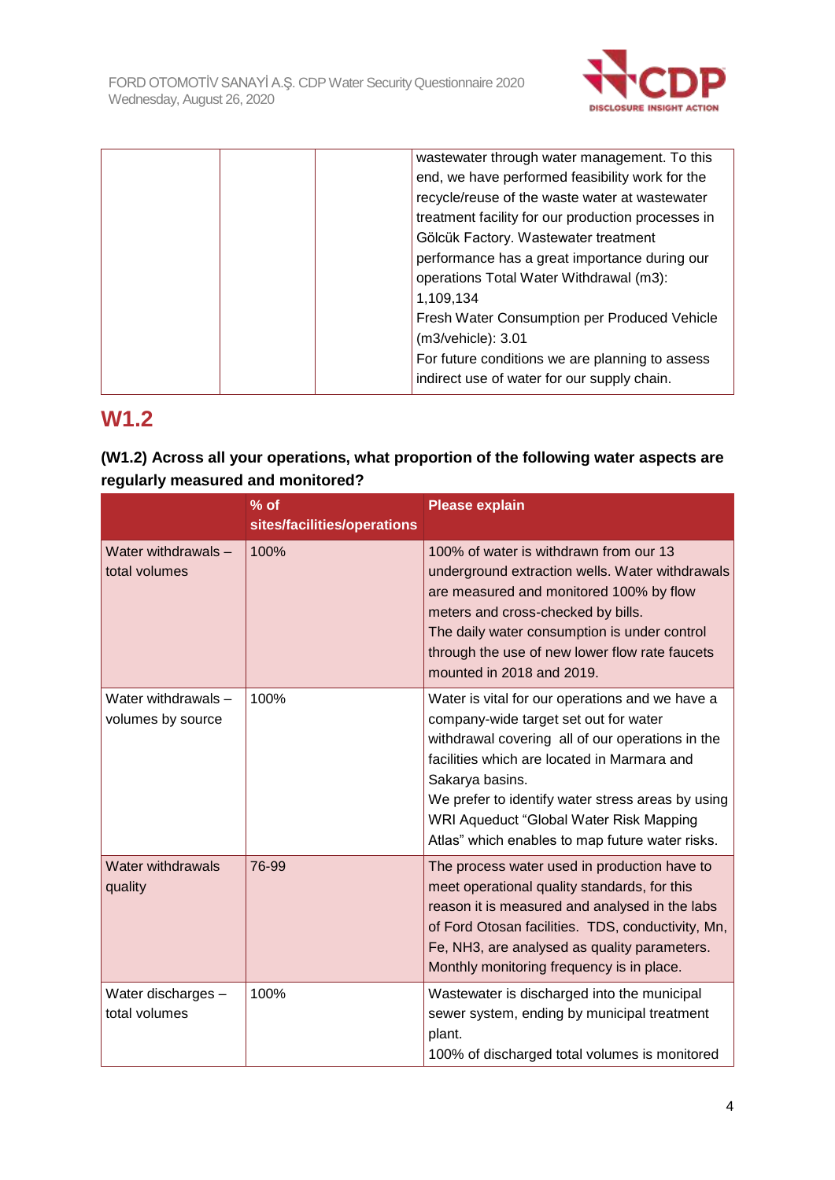| | | | wastewater through water management. To this end, we have performed feasibility work for the recycle/reuse of the waste water at wastewater treatment facility for our production processes in Gölcük Factory. Wastewater treatment performance has a great importance during our operations Total Water Withdrawal (m3): 1,109,134<br>Fresh Water Consumption per Produced Vehicle (m3/vehicle): 3.01<br>For future conditions we are planning to assess indirect use of water for our supply chain. |
|---|---|---|---|

## W1.2

**(W1.2) Across all your operations, what proportion of the following water aspects are regularly measured and monitored?**

| | % of sites/facilities/operations | Please explain |
|---|---|---|
| Water withdrawals – total volumes | 100% | 100% of water is withdrawn from our 13 underground extraction wells. Water withdrawals are measured and monitored 100% by flow meters and cross-checked by bills.<br>The daily water consumption is under control through the use of new lower flow rate faucets mounted in 2018 and 2019. |
| Water withdrawals – volumes by source | 100% | Water is vital for our operations and we have a company-wide target set out for water withdrawal covering all of our operations in the facilities which are located in Marmara and Sakarya basins.<br>We prefer to identify water stress areas by using WRI Aqueduct "Global Water Risk Mapping Atlas" which enables to map future water risks. |
| Water withdrawals quality | 76-99 | The process water used in production have to meet operational quality standards, for this reason it is measured and analysed in the labs of Ford Otosan facilities. TDS, conductivity, Mn, Fe, NH3, are analysed as quality parameters. Monthly monitoring frequency is in place. |
| Water discharges – total volumes | 100% | Wastewater is discharged into the municipal sewer system, ending by municipal treatment plant.<br>100% of discharged total volumes is monitored |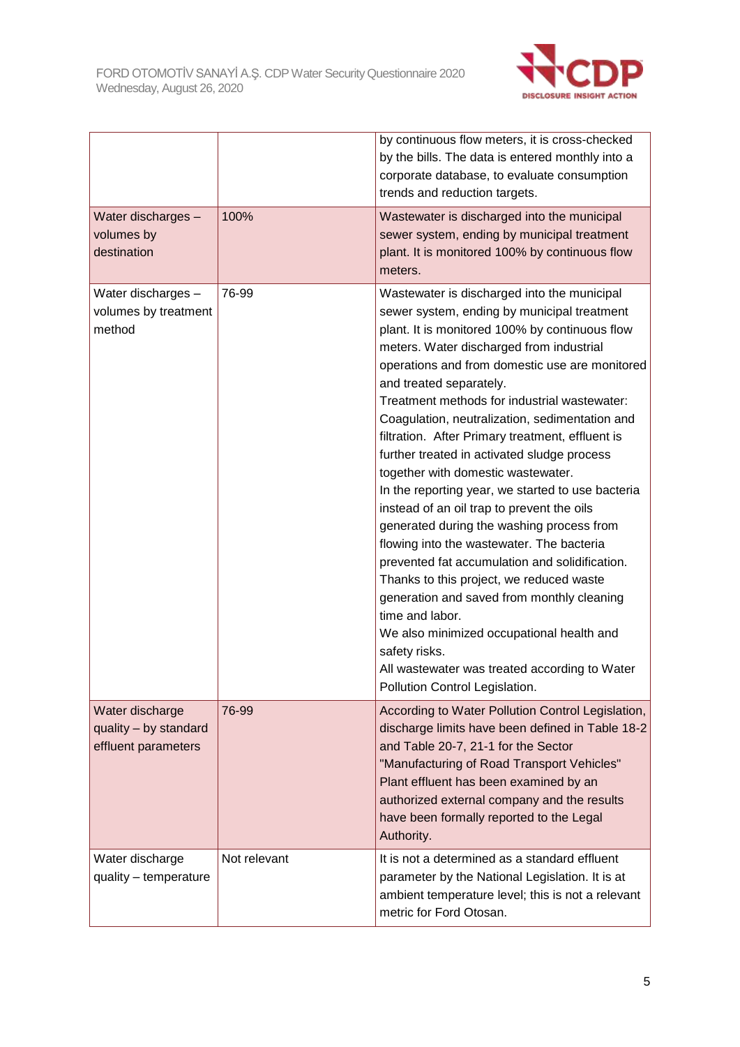|  |  |  |
|---|---|---|
|  |  | by continuous flow meters, it is cross-checked by the bills. The data is entered monthly into a corporate database, to evaluate consumption trends and reduction targets. |
| Water discharges – volumes by destination | 100% | Wastewater is discharged into the municipal sewer system, ending by municipal treatment plant. It is monitored 100% by continuous flow meters. |
| Water discharges – volumes by treatment method | 76-99 | Wastewater is discharged into the municipal sewer system, ending by municipal treatment plant. It is monitored 100% by continuous flow meters. Water discharged from industrial operations and from domestic use are monitored and treated separately.<br>Treatment methods for industrial wastewater: Coagulation, neutralization, sedimentation and filtration. After Primary treatment, effluent is further treated in activated sludge process together with domestic wastewater.<br>In the reporting year, we started to use bacteria instead of an oil trap to prevent the oils generated during the washing process from flowing into the wastewater. The bacteria prevented fat accumulation and solidification. Thanks to this project, we reduced waste generation and saved from monthly cleaning time and labor.<br>We also minimized occupational health and safety risks.<br>All wastewater was treated according to Water Pollution Control Legislation. |
| Water discharge quality – by standard effluent parameters | 76-99 | According to Water Pollution Control Legislation, discharge limits have been defined in Table 18-2 and Table 20-7, 21-1 for the Sector "Manufacturing of Road Transport Vehicles" Plant effluent has been examined by an authorized external company and the results have been formally reported to the Legal Authority. |
| Water discharge quality – temperature | Not relevant | It is not a determined as a standard effluent parameter by the National Legislation. It is at ambient temperature level; this is not a relevant metric for Ford Otosan. |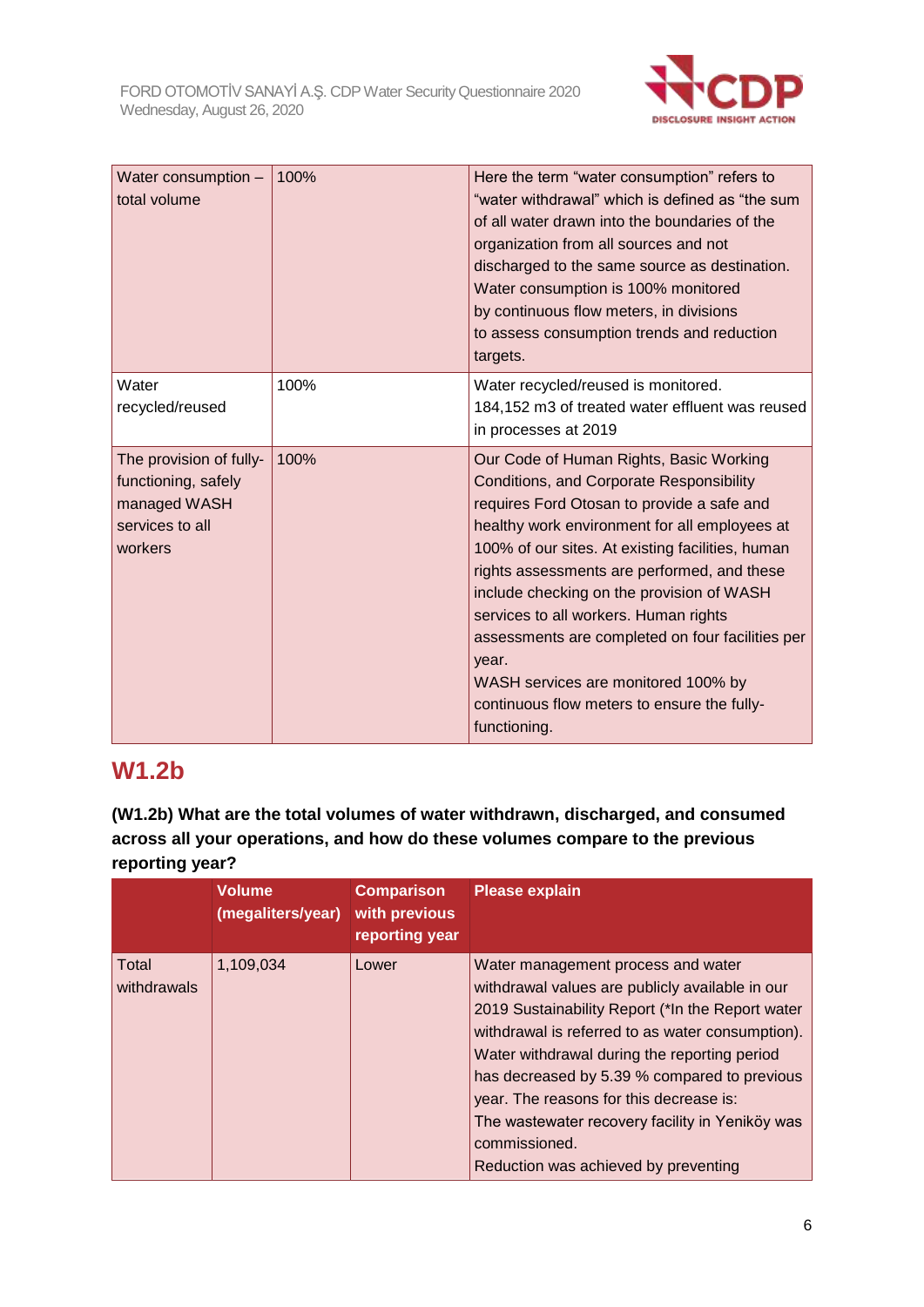| | | |
|---|---|---|
| Water consumption – total volume | 100% | Here the term "water consumption" refers to "water withdrawal" which is defined as "the sum of all water drawn into the boundaries of the organization from all sources and not discharged to the same source as destination. Water consumption is 100% monitored by continuous flow meters, in divisions to assess consumption trends and reduction targets. |
| Water recycled/reused | 100% | Water recycled/reused is monitored. 184,152 m3 of treated water effluent was reused in processes at 2019 |
| The provision of fully-functioning, safely managed WASH services to all workers | 100% | Our Code of Human Rights, Basic Working Conditions, and Corporate Responsibility requires Ford Otosan to provide a safe and healthy work environment for all employees at 100% of our sites. At existing facilities, human rights assessments are performed, and these include checking on the provision of WASH services to all workers. Human rights assessments are completed on four facilities per year.<br>WASH services are monitored 100% by continuous flow meters to ensure the fully-functioning. |

## W1.2b

**(W1.2b) What are the total volumes of water withdrawn, discharged, and consumed across all your operations, and how do these volumes compare to the previous reporting year?**

| | Volume (megaliters/year) | Comparison with previous reporting year | Please explain |
|---|---|---|---|
| Total withdrawals | 1,109,034 | Lower | Water management process and water withdrawal values are publicly available in our 2019 Sustainability Report (*In the Report water withdrawal is referred to as water consumption). Water withdrawal during the reporting period has decreased by 5.39 % compared to previous year. The reasons for this decrease is:<br>The wastewater recovery facility in Yeniköy was commissioned.<br>Reduction was achieved by preventing |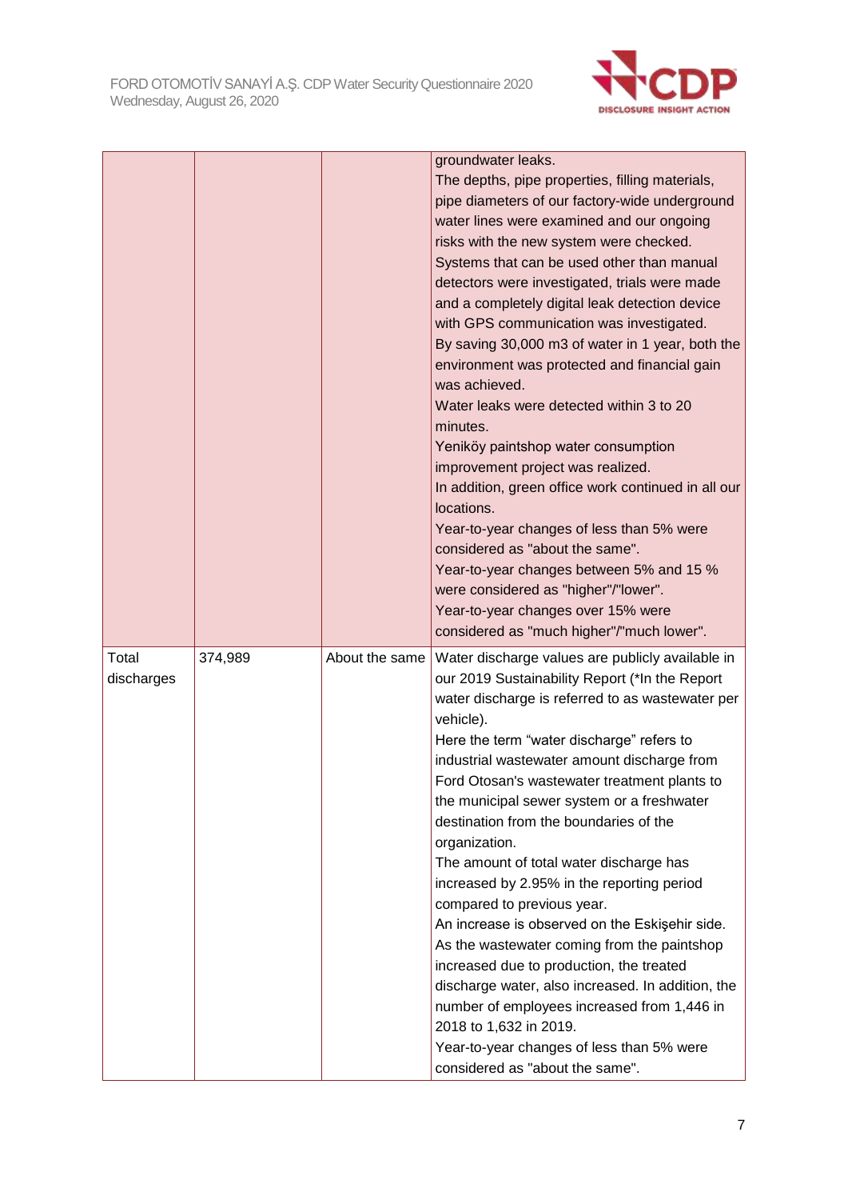| | | | |
|---|---|---|---|
| | | | groundwater leaks.<br>The depths, pipe properties, filling materials, pipe diameters of our factory-wide underground water lines were examined and our ongoing risks with the new system were checked.<br>Systems that can be used other than manual detectors were investigated, trials were made and a completely digital leak detection device with GPS communication was investigated.<br>By saving 30,000 m3 of water in 1 year, both the environment was protected and financial gain was achieved.<br>Water leaks were detected within 3 to 20 minutes.<br>Yeniköy paintshop water consumption improvement project was realized.<br>In addition, green office work continued in all our locations.<br>Year-to-year changes of less than 5% were considered as "about the same".<br>Year-to-year changes between 5% and 15 % were considered as "higher"/"lower".<br>Year-to-year changes over 15% were considered as "much higher"/"much lower". |
| Total discharges | 374,989 | About the same | Water discharge values are publicly available in our 2019 Sustainability Report (*In the Report water discharge is referred to as wastewater per vehicle).<br>Here the term "water discharge" refers to industrial wastewater amount discharge from Ford Otosan's wastewater treatment plants to the municipal sewer system or a freshwater destination from the boundaries of the organization.<br>The amount of total water discharge has increased by 2.95% in the reporting period compared to previous year.<br>An increase is observed on the Eskişehir side. As the wastewater coming from the paintshop increased due to production, the treated discharge water, also increased. In addition, the number of employees increased from 1,446 in 2018 to 1,632 in 2019.<br>Year-to-year changes of less than 5% were considered as "about the same". |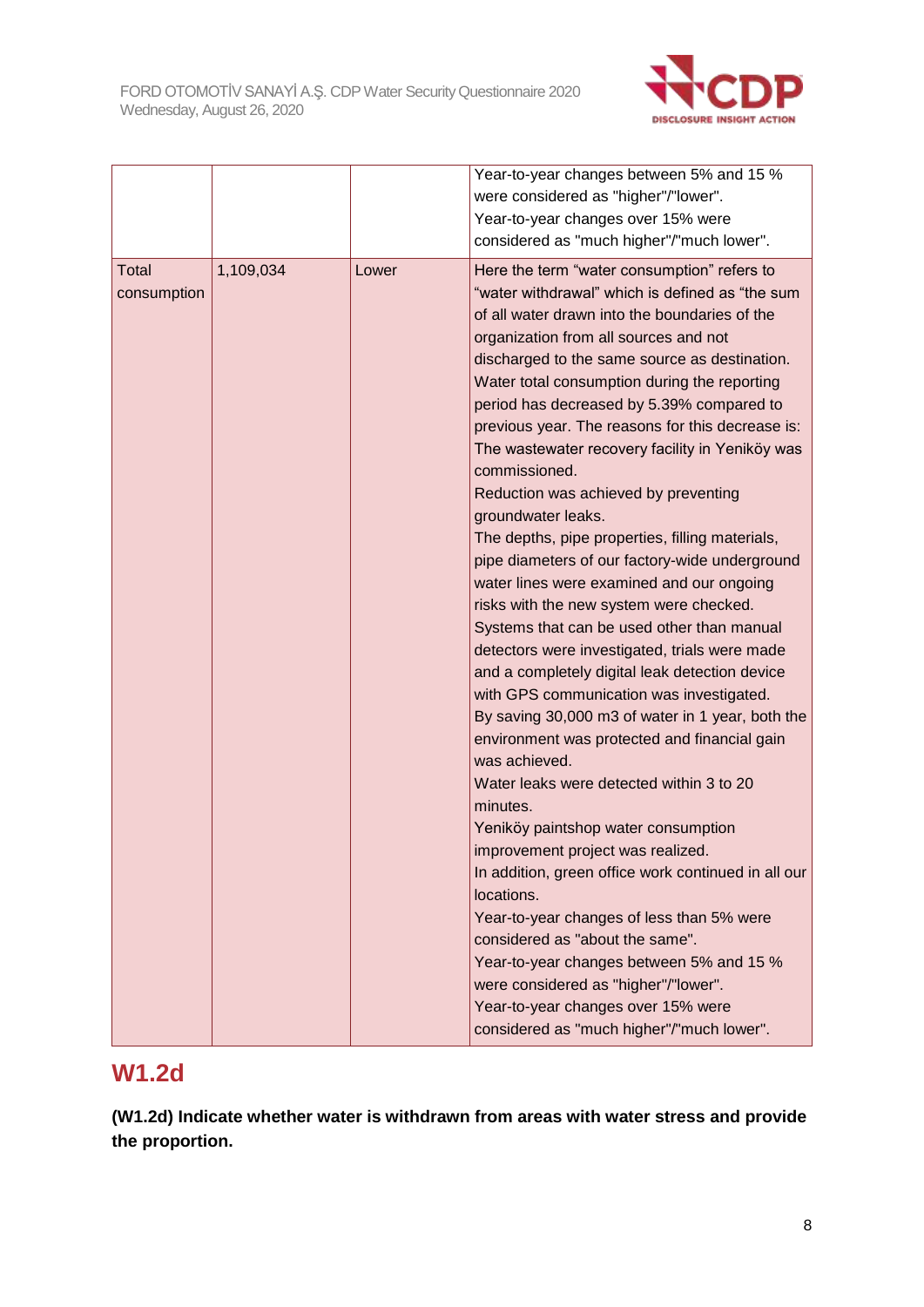| | | | |
|---|---|---|---|
| | | | Year-to-year changes between 5% and 15 % were considered as "higher"/"lower". Year-to-year changes over 15% were considered as "much higher"/"much lower". |
| Total consumption | 1,109,034 | Lower | Here the term "water consumption" refers to "water withdrawal" which is defined as "the sum of all water drawn into the boundaries of the organization from all sources and not discharged to the same source as destination. Water total consumption during the reporting period has decreased by 5.39% compared to previous year. The reasons for this decrease is: The wastewater recovery facility in Yeniköy was commissioned. Reduction was achieved by preventing groundwater leaks. The depths, pipe properties, filling materials, pipe diameters of our factory-wide underground water lines were examined and our ongoing risks with the new system were checked. Systems that can be used other than manual detectors were investigated, trials were made and a completely digital leak detection device with GPS communication was investigated. By saving 30,000 m3 of water in 1 year, both the environment was protected and financial gain was achieved. Water leaks were detected within 3 to 20 minutes. Yeniköy paintshop water consumption improvement project was realized. In addition, green office work continued in all our locations. Year-to-year changes of less than 5% were considered as "about the same". Year-to-year changes between 5% and 15 % were considered as "higher"/"lower". Year-to-year changes over 15% were considered as "much higher"/"much lower". |

## W1.2d

**(W1.2d) Indicate whether water is withdrawn from areas with water stress and provide the proportion.**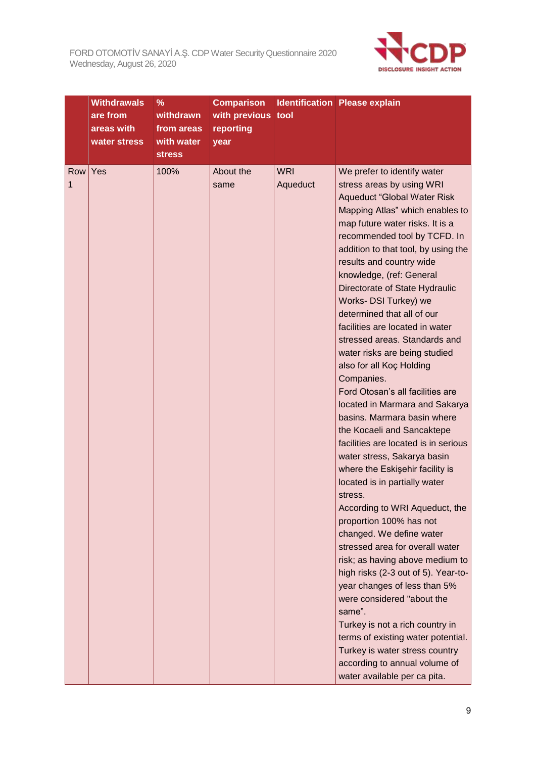| | Withdrawals are from areas with water stress | % withdrawn from areas with water stress | Comparison with previous reporting year | Identification tool | Please explain |
|---|---|---|---|---|---|
| Row 1 | Yes | 100% | About the same | WRI Aqueduct | We prefer to identify water stress areas by using WRI Aqueduct "Global Water Risk Mapping Atlas" which enables to map future water risks. It is a recommended tool by TCFD. In addition to that tool, by using the results and country wide knowledge, (ref: General Directorate of State Hydraulic Works- DSI Turkey) we determined that all of our facilities are located in water stressed areas. Standards and water risks are being studied also for all Koç Holding Companies.<br>Ford Otosan's all facilities are located in Marmara and Sakarya basins. Marmara basin where the Kocaeli and Sancaktepe facilities are located is in serious water stress, Sakarya basin where the Eskişehir facility is located is in partially water stress.<br>According to WRI Aqueduct, the proportion 100% has not changed. We define water stressed area for overall water risk; as having above medium to high risks (2-3 out of 5). Year-to-year changes of less than 5% were considered "about the same".<br>Turkey is not a rich country in terms of existing water potential. Turkey is water stress country according to annual volume of water available per ca pita. |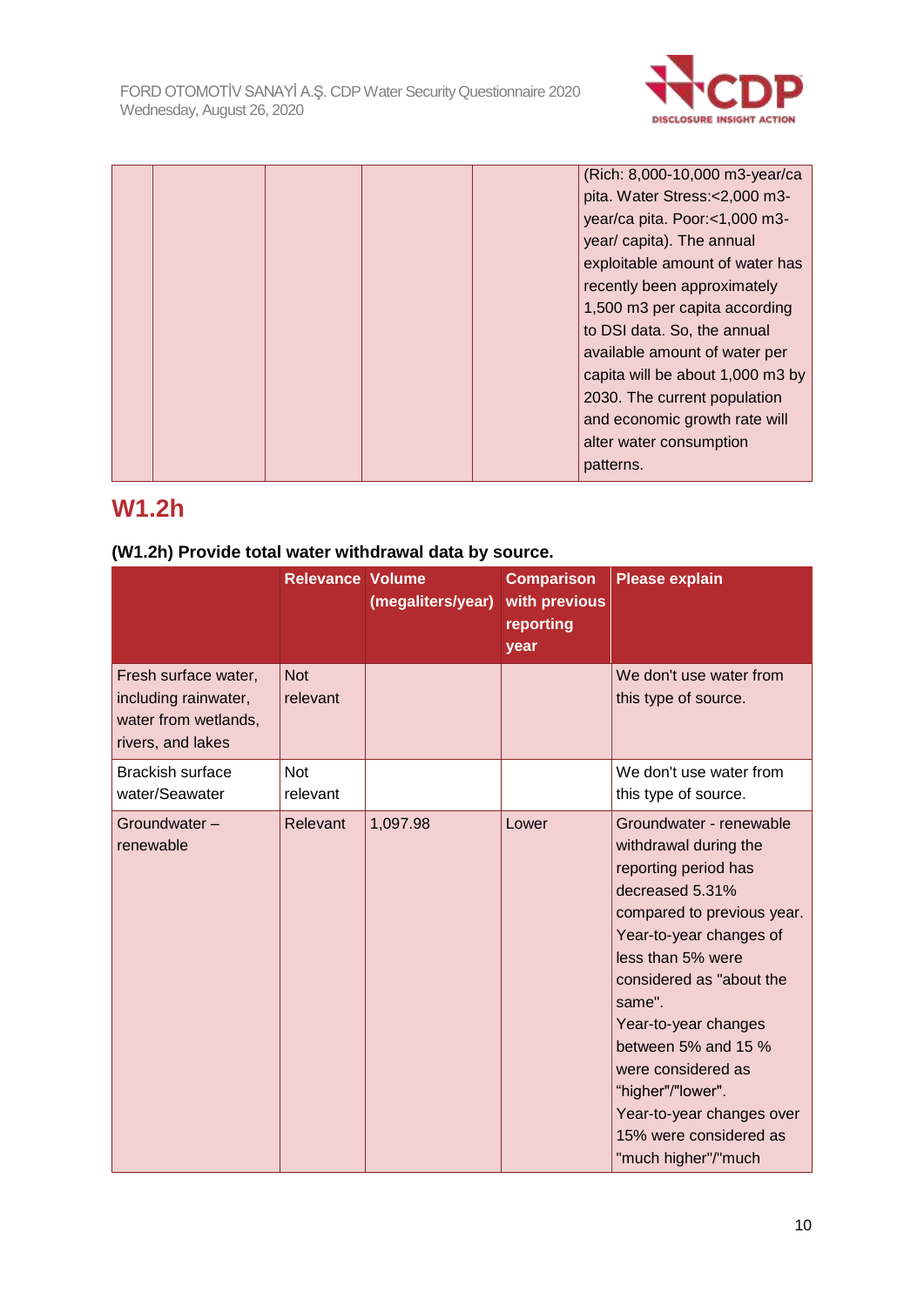| | | | | | |
|---|---|---|---|---|---|
| | | | | | (Rich: 8,000-10,000 m3-year/capita. Water Stress:<2,000 m3-year/capita. Poor:<1,000 m3-year/ capita). The annual exploitable amount of water has recently been approximately 1,500 m3 per capita according to DSI data. So, the annual available amount of water per capita will be about 1,000 m3 by 2030. The current population and economic growth rate will alter water consumption patterns. |

## W1.2h

**(W1.2h) Provide total water withdrawal data by source.**

| | Relevance | Volume (megaliters/year) | Comparison with previous reporting year | Please explain |
|---|---|---|---|---|
| Fresh surface water, including rainwater, water from wetlands, rivers, and lakes | Not relevant | | | We don't use water from this type of source. |
| Brackish surface water/Seawater | Not relevant | | | We don't use water from this type of source. |
| Groundwater – renewable | Relevant | 1,097.98 | Lower | Groundwater - renewable withdrawal during the reporting period has decreased 5.31% compared to previous year. Year-to-year changes of less than 5% were considered as "about the same". Year-to-year changes between 5% and 15 % were considered as "higher"/"lower". Year-to-year changes over 15% were considered as "much higher"/"much |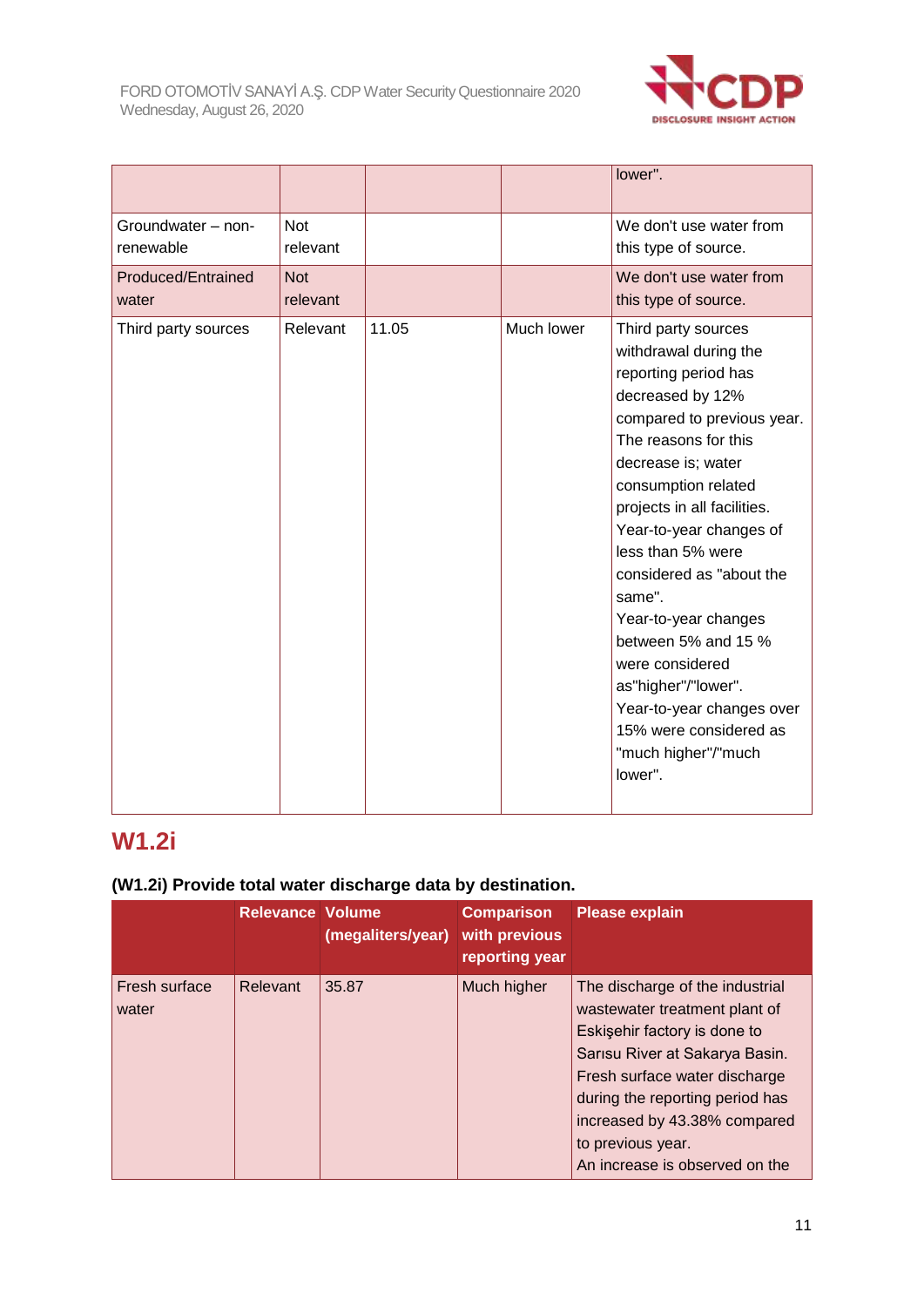| | | | | lower". |
|---|---|---|---|---|
| Groundwater – non-renewable | Not relevant | | | We don't use water from this type of source. |
| Produced/Entrained water | Not relevant | | | We don't use water from this type of source. |
| Third party sources | Relevant | 11.05 | Much lower | Third party sources withdrawal during the reporting period has decreased by 12% compared to previous year. The reasons for this decrease is; water consumption related projects in all facilities. Year-to-year changes of less than 5% were considered as "about the same". Year-to-year changes between 5% and 15 % were considered as"higher"/"lower". Year-to-year changes over 15% were considered as "much higher"/"much lower". |

## W1.2i

**(W1.2i) Provide total water discharge data by destination.**

| | Relevance | Volume (megaliters/year) | Comparison with previous reporting year | Please explain |
|---|---|---|---|---|
| Fresh surface water | Relevant | 35.87 | Much higher | The discharge of the industrial wastewater treatment plant of Eskişehir factory is done to Sarısu River at Sakarya Basin. Fresh surface water discharge during the reporting period has increased by 43.38% compared to previous year. An increase is observed on the |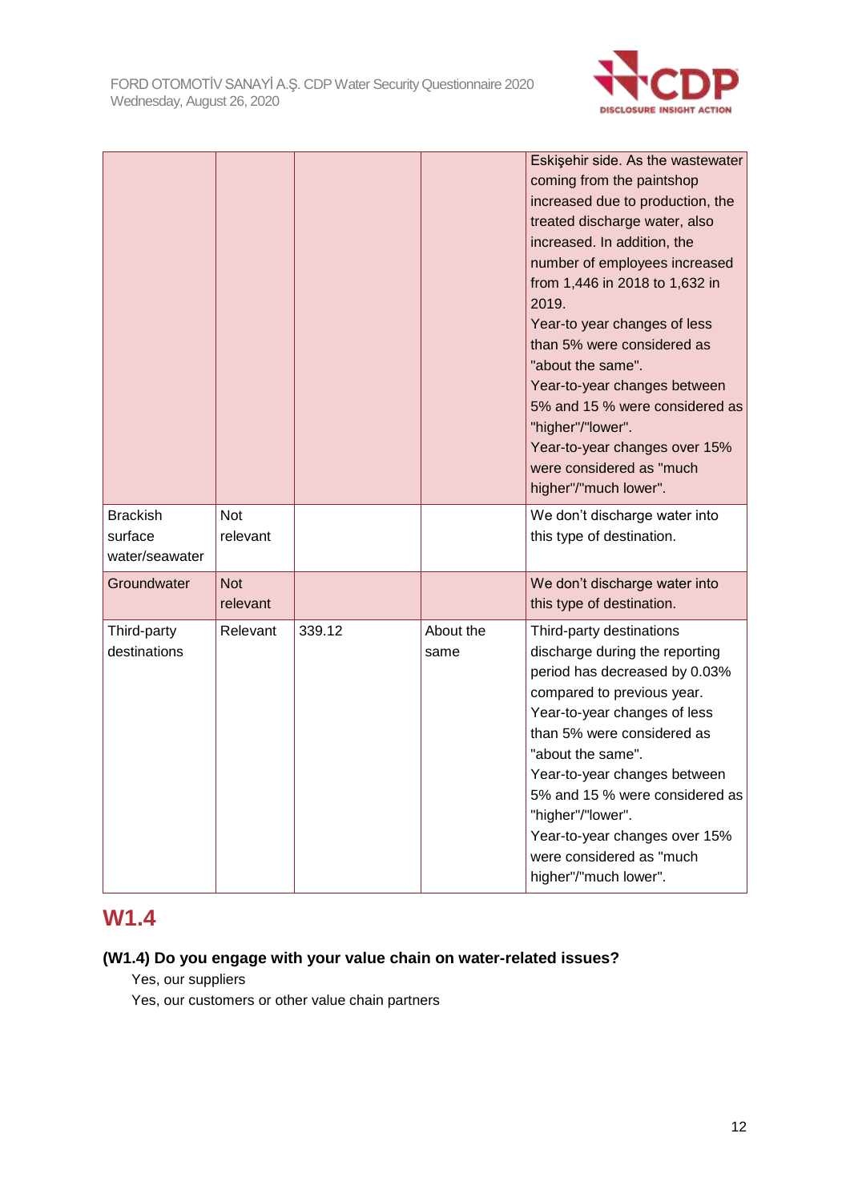|  |  |  |  | Eskişehir side. As the wastewater coming from the paintshop increased due to production, the treated discharge water, also increased. In addition, the number of employees increased from 1,446 in 2018 to 1,632 in 2019.<br>Year-to year changes of less than 5% were considered as "about the same".<br>Year-to-year changes between 5% and 15 % were considered as "higher"/"lower".<br>Year-to-year changes over 15% were considered as "much higher"/"much lower". |
|---|---|---|---|---|
| Brackish surface water/seawater | Not relevant |  |  | We don't discharge water into this type of destination. |
| Groundwater | Not relevant |  |  | We don't discharge water into this type of destination. |
| Third-party destinations | Relevant | 339.12 | About the same | Third-party destinations discharge during the reporting period has decreased by 0.03% compared to previous year.<br>Year-to-year changes of less than 5% were considered as "about the same".<br>Year-to-year changes between 5% and 15 % were considered as "higher"/"lower".<br>Year-to-year changes over 15% were considered as "much higher"/"much lower". |

## W1.4

**(W1.4) Do you engage with your value chain on water-related issues?**

Yes, our suppliers

Yes, our customers or other value chain partners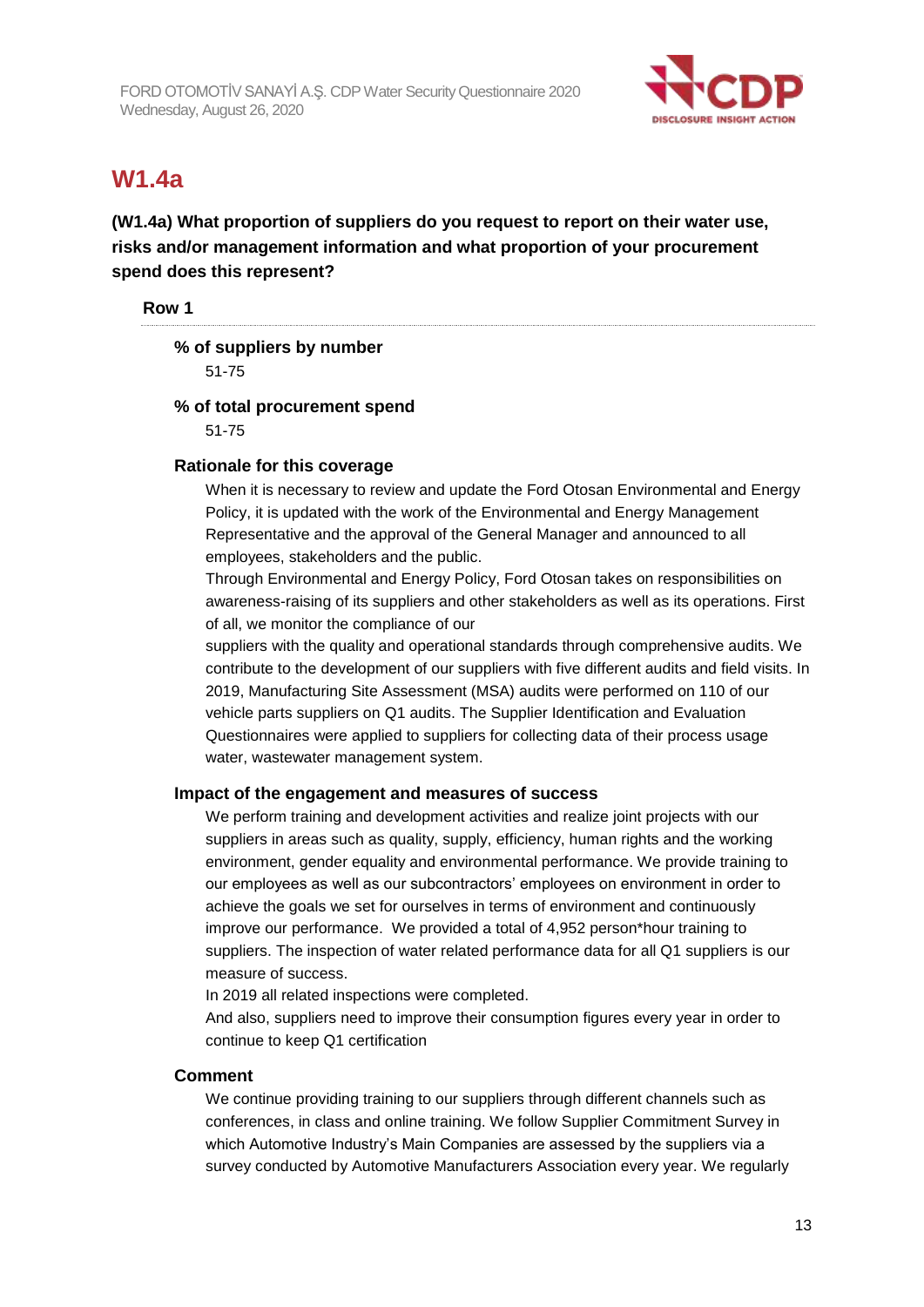# W1.4a

**(W1.4a) What proportion of suppliers do you request to report on their water use, risks and/or management information and what proportion of your procurement spend does this represent?**

**Row 1**

**% of suppliers by number**

51-75

**% of total procurement spend**

51-75

**Rationale for this coverage**

When it is necessary to review and update the Ford Otosan Environmental and Energy Policy, it is updated with the work of the Environmental and Energy Management Representative and the approval of the General Manager and announced to all employees, stakeholders and the public.

Through Environmental and Energy Policy, Ford Otosan takes on responsibilities on awareness-raising of its suppliers and other stakeholders as well as its operations. First of all, we monitor the compliance of our suppliers with the quality and operational standards through comprehensive audits. We contribute to the development of our suppliers with five different audits and field visits. In 2019, Manufacturing Site Assessment (MSA) audits were performed on 110 of our vehicle parts suppliers on Q1 audits. The Supplier Identification and Evaluation Questionnaires were applied to suppliers for collecting data of their process usage water, wastewater management system.

**Impact of the engagement and measures of success**

We perform training and development activities and realize joint projects with our suppliers in areas such as quality, supply, efficiency, human rights and the working environment, gender equality and environmental performance. We provide training to our employees as well as our subcontractors' employees on environment in order to achieve the goals we set for ourselves in terms of environment and continuously improve our performance. We provided a total of 4,952 person*hour training to suppliers. The inspection of water related performance data for all Q1 suppliers is our measure of success.

In 2019 all related inspections were completed.

And also, suppliers need to improve their consumption figures every year in order to continue to keep Q1 certification

**Comment**

We continue providing training to our suppliers through different channels such as conferences, in class and online training. We follow Supplier Commitment Survey in which Automotive Industry's Main Companies are assessed by the suppliers via a survey conducted by Automotive Manufacturers Association every year. We regularly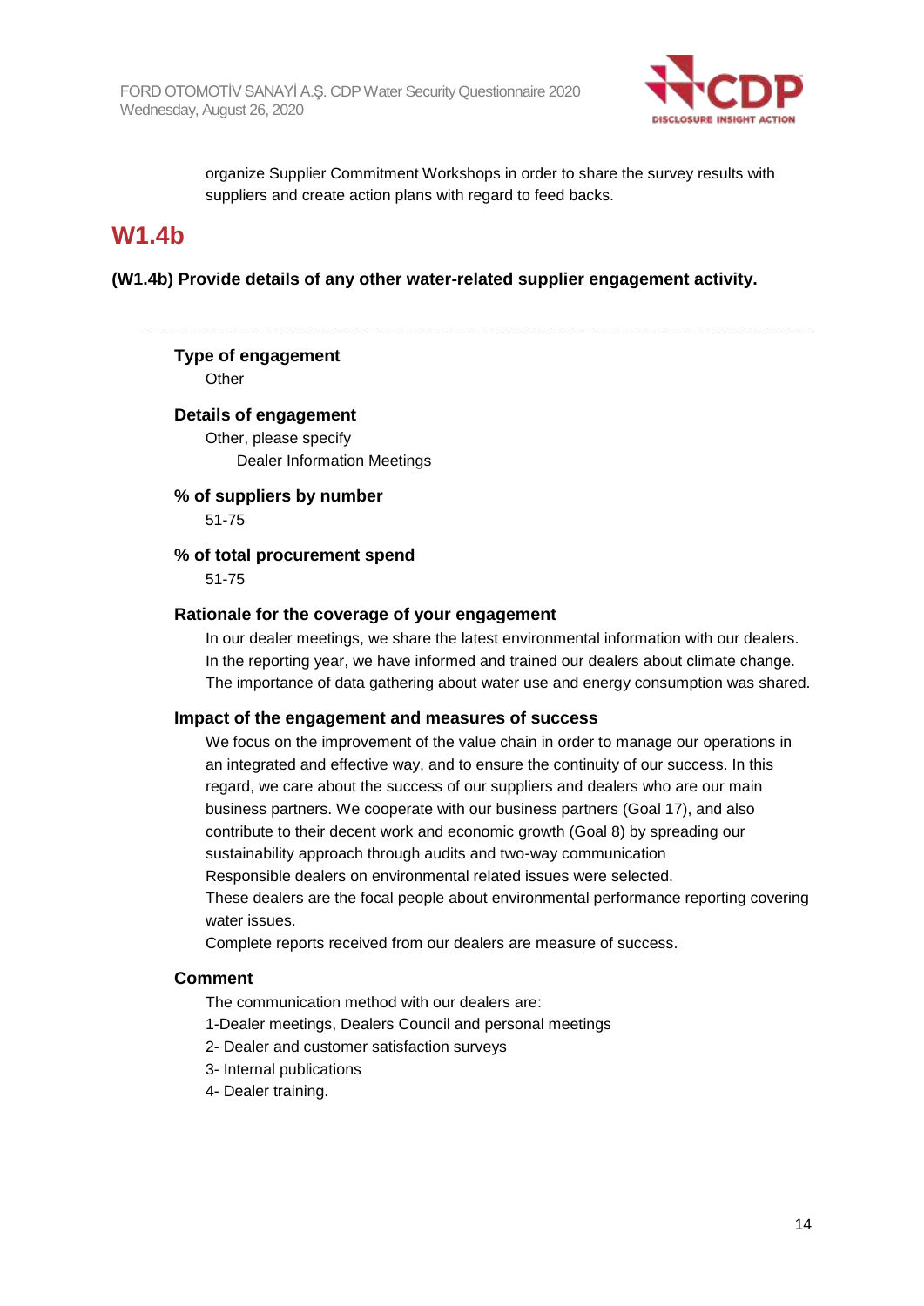organize Supplier Commitment Workshops in order to share the survey results with suppliers and create action plans with regard to feed backs.

# W1.4b

**(W1.4b) Provide details of any other water-related supplier engagement activity.**

---

**Type of engagement**

Other

**Details of engagement**

Other, please specify

Dealer Information Meetings

**% of suppliers by number**

51-75

**% of total procurement spend**

51-75

**Rationale for the coverage of your engagement**

In our dealer meetings, we share the latest environmental information with our dealers. In the reporting year, we have informed and trained our dealers about climate change. The importance of data gathering about water use and energy consumption was shared.

**Impact of the engagement and measures of success**

We focus on the improvement of the value chain in order to manage our operations in an integrated and effective way, and to ensure the continuity of our success. In this regard, we care about the success of our suppliers and dealers who are our main business partners. We cooperate with our business partners (Goal 17), and also contribute to their decent work and economic growth (Goal 8) by spreading our sustainability approach through audits and two-way communication

Responsible dealers on environmental related issues were selected.

These dealers are the focal people about environmental performance reporting covering water issues.

Complete reports received from our dealers are measure of success.

**Comment**

The communication method with our dealers are:

1-Dealer meetings, Dealers Council and personal meetings

2- Dealer and customer satisfaction surveys

3- Internal publications

4- Dealer training.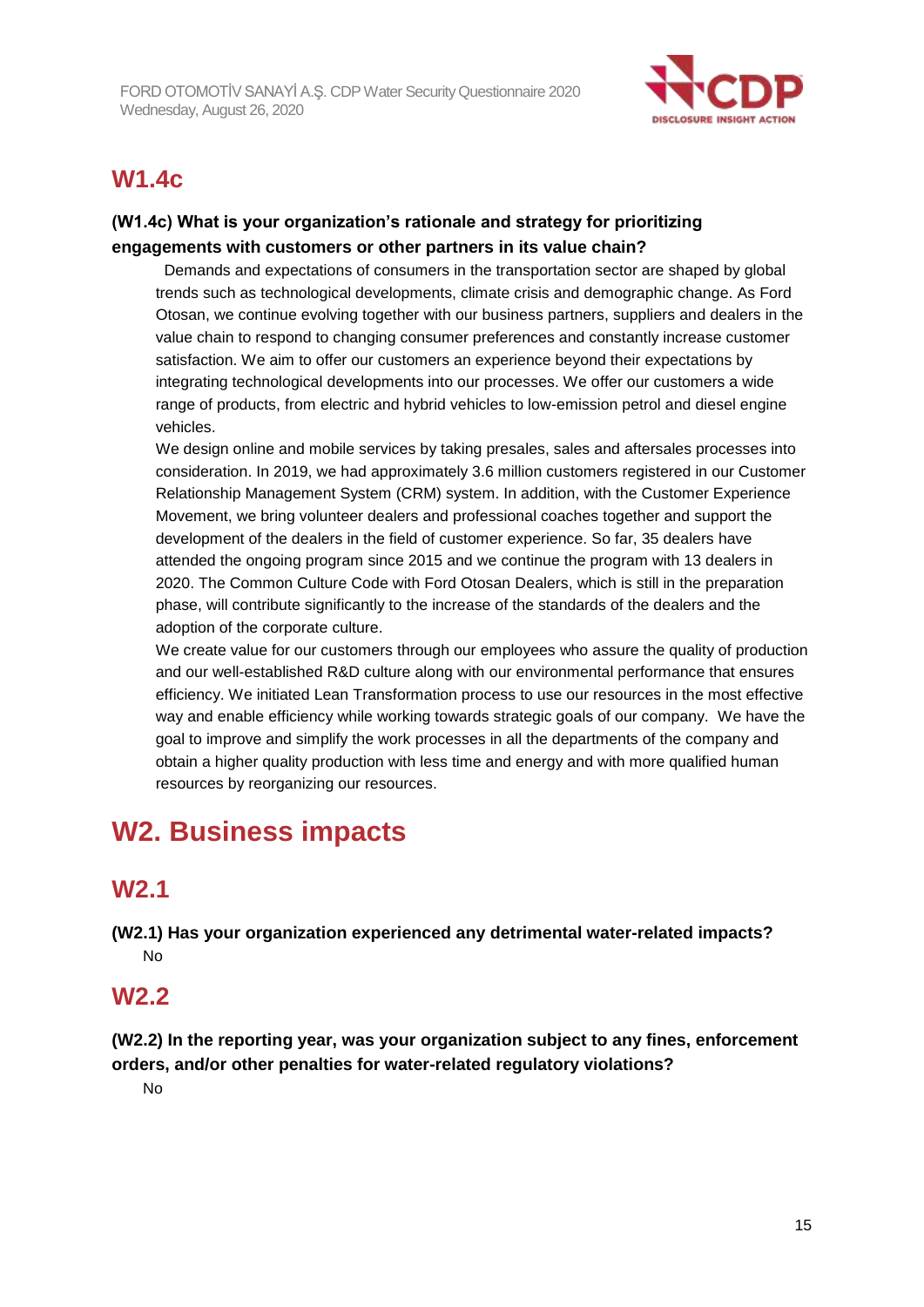## W1.4c

**(W1.4c) What is your organization's rationale and strategy for prioritizing engagements with customers or other partners in its value chain?**

Demands and expectations of consumers in the transportation sector are shaped by global trends such as technological developments, climate crisis and demographic change. As Ford Otosan, we continue evolving together with our business partners, suppliers and dealers in the value chain to respond to changing consumer preferences and constantly increase customer satisfaction. We aim to offer our customers an experience beyond their expectations by integrating technological developments into our processes. We offer our customers a wide range of products, from electric and hybrid vehicles to low-emission petrol and diesel engine vehicles.

We design online and mobile services by taking presales, sales and aftersales processes into consideration. In 2019, we had approximately 3.6 million customers registered in our Customer Relationship Management System (CRM) system. In addition, with the Customer Experience Movement, we bring volunteer dealers and professional coaches together and support the development of the dealers in the field of customer experience. So far, 35 dealers have attended the ongoing program since 2015 and we continue the program with 13 dealers in 2020. The Common Culture Code with Ford Otosan Dealers, which is still in the preparation phase, will contribute significantly to the increase of the standards of the dealers and the adoption of the corporate culture.

We create value for our customers through our employees who assure the quality of production and our well-established R&D culture along with our environmental performance that ensures efficiency. We initiated Lean Transformation process to use our resources in the most effective way and enable efficiency while working towards strategic goals of our company. We have the goal to improve and simplify the work processes in all the departments of the company and obtain a higher quality production with less time and energy and with more qualified human resources by reorganizing our resources.

# W2. Business impacts

## W2.1

**(W2.1) Has your organization experienced any detrimental water-related impacts?**

No

## W2.2

**(W2.2) In the reporting year, was your organization subject to any fines, enforcement orders, and/or other penalties for water-related regulatory violations?**

No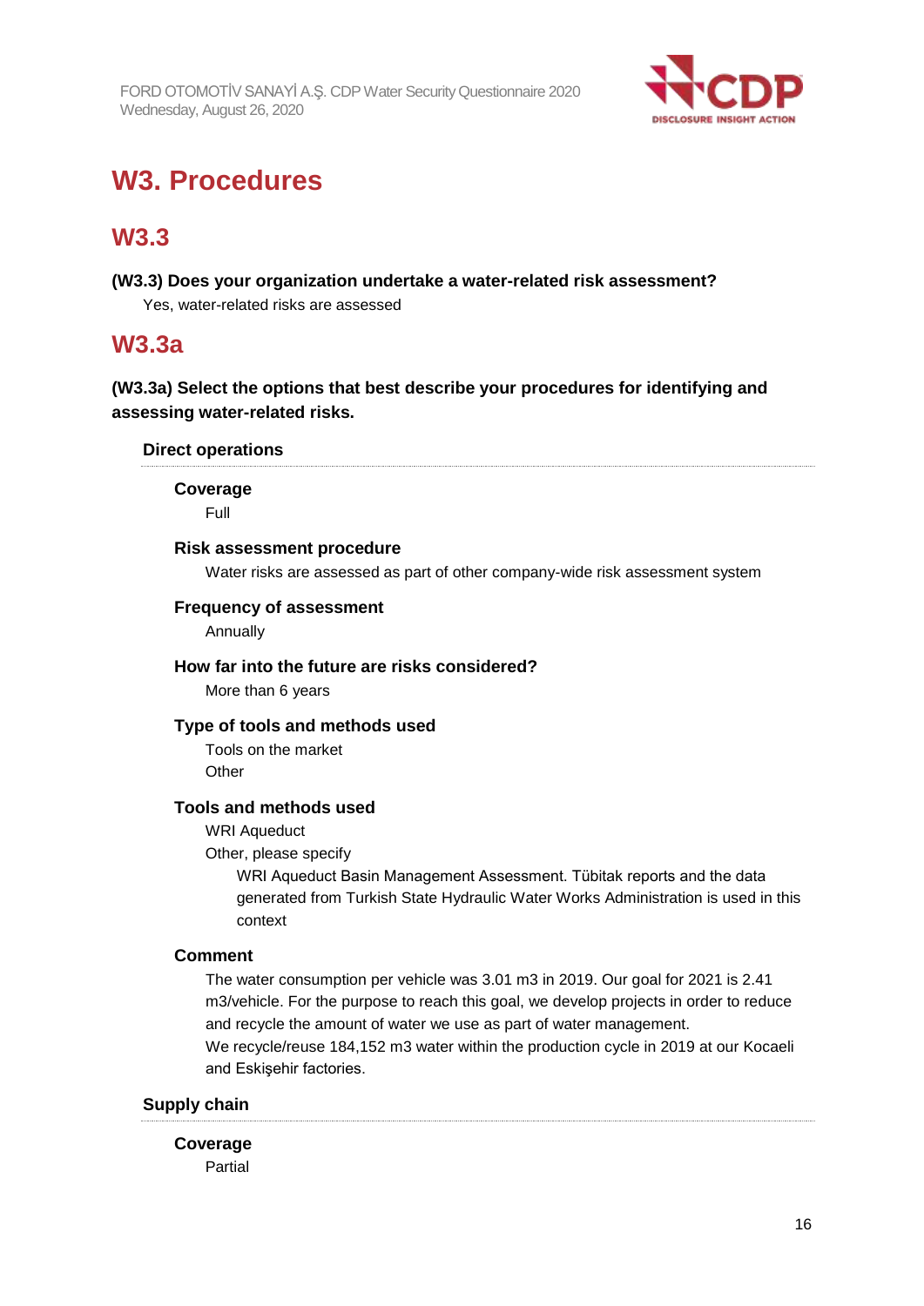# W3. Procedures

## W3.3

**(W3.3) Does your organization undertake a water-related risk assessment?**

Yes, water-related risks are assessed

## W3.3a

**(W3.3a) Select the options that best describe your procedures for identifying and assessing water-related risks.**

**Direct operations**

**Coverage**

Full

**Risk assessment procedure**

Water risks are assessed as part of other company-wide risk assessment system

**Frequency of assessment**

Annually

**How far into the future are risks considered?**

More than 6 years

**Type of tools and methods used**

Tools on the market
Other

**Tools and methods used**

WRI Aqueduct
Other, please specify

WRI Aqueduct Basin Management Assessment. Tübitak reports and the data generated from Turkish State Hydraulic Water Works Administration is used in this context

**Comment**

The water consumption per vehicle was 3.01 m3 in 2019. Our goal for 2021 is 2.41 m3/vehicle. For the purpose to reach this goal, we develop projects in order to reduce and recycle the amount of water we use as part of water management.
We recycle/reuse 184,152 m3 water within the production cycle in 2019 at our Kocaeli and Eskişehir factories.

**Supply chain**

**Coverage**

Partial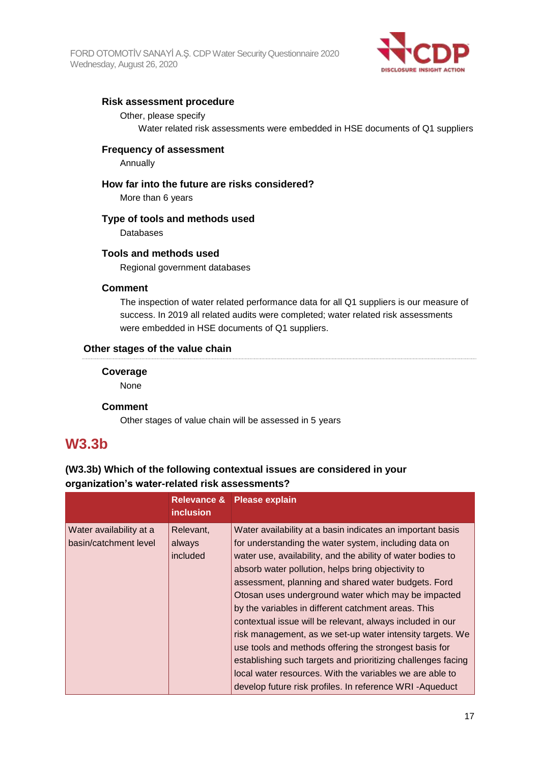**Risk assessment procedure**

Other, please specify

Water related risk assessments were embedded in HSE documents of Q1 suppliers

**Frequency of assessment**

Annually

**How far into the future are risks considered?**

More than 6 years

**Type of tools and methods used**

Databases

**Tools and methods used**

Regional government databases

**Comment**

The inspection of water related performance data for all Q1 suppliers is our measure of success. In 2019 all related audits were completed; water related risk assessments were embedded in HSE documents of Q1 suppliers.

**Other stages of the value chain**

**Coverage**

None

**Comment**

Other stages of value chain will be assessed in 5 years

## W3.3b

**(W3.3b) Which of the following contextual issues are considered in your organization's water-related risk assessments?**

| | Relevance & inclusion | Please explain |
|---|---|---|
| Water availability at a basin/catchment level | Relevant, always included | Water availability at a basin indicates an important basis for understanding the water system, including data on water use, availability, and the ability of water bodies to absorb water pollution, helps bring objectivity to assessment, planning and shared water budgets. Ford Otosan uses underground water which may be impacted by the variables in different catchment areas. This contextual issue will be relevant, always included in our risk management, as we set-up water intensity targets. We use tools and methods offering the strongest basis for establishing such targets and prioritizing challenges facing local water resources. With the variables we are able to develop future risk profiles. In reference WRI -Aqueduct |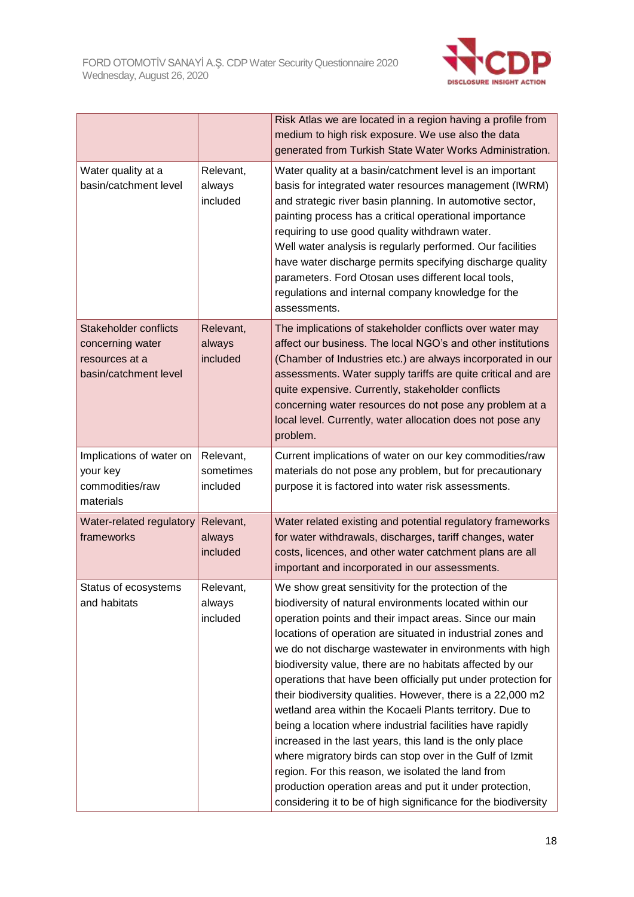| | | |
|---|---|---|
| | | Risk Atlas we are located in a region having a profile from medium to high risk exposure. We use also the data generated from Turkish State Water Works Administration. |
| Water quality at a basin/catchment level | Relevant, always included | Water quality at a basin/catchment level is an important basis for integrated water resources management (IWRM) and strategic river basin planning. In automotive sector, painting process has a critical operational importance requiring to use good quality withdrawn water. Well water analysis is regularly performed. Our facilities have water discharge permits specifying discharge quality parameters. Ford Otosan uses different local tools, regulations and internal company knowledge for the assessments. |
| Stakeholder conflicts concerning water resources at a basin/catchment level | Relevant, always included | The implications of stakeholder conflicts over water may affect our business. The local NGO's and other institutions (Chamber of Industries etc.) are always incorporated in our assessments. Water supply tariffs are quite critical and are quite expensive. Currently, stakeholder conflicts concerning water resources do not pose any problem at a local level. Currently, water allocation does not pose any problem. |
| Implications of water on your key commodities/raw materials | Relevant, sometimes included | Current implications of water on our key commodities/raw materials do not pose any problem, but for precautionary purpose it is factored into water risk assessments. |
| Water-related regulatory frameworks | Relevant, always included | Water related existing and potential regulatory frameworks for water withdrawals, discharges, tariff changes, water costs, licences, and other water catchment plans are all important and incorporated in our assessments. |
| Status of ecosystems and habitats | Relevant, always included | We show great sensitivity for the protection of the biodiversity of natural environments located within our operation points and their impact areas. Since our main locations of operation are situated in industrial zones and we do not discharge wastewater in environments with high biodiversity value, there are no habitats affected by our operations that have been officially put under protection for their biodiversity qualities. However, there is a 22,000 m2 wetland area within the Kocaeli Plants territory. Due to being a location where industrial facilities have rapidly increased in the last years, this land is the only place where migratory birds can stop over in the Gulf of Izmit region. For this reason, we isolated the land from production operation areas and put it under protection, considering it to be of high significance for the biodiversity |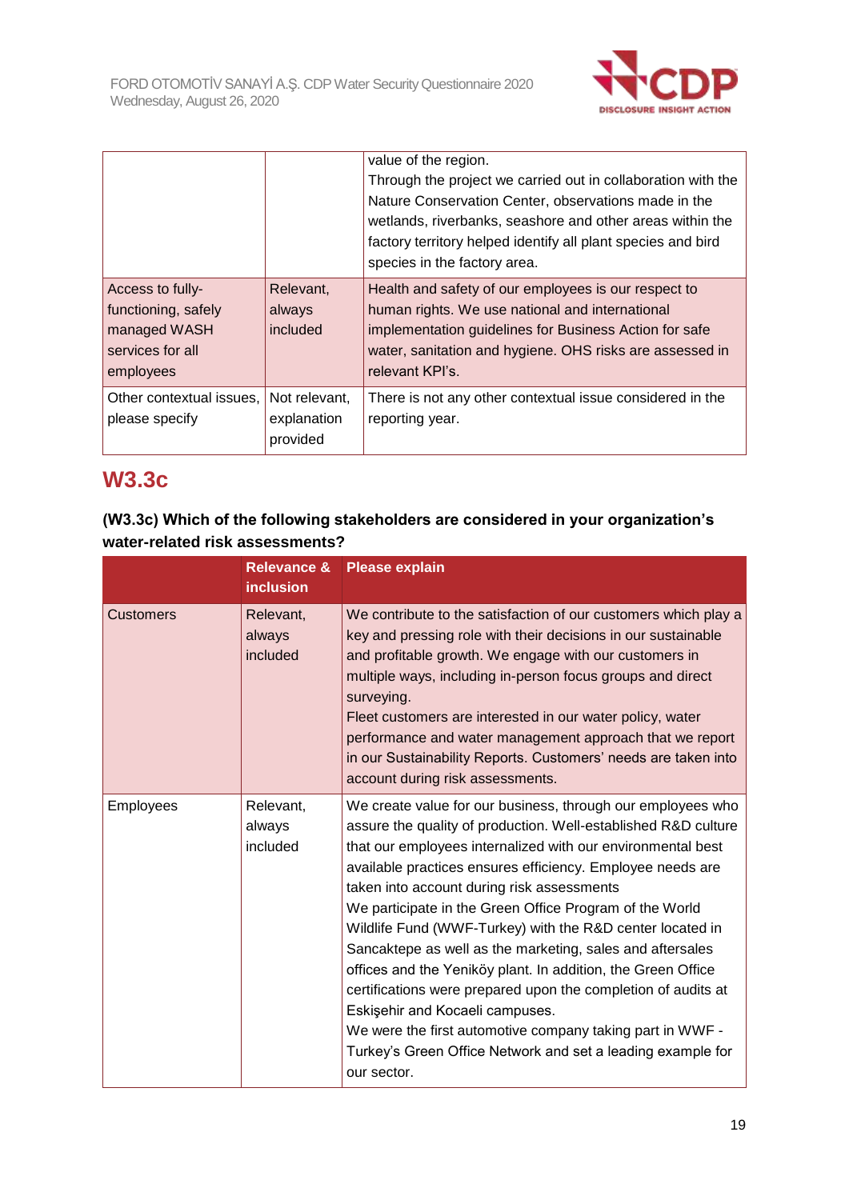|  |  | value of the region.<br>Through the project we carried out in collaboration with the Nature Conservation Center, observations made in the wetlands, riverbanks, seashore and other areas within the factory territory helped identify all plant species and bird species in the factory area. |
|---|---|---|
| Access to fully-functioning, safely managed WASH services for all employees | Relevant, always included | Health and safety of our employees is our respect to human rights. We use national and international implementation guidelines for Business Action for safe water, sanitation and hygiene. OHS risks are assessed in relevant KPI's. |
| Other contextual issues, please specify | Not relevant, explanation provided | There is not any other contextual issue considered in the reporting year. |

## W3.3c

**(W3.3c) Which of the following stakeholders are considered in your organization's water-related risk assessments?**

|  | Relevance & inclusion | Please explain |
|---|---|---|
| Customers | Relevant, always included | We contribute to the satisfaction of our customers which play a key and pressing role with their decisions in our sustainable and profitable growth. We engage with our customers in multiple ways, including in-person focus groups and direct surveying.<br>Fleet customers are interested in our water policy, water performance and water management approach that we report in our Sustainability Reports. Customers' needs are taken into account during risk assessments. |
| Employees | Relevant, always included | We create value for our business, through our employees who assure the quality of production. Well-established R&D culture that our employees internalized with our environmental best available practices ensures efficiency. Employee needs are taken into account during risk assessments<br>We participate in the Green Office Program of the World Wildlife Fund (WWF-Turkey) with the R&D center located in Sancaktepe as well as the marketing, sales and aftersales offices and the Yeniköy plant. In addition, the Green Office certifications were prepared upon the completion of audits at Eskişehir and Kocaeli campuses.<br>We were the first automotive company taking part in WWF - Turkey's Green Office Network and set a leading example for our sector. |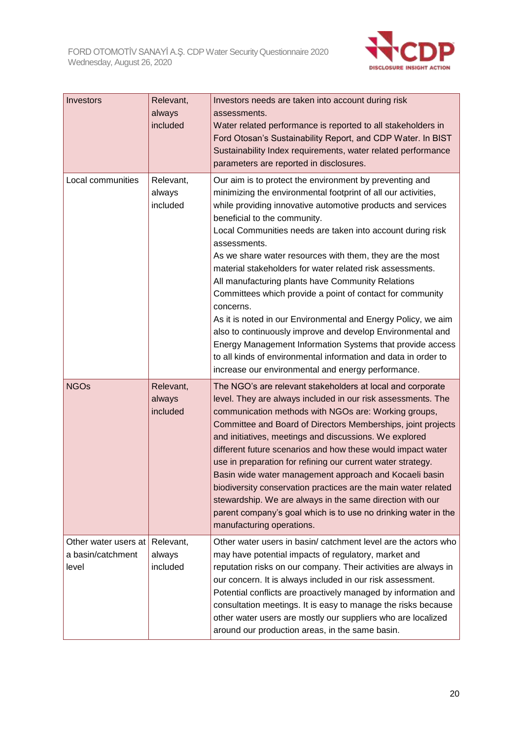| | | |
|---|---|---|
| Investors | Relevant, always included | Investors needs are taken into account during risk assessments.<br>Water related performance is reported to all stakeholders in Ford Otosan's Sustainability Report, and CDP Water. In BIST Sustainability Index requirements, water related performance parameters are reported in disclosures. |
| Local communities | Relevant, always included | Our aim is to protect the environment by preventing and minimizing the environmental footprint of all our activities, while providing innovative automotive products and services beneficial to the community.<br>Local Communities needs are taken into account during risk assessments.<br>As we share water resources with them, they are the most material stakeholders for water related risk assessments.<br>All manufacturing plants have Community Relations Committees which provide a point of contact for community concerns.<br>As it is noted in our Environmental and Energy Policy, we aim also to continuously improve and develop Environmental and Energy Management Information Systems that provide access to all kinds of environmental information and data in order to increase our environmental and energy performance. |
| NGOs | Relevant, always included | The NGO's are relevant stakeholders at local and corporate level. They are always included in our risk assessments. The communication methods with NGOs are: Working groups, Committee and Board of Directors Memberships, joint projects and initiatives, meetings and discussions. We explored different future scenarios and how these would impact water use in preparation for refining our current water strategy. Basin wide water management approach and Kocaeli basin biodiversity conservation practices are the main water related stewardship. We are always in the same direction with our parent company's goal which is to use no drinking water in the manufacturing operations. |
| Other water users at a basin/catchment level | Relevant, always included | Other water users in basin/ catchment level are the actors who may have potential impacts of regulatory, market and reputation risks on our company. Their activities are always in our concern. It is always included in our risk assessment. Potential conflicts are proactively managed by information and consultation meetings. It is easy to manage the risks because other water users are mostly our suppliers who are localized around our production areas, in the same basin. |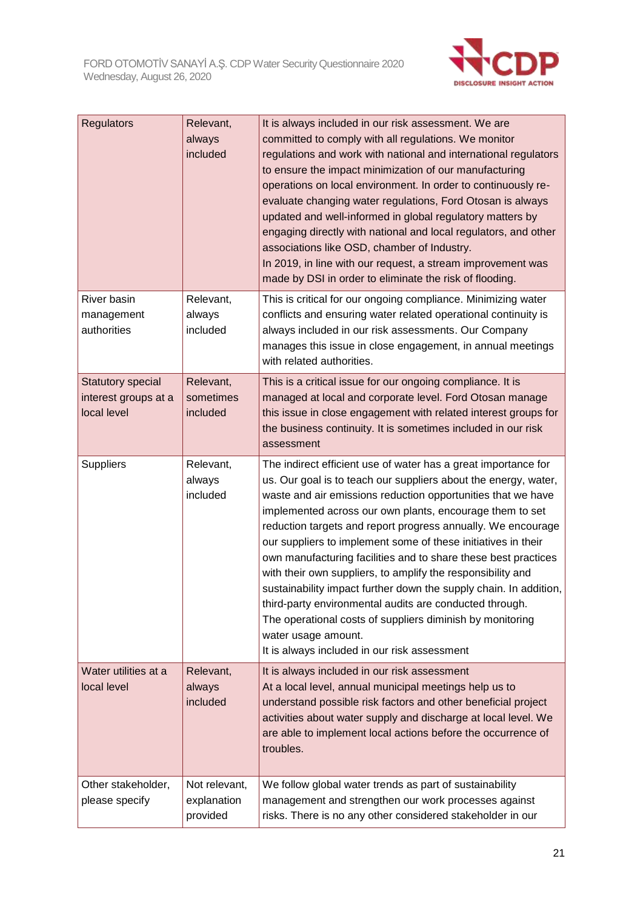| Regulators | Relevant, always included | It is always included in our risk assessment. We are committed to comply with all regulations. We monitor regulations and work with national and international regulators to ensure the impact minimization of our manufacturing operations on local environment. In order to continuously re-evaluate changing water regulations, Ford Otosan is always updated and well-informed in global regulatory matters by engaging directly with national and local regulators, and other associations like OSD, chamber of Industry.<br>In 2019, in line with our request, a stream improvement was made by DSI in order to eliminate the risk of flooding. |
|---|---|---|
| River basin management authorities | Relevant, always included | This is critical for our ongoing compliance. Minimizing water conflicts and ensuring water related operational continuity is always included in our risk assessments. Our Company manages this issue in close engagement, in annual meetings with related authorities. |
| Statutory special interest groups at a local level | Relevant, sometimes included | This is a critical issue for our ongoing compliance. It is managed at local and corporate level. Ford Otosan manage this issue in close engagement with related interest groups for the business continuity. It is sometimes included in our risk assessment |
| Suppliers | Relevant, always included | The indirect efficient use of water has a great importance for us. Our goal is to teach our suppliers about the energy, water, waste and air emissions reduction opportunities that we have implemented across our own plants, encourage them to set reduction targets and report progress annually. We encourage our suppliers to implement some of these initiatives in their own manufacturing facilities and to share these best practices with their own suppliers, to amplify the responsibility and sustainability impact further down the supply chain. In addition, third-party environmental audits are conducted through.<br>The operational costs of suppliers diminish by monitoring water usage amount.<br>It is always included in our risk assessment |
| Water utilities at a local level | Relevant, always included | It is always included in our risk assessment<br>At a local level, annual municipal meetings help us to understand possible risk factors and other beneficial project activities about water supply and discharge at local level. We are able to implement local actions before the occurrence of troubles. |
| Other stakeholder, please specify | Not relevant, explanation provided | We follow global water trends as part of sustainability management and strengthen our work processes against risks. There is no any other considered stakeholder in our |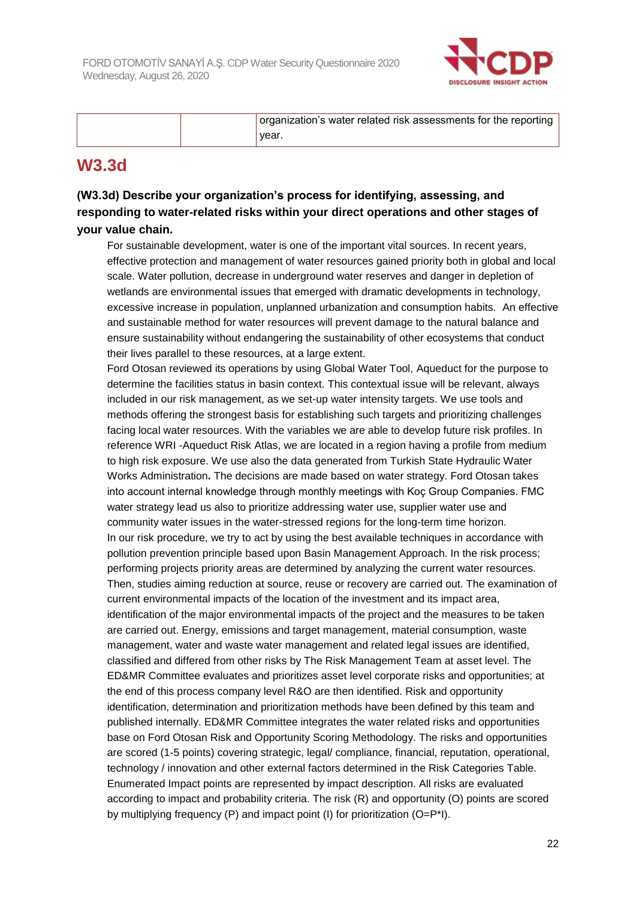| | | organization's water related risk assessments for the reporting year. |
|---|---|---|

## W3.3d

**(W3.3d) Describe your organization's process for identifying, assessing, and responding to water-related risks within your direct operations and other stages of your value chain.**

For sustainable development, water is one of the important vital sources. In recent years, effective protection and management of water resources gained priority both in global and local scale. Water pollution, decrease in underground water reserves and danger in depletion of wetlands are environmental issues that emerged with dramatic developments in technology, excessive increase in population, unplanned urbanization and consumption habits. An effective and sustainable method for water resources will prevent damage to the natural balance and ensure sustainability without endangering the sustainability of other ecosystems that conduct their lives parallel to these resources, at a large extent.

Ford Otosan reviewed its operations by using Global Water Tool, Aqueduct for the purpose to determine the facilities status in basin context. This contextual issue will be relevant, always included in our risk management, as we set-up water intensity targets. We use tools and methods offering the strongest basis for establishing such targets and prioritizing challenges facing local water resources. With the variables we are able to develop future risk profiles. In reference WRI -Aqueduct Risk Atlas, we are located in a region having a profile from medium to high risk exposure. We use also the data generated from Turkish State Hydraulic Water Works Administration**.** The decisions are made based on water strategy. Ford Otosan takes into account internal knowledge through monthly meetings with Koç Group Companies. FMC water strategy lead us also to prioritize addressing water use, supplier water use and community water issues in the water-stressed regions for the long-term time horizon.

In our risk procedure, we try to act by using the best available techniques in accordance with pollution prevention principle based upon Basin Management Approach. In the risk process; performing projects priority areas are determined by analyzing the current water resources. Then, studies aiming reduction at source, reuse or recovery are carried out. The examination of current environmental impacts of the location of the investment and its impact area, identification of the major environmental impacts of the project and the measures to be taken are carried out. Energy, emissions and target management, material consumption, waste management, water and waste water management and related legal issues are identified, classified and differed from other risks by The Risk Management Team at asset level. The ED&MR Committee evaluates and prioritizes asset level corporate risks and opportunities; at the end of this process company level R&O are then identified. Risk and opportunity identification, determination and prioritization methods have been defined by this team and published internally. ED&MR Committee integrates the water related risks and opportunities base on Ford Otosan Risk and Opportunity Scoring Methodology. The risks and opportunities are scored (1-5 points) covering strategic, legal/ compliance, financial, reputation, operational, technology / innovation and other external factors determined in the Risk Categories Table. Enumerated Impact points are represented by impact description. All risks are evaluated according to impact and probability criteria. The risk (R) and opportunity (O) points are scored by multiplying frequency (P) and impact point (I) for prioritization ($O=P*I$).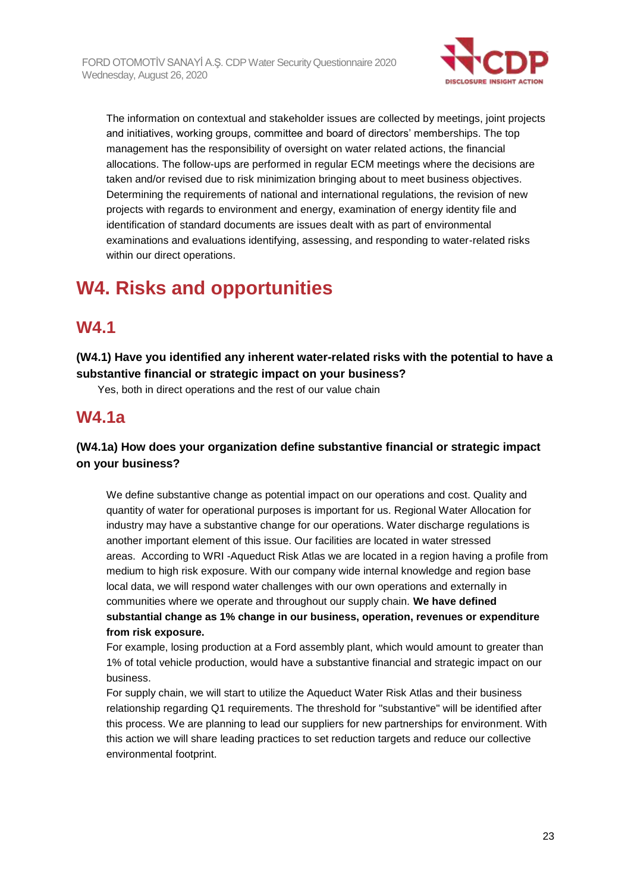The information on contextual and stakeholder issues are collected by meetings, joint projects and initiatives, working groups, committee and board of directors' memberships. The top management has the responsibility of oversight on water related actions, the financial allocations. The follow-ups are performed in regular ECM meetings where the decisions are taken and/or revised due to risk minimization bringing about to meet business objectives. Determining the requirements of national and international regulations, the revision of new projects with regards to environment and energy, examination of energy identity file and identification of standard documents are issues dealt with as part of environmental examinations and evaluations identifying, assessing, and responding to water-related risks within our direct operations.

# W4. Risks and opportunities

## W4.1

**(W4.1) Have you identified any inherent water-related risks with the potential to have a substantive financial or strategic impact on your business?**

Yes, both in direct operations and the rest of our value chain

## W4.1a

**(W4.1a) How does your organization define substantive financial or strategic impact on your business?**

We define substantive change as potential impact on our operations and cost. Quality and quantity of water for operational purposes is important for us. Regional Water Allocation for industry may have a substantive change for our operations. Water discharge regulations is another important element of this issue. Our facilities are located in water stressed areas. According to WRI -Aqueduct Risk Atlas we are located in a region having a profile from medium to high risk exposure. With our company wide internal knowledge and region base local data, we will respond water challenges with our own operations and externally in communities where we operate and throughout our supply chain. **We have defined substantial change as 1% change in our business, operation, revenues or expenditure from risk exposure.**

For example, losing production at a Ford assembly plant, which would amount to greater than 1% of total vehicle production, would have a substantive financial and strategic impact on our business.

For supply chain, we will start to utilize the Aqueduct Water Risk Atlas and their business relationship regarding Q1 requirements. The threshold for "substantive" will be identified after this process. We are planning to lead our suppliers for new partnerships for environment. With this action we will share leading practices to set reduction targets and reduce our collective environmental footprint.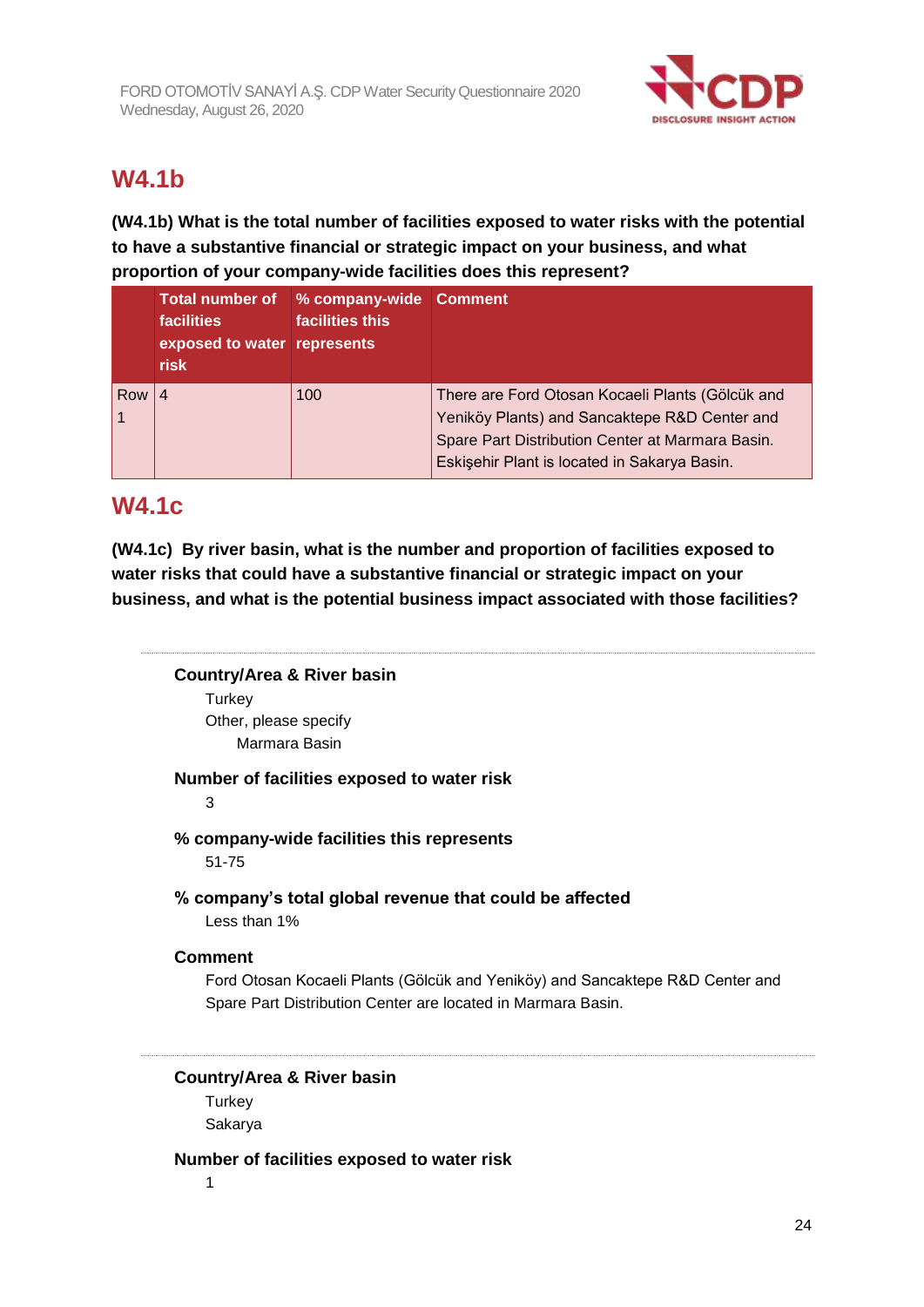## W4.1b

**(W4.1b) What is the total number of facilities exposed to water risks with the potential to have a substantive financial or strategic impact on your business, and what proportion of your company-wide facilities does this represent?**

| | Total number of facilities exposed to water risk | % company-wide facilities this represents | Comment |
|---|---|---|---|
| Row 1 | 4 | 100 | There are Ford Otosan Kocaeli Plants (Gölcük and Yeniköy Plants) and Sancaktepe R&D Center and Spare Part Distribution Center at Marmara Basin. Eskişehir Plant is located in Sakarya Basin. |

## W4.1c

**(W4.1c) By river basin, what is the number and proportion of facilities exposed to water risks that could have a substantive financial or strategic impact on your business, and what is the potential business impact associated with those facilities?**

---

**Country/Area & River basin**

Turkey

Other, please specify

Marmara Basin

**Number of facilities exposed to water risk**

3

**% company-wide facilities this represents**

51-75

**% company's total global revenue that could be affected**

Less than 1%

**Comment**

Ford Otosan Kocaeli Plants (Gölcük and Yeniköy) and Sancaktepe R&D Center and Spare Part Distribution Center are located in Marmara Basin.

---

**Country/Area & River basin**

Turkey

Sakarya

**Number of facilities exposed to water risk**

1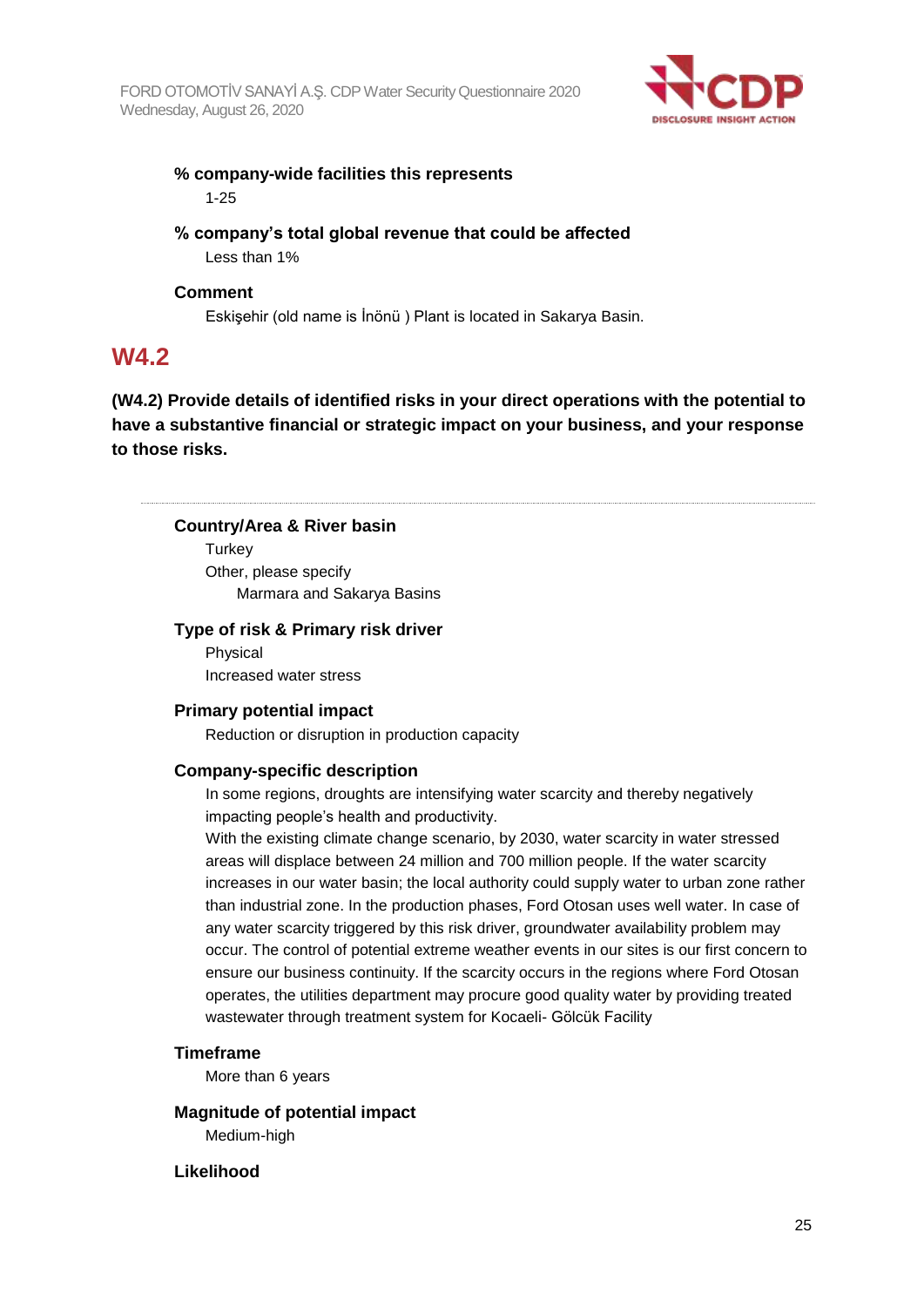**% company-wide facilities this represents**

1-25

**% company's total global revenue that could be affected**

Less than 1%

**Comment**

Eskişehir (old name is İnönü ) Plant is located in Sakarya Basin.

## W4.2

**(W4.2) Provide details of identified risks in your direct operations with the potential to have a substantive financial or strategic impact on your business, and your response to those risks.**

---

**Country/Area & River basin**

Turkey

Other, please specify

Marmara and Sakarya Basins

**Type of risk & Primary risk driver**

Physical

Increased water stress

**Primary potential impact**

Reduction or disruption in production capacity

**Company-specific description**

In some regions, droughts are intensifying water scarcity and thereby negatively impacting people's health and productivity.

With the existing climate change scenario, by 2030, water scarcity in water stressed areas will displace between 24 million and 700 million people. If the water scarcity increases in our water basin; the local authority could supply water to urban zone rather than industrial zone. In the production phases, Ford Otosan uses well water. In case of any water scarcity triggered by this risk driver, groundwater availability problem may occur. The control of potential extreme weather events in our sites is our first concern to ensure our business continuity. If the scarcity occurs in the regions where Ford Otosan operates, the utilities department may procure good quality water by providing treated wastewater through treatment system for Kocaeli- Gölcük Facility

**Timeframe**

More than 6 years

**Magnitude of potential impact**

Medium-high

**Likelihood**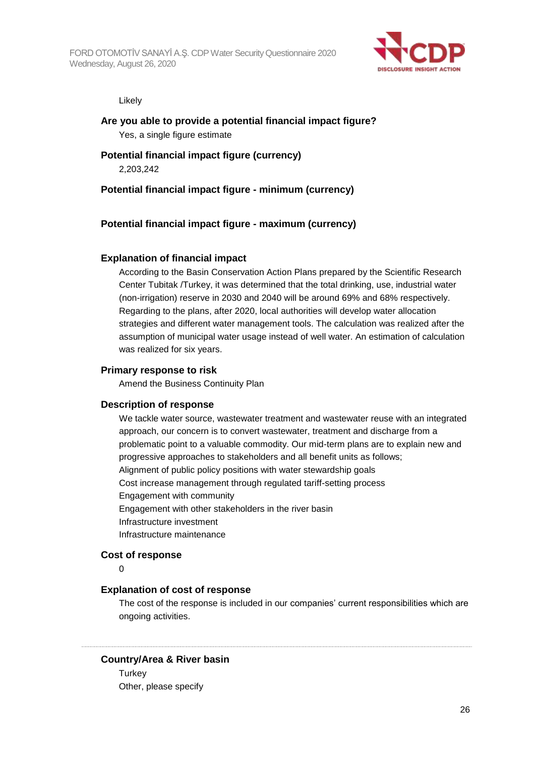Likely

**Are you able to provide a potential financial impact figure?**

Yes, a single figure estimate

**Potential financial impact figure (currency)**

2,203,242

**Potential financial impact figure - minimum (currency)**

**Potential financial impact figure - maximum (currency)**

**Explanation of financial impact**

According to the Basin Conservation Action Plans prepared by the Scientific Research Center Tubitak /Turkey, it was determined that the total drinking, use, industrial water (non-irrigation) reserve in 2030 and 2040 will be around 69% and 68% respectively. Regarding to the plans, after 2020, local authorities will develop water allocation strategies and different water management tools. The calculation was realized after the assumption of municipal water usage instead of well water. An estimation of calculation was realized for six years.

**Primary response to risk**

Amend the Business Continuity Plan

**Description of response**

We tackle water source, wastewater treatment and wastewater reuse with an integrated approach, our concern is to convert wastewater, treatment and discharge from a problematic point to a valuable commodity. Our mid-term plans are to explain new and progressive approaches to stakeholders and all benefit units as follows;
Alignment of public policy positions with water stewardship goals
Cost increase management through regulated tariff-setting process
Engagement with community
Engagement with other stakeholders in the river basin
Infrastructure investment
Infrastructure maintenance

**Cost of response**

0

**Explanation of cost of response**

The cost of the response is included in our companies' current responsibilities which are ongoing activities.

---

**Country/Area & River basin**

Turkey
Other, please specify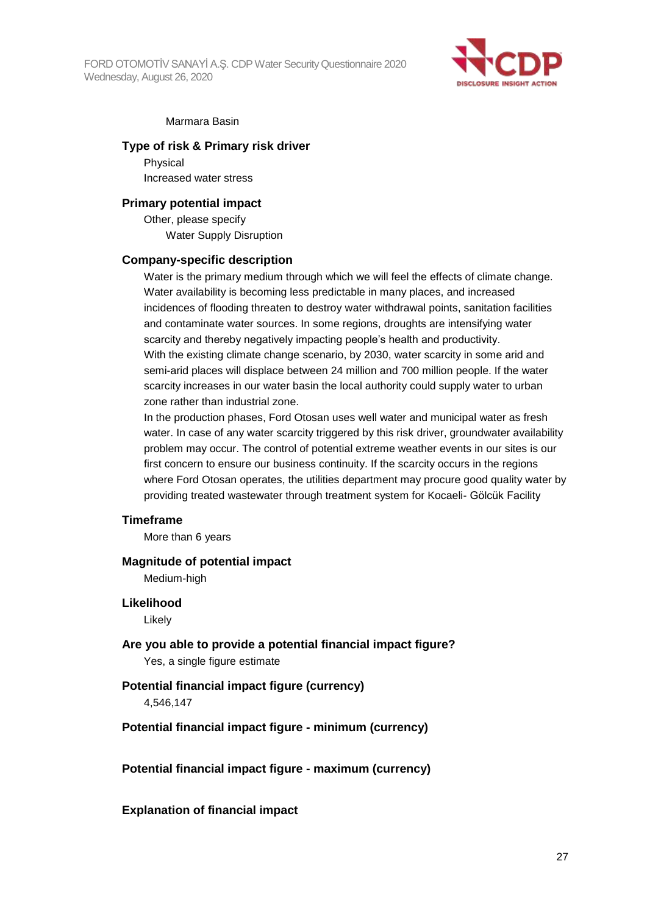Marmara Basin

**Type of risk & Primary risk driver**

Physical

Increased water stress

**Primary potential impact**

Other, please specify

Water Supply Disruption

**Company-specific description**

Water is the primary medium through which we will feel the effects of climate change. Water availability is becoming less predictable in many places, and increased incidences of flooding threaten to destroy water withdrawal points, sanitation facilities and contaminate water sources. In some regions, droughts are intensifying water scarcity and thereby negatively impacting people's health and productivity.

With the existing climate change scenario, by 2030, water scarcity in some arid and semi-arid places will displace between 24 million and 700 million people. If the water scarcity increases in our water basin the local authority could supply water to urban zone rather than industrial zone.

In the production phases, Ford Otosan uses well water and municipal water as fresh water. In case of any water scarcity triggered by this risk driver, groundwater availability problem may occur. The control of potential extreme weather events in our sites is our first concern to ensure our business continuity. If the scarcity occurs in the regions where Ford Otosan operates, the utilities department may procure good quality water by providing treated wastewater through treatment system for Kocaeli- Gölcük Facility

**Timeframe**

More than 6 years

**Magnitude of potential impact**

Medium-high

**Likelihood**

Likely

**Are you able to provide a potential financial impact figure?**

Yes, a single figure estimate

**Potential financial impact figure (currency)**

4,546,147

**Potential financial impact figure - minimum (currency)**

**Potential financial impact figure - maximum (currency)**

**Explanation of financial impact**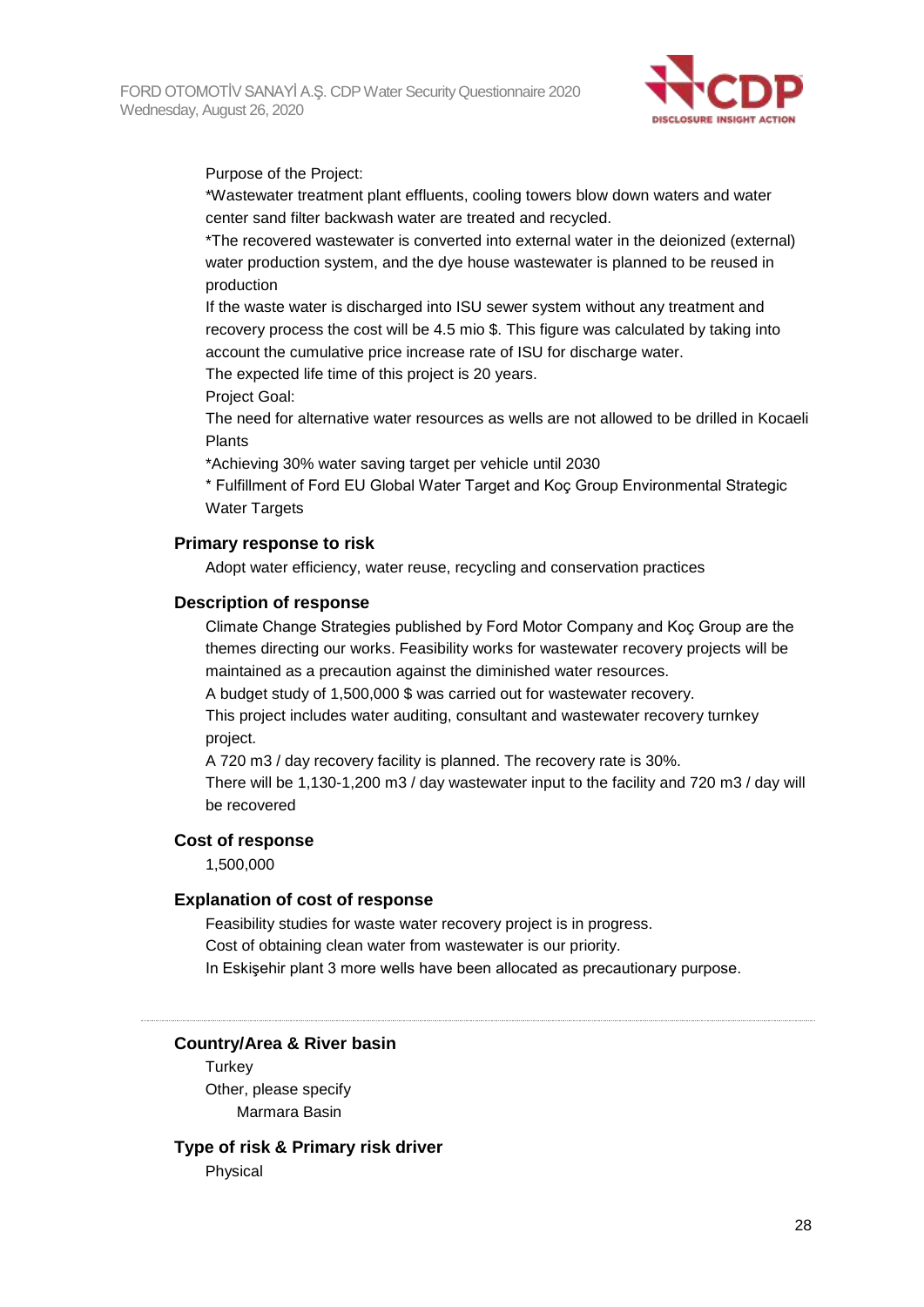Purpose of the Project:

*Wastewater treatment plant effluents, cooling towers blow down waters and water center sand filter backwash water are treated and recycled.

*The recovered wastewater is converted into external water in the deionized (external) water production system, and the dye house wastewater is planned to be reused in production

If the waste water is discharged into ISU sewer system without any treatment and recovery process the cost will be 4.5 mio $. This figure was calculated by taking into account the cumulative price increase rate of ISU for discharge water.

The expected life time of this project is 20 years.

Project Goal:

The need for alternative water resources as wells are not allowed to be drilled in Kocaeli Plants

*Achieving 30% water saving target per vehicle until 2030

* Fulfillment of Ford EU Global Water Target and Koç Group Environmental Strategic Water Targets

### Primary response to risk

Adopt water efficiency, water reuse, recycling and conservation practices

### Description of response

Climate Change Strategies published by Ford Motor Company and Koç Group are the themes directing our works. Feasibility works for wastewater recovery projects will be maintained as a precaution against the diminished water resources.

A budget study of 1,500,000 $ was carried out for wastewater recovery.

This project includes water auditing, consultant and wastewater recovery turnkey project.

A 720 m3 / day recovery facility is planned. The recovery rate is 30%.

There will be 1,130-1,200 m3 / day wastewater input to the facility and 720 m3 / day will be recovered

### Cost of response

1,500,000

### Explanation of cost of response

Feasibility studies for waste water recovery project is in progress.

Cost of obtaining clean water from wastewater is our priority.

In Eskişehir plant 3 more wells have been allocated as precautionary purpose.

---

### Country/Area & River basin

Turkey

Other, please specify

Marmara Basin

### Type of risk & Primary risk driver

Physical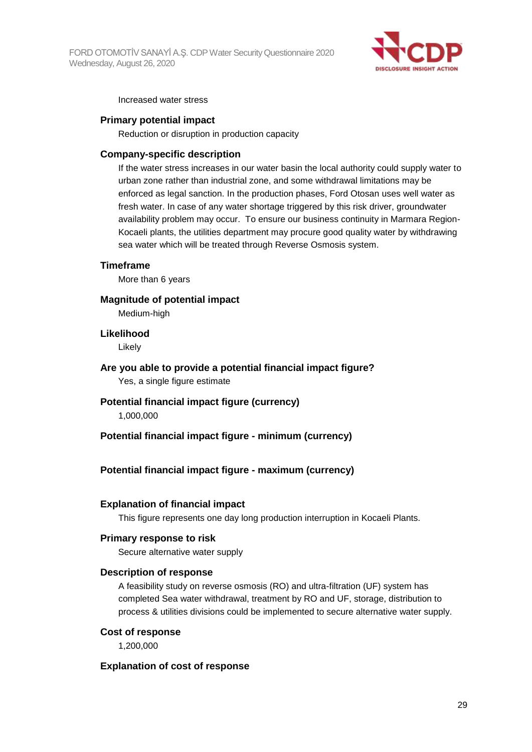Increased water stress

**Primary potential impact**

Reduction or disruption in production capacity

**Company-specific description**

If the water stress increases in our water basin the local authority could supply water to urban zone rather than industrial zone, and some withdrawal limitations may be enforced as legal sanction. In the production phases, Ford Otosan uses well water as fresh water. In case of any water shortage triggered by this risk driver, groundwater availability problem may occur. To ensure our business continuity in Marmara Region-Kocaeli plants, the utilities department may procure good quality water by withdrawing sea water which will be treated through Reverse Osmosis system.

**Timeframe**

More than 6 years

**Magnitude of potential impact**

Medium-high

**Likelihood**

Likely

**Are you able to provide a potential financial impact figure?**

Yes, a single figure estimate

**Potential financial impact figure (currency)**

1,000,000

**Potential financial impact figure - minimum (currency)**

**Potential financial impact figure - maximum (currency)**

**Explanation of financial impact**

This figure represents one day long production interruption in Kocaeli Plants.

**Primary response to risk**

Secure alternative water supply

**Description of response**

A feasibility study on reverse osmosis (RO) and ultra-filtration (UF) system has completed Sea water withdrawal, treatment by RO and UF, storage, distribution to process & utilities divisions could be implemented to secure alternative water supply.

**Cost of response**

1,200,000

**Explanation of cost of response**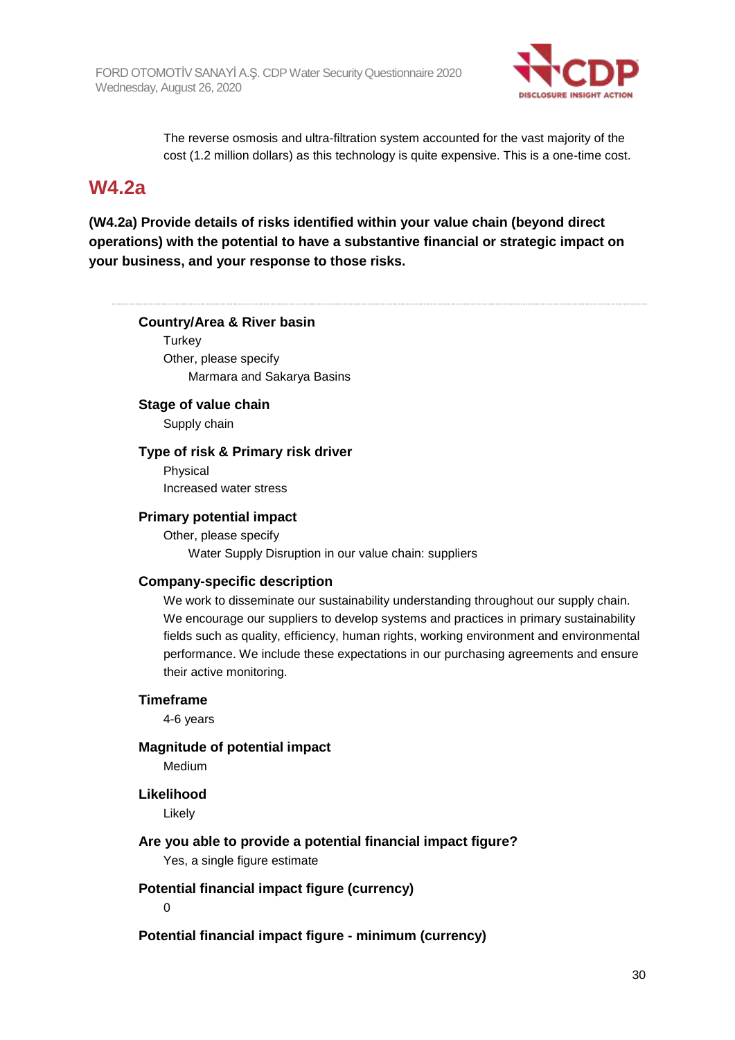The reverse osmosis and ultra-filtration system accounted for the vast majority of the cost (1.2 million dollars) as this technology is quite expensive. This is a one-time cost.

## W4.2a

**(W4.2a) Provide details of risks identified within your value chain (beyond direct operations) with the potential to have a substantive financial or strategic impact on your business, and your response to those risks.**

---

**Country/Area & River basin**

Turkey

Other, please specify

Marmara and Sakarya Basins

**Stage of value chain**

Supply chain

**Type of risk & Primary risk driver**

Physical

Increased water stress

**Primary potential impact**

Other, please specify

Water Supply Disruption in our value chain: suppliers

**Company-specific description**

We work to disseminate our sustainability understanding throughout our supply chain. We encourage our suppliers to develop systems and practices in primary sustainability fields such as quality, efficiency, human rights, working environment and environmental performance. We include these expectations in our purchasing agreements and ensure their active monitoring.

**Timeframe**

4-6 years

**Magnitude of potential impact**

Medium

**Likelihood**

Likely

**Are you able to provide a potential financial impact figure?**

Yes, a single figure estimate

**Potential financial impact figure (currency)**

0

**Potential financial impact figure - minimum (currency)**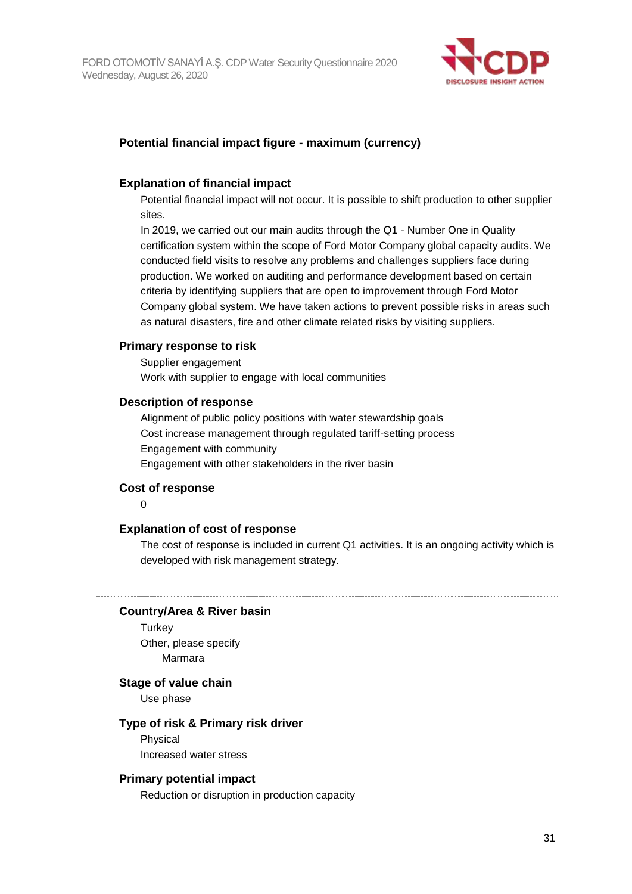#### Potential financial impact figure - maximum (currency)

#### Explanation of financial impact

Potential financial impact will not occur. It is possible to shift production to other supplier sites.

In 2019, we carried out our main audits through the Q1 - Number One in Quality certification system within the scope of Ford Motor Company global capacity audits. We conducted field visits to resolve any problems and challenges suppliers face during production. We worked on auditing and performance development based on certain criteria by identifying suppliers that are open to improvement through Ford Motor Company global system. We have taken actions to prevent possible risks in areas such as natural disasters, fire and other climate related risks by visiting suppliers.

#### Primary response to risk

Supplier engagement
Work with supplier to engage with local communities

#### Description of response

Alignment of public policy positions with water stewardship goals
Cost increase management through regulated tariff-setting process
Engagement with community
Engagement with other stakeholders in the river basin

#### Cost of response

0

#### Explanation of cost of response

The cost of response is included in current Q1 activities. It is an ongoing activity which is developed with risk management strategy.

---

#### Country/Area & River basin

Turkey
Other, please specify
Marmara

#### Stage of value chain

Use phase

#### Type of risk & Primary risk driver

Physical
Increased water stress

#### Primary potential impact

Reduction or disruption in production capacity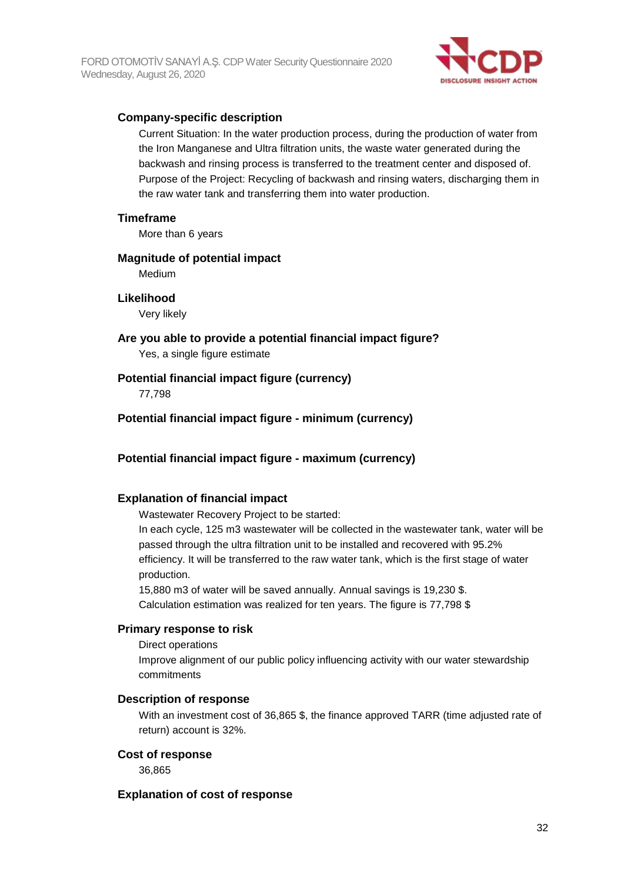### Company-specific description

Current Situation: In the water production process, during the production of water from the Iron Manganese and Ultra filtration units, the waste water generated during the backwash and rinsing process is transferred to the treatment center and disposed of. Purpose of the Project: Recycling of backwash and rinsing waters, discharging them in the raw water tank and transferring them into water production.

### Timeframe

More than 6 years

### Magnitude of potential impact

Medium

### Likelihood

Very likely

### Are you able to provide a potential financial impact figure?

Yes, a single figure estimate

### Potential financial impact figure (currency)

77,798

### Potential financial impact figure - minimum (currency)

### Potential financial impact figure - maximum (currency)

### Explanation of financial impact

Wastewater Recovery Project to be started:
In each cycle, 125 m3 wastewater will be collected in the wastewater tank, water will be passed through the ultra filtration unit to be installed and recovered with 95.2% efficiency. It will be transferred to the raw water tank, which is the first stage of water production.
15,880 m3 of water will be saved annually. Annual savings is 19,230 $.
Calculation estimation was realized for ten years. The figure is 77,798 $

### Primary response to risk

Direct operations
Improve alignment of our public policy influencing activity with our water stewardship commitments

### Description of response

With an investment cost of 36,865 $, the finance approved TARR (time adjusted rate of return) account is 32%.

### Cost of response

36,865

### Explanation of cost of response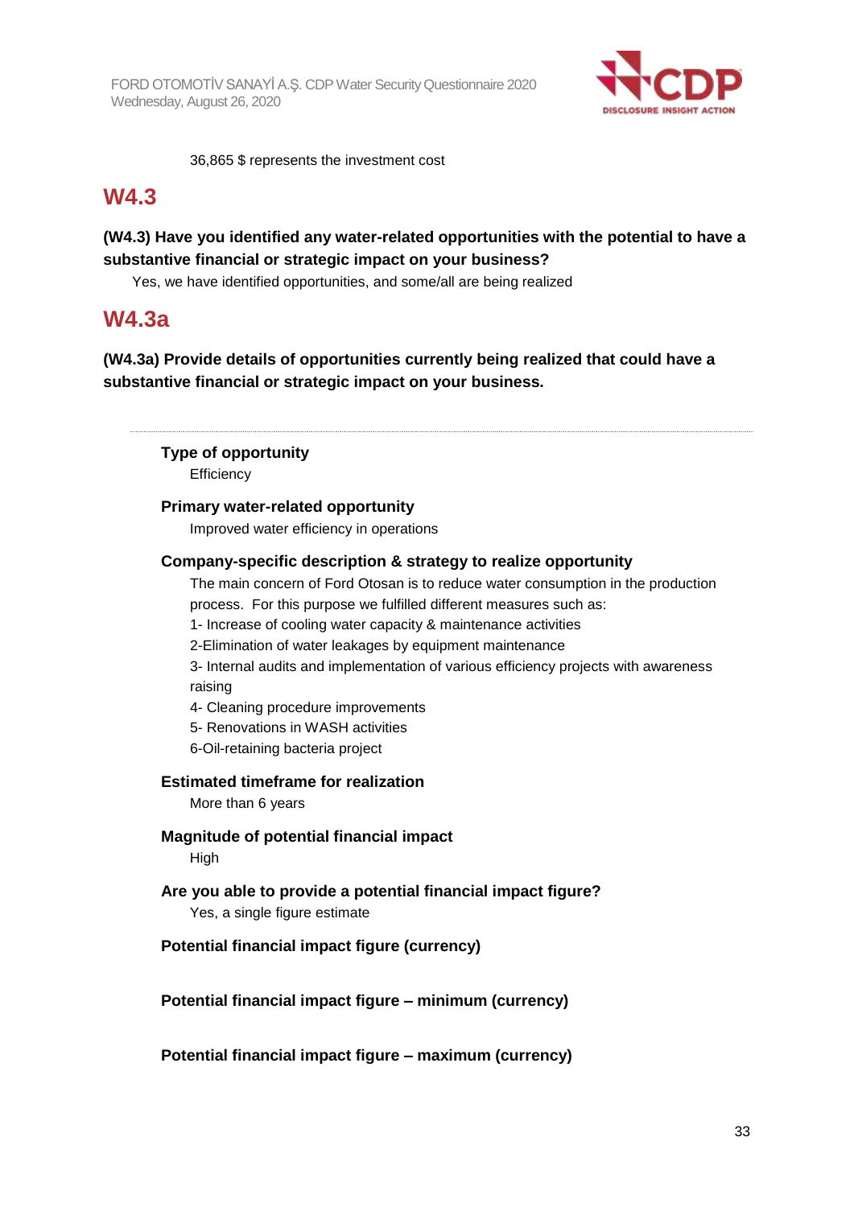36,865 $ represents the investment cost

## W4.3

**(W4.3) Have you identified any water-related opportunities with the potential to have a substantive financial or strategic impact on your business?**

Yes, we have identified opportunities, and some/all are being realized

## W4.3a

**(W4.3a) Provide details of opportunities currently being realized that could have a substantive financial or strategic impact on your business.**

---

**Type of opportunity**

Efficiency

**Primary water-related opportunity**

Improved water efficiency in operations

**Company-specific description & strategy to realize opportunity**

The main concern of Ford Otosan is to reduce water consumption in the production process. For this purpose we fulfilled different measures such as:

1- Increase of cooling water capacity & maintenance activities

2-Elimination of water leakages by equipment maintenance

3- Internal audits and implementation of various efficiency projects with awareness raising

4- Cleaning procedure improvements

5- Renovations in WASH activities

6-Oil-retaining bacteria project

**Estimated timeframe for realization**

More than 6 years

**Magnitude of potential financial impact**

High

**Are you able to provide a potential financial impact figure?**

Yes, a single figure estimate

**Potential financial impact figure (currency)**

**Potential financial impact figure – minimum (currency)**

**Potential financial impact figure – maximum (currency)**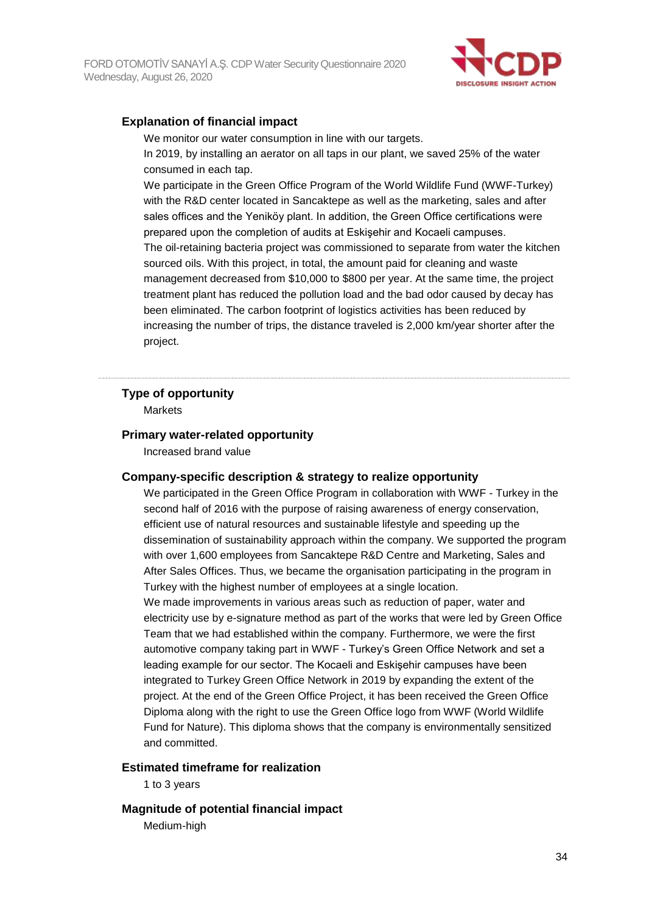### Explanation of financial impact

We monitor our water consumption in line with our targets.
In 2019, by installing an aerator on all taps in our plant, we saved 25% of the water consumed in each tap.
We participate in the Green Office Program of the World Wildlife Fund (WWF-Turkey) with the R&D center located in Sancaktepe as well as the marketing, sales and after sales offices and the Yeniköy plant. In addition, the Green Office certifications were prepared upon the completion of audits at Eskişehir and Kocaeli campuses.
The oil-retaining bacteria project was commissioned to separate from water the kitchen sourced oils. With this project, in total, the amount paid for cleaning and waste management decreased from $10,000 to $800 per year. At the same time, the project treatment plant has reduced the pollution load and the bad odor caused by decay has been eliminated. The carbon footprint of logistics activities has been reduced by increasing the number of trips, the distance traveled is 2,000 km/year shorter after the project.

---

### Type of opportunity

Markets

### Primary water-related opportunity

Increased brand value

### Company-specific description & strategy to realize opportunity

We participated in the Green Office Program in collaboration with WWF - Turkey in the second half of 2016 with the purpose of raising awareness of energy conservation, efficient use of natural resources and sustainable lifestyle and speeding up the dissemination of sustainability approach within the company. We supported the program with over 1,600 employees from Sancaktepe R&D Centre and Marketing, Sales and After Sales Offices. Thus, we became the organisation participating in the program in Turkey with the highest number of employees at a single location.
We made improvements in various areas such as reduction of paper, water and electricity use by e-signature method as part of the works that were led by Green Office Team that we had established within the company. Furthermore, we were the first automotive company taking part in WWF - Turkey's Green Office Network and set a leading example for our sector. The Kocaeli and Eskişehir campuses have been integrated to Turkey Green Office Network in 2019 by expanding the extent of the project. At the end of the Green Office Project, it has been received the Green Office Diploma along with the right to use the Green Office logo from WWF (World Wildlife Fund for Nature). This diploma shows that the company is environmentally sensitized and committed.

### Estimated timeframe for realization

1 to 3 years

### Magnitude of potential financial impact

Medium-high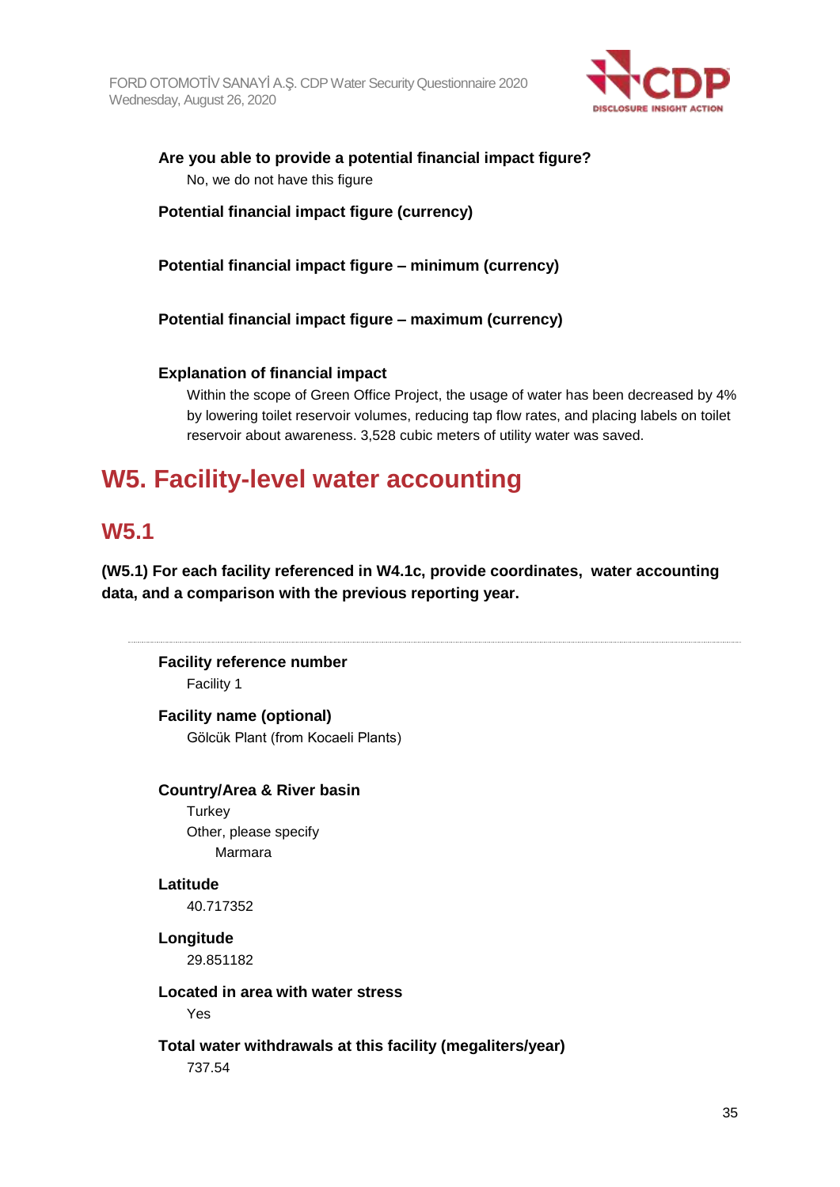**Are you able to provide a potential financial impact figure?**

No, we do not have this figure

**Potential financial impact figure (currency)**

**Potential financial impact figure – minimum (currency)**

**Potential financial impact figure – maximum (currency)**

**Explanation of financial impact**

Within the scope of Green Office Project, the usage of water has been decreased by 4% by lowering toilet reservoir volumes, reducing tap flow rates, and placing labels on toilet reservoir about awareness. 3,528 cubic meters of utility water was saved.

# W5. Facility-level water accounting

## W5.1

**(W5.1) For each facility referenced in W4.1c, provide coordinates, water accounting data, and a comparison with the previous reporting year.**

---

**Facility reference number**

Facility 1

**Facility name (optional)**

Gölcük Plant (from Kocaeli Plants)

**Country/Area & River basin**

Turkey

Other, please specify

Marmara

**Latitude**

40.717352

**Longitude**

29.851182

**Located in area with water stress**

Yes

**Total water withdrawals at this facility (megaliters/year)**

737.54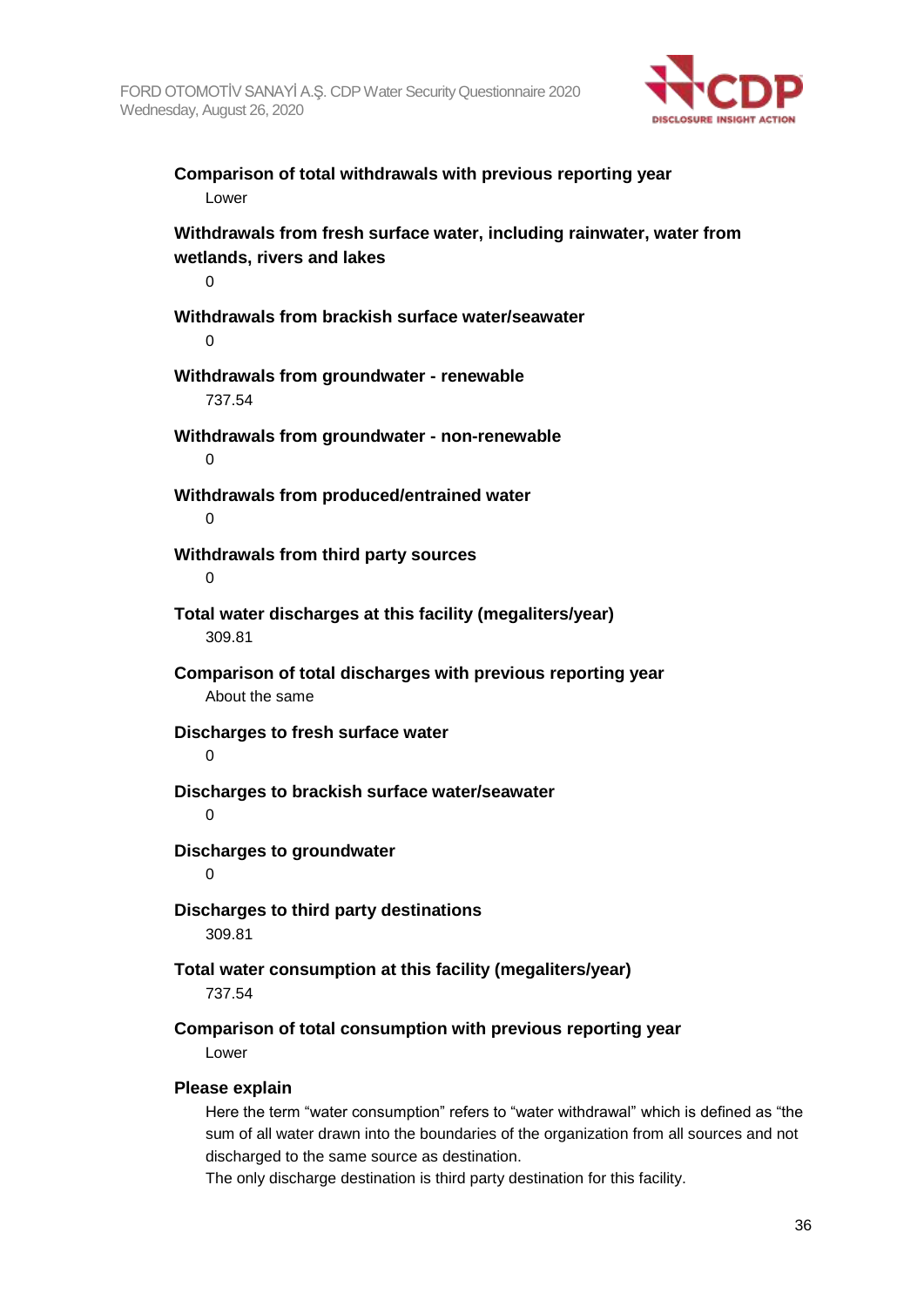**Comparison of total withdrawals with previous reporting year**

Lower

**Withdrawals from fresh surface water, including rainwater, water from wetlands, rivers and lakes**

0

**Withdrawals from brackish surface water/seawater**

0

**Withdrawals from groundwater - renewable**

737.54

**Withdrawals from groundwater - non-renewable**

0

**Withdrawals from produced/entrained water**

0

**Withdrawals from third party sources**

0

**Total water discharges at this facility (megaliters/year)**

309.81

**Comparison of total discharges with previous reporting year**

About the same

**Discharges to fresh surface water**

0

**Discharges to brackish surface water/seawater**

0

**Discharges to groundwater**

0

**Discharges to third party destinations**

309.81

**Total water consumption at this facility (megaliters/year)**

737.54

**Comparison of total consumption with previous reporting year**

Lower

**Please explain**

Here the term "water consumption" refers to "water withdrawal" which is defined as "the sum of all water drawn into the boundaries of the organization from all sources and not discharged to the same source as destination.

The only discharge destination is third party destination for this facility.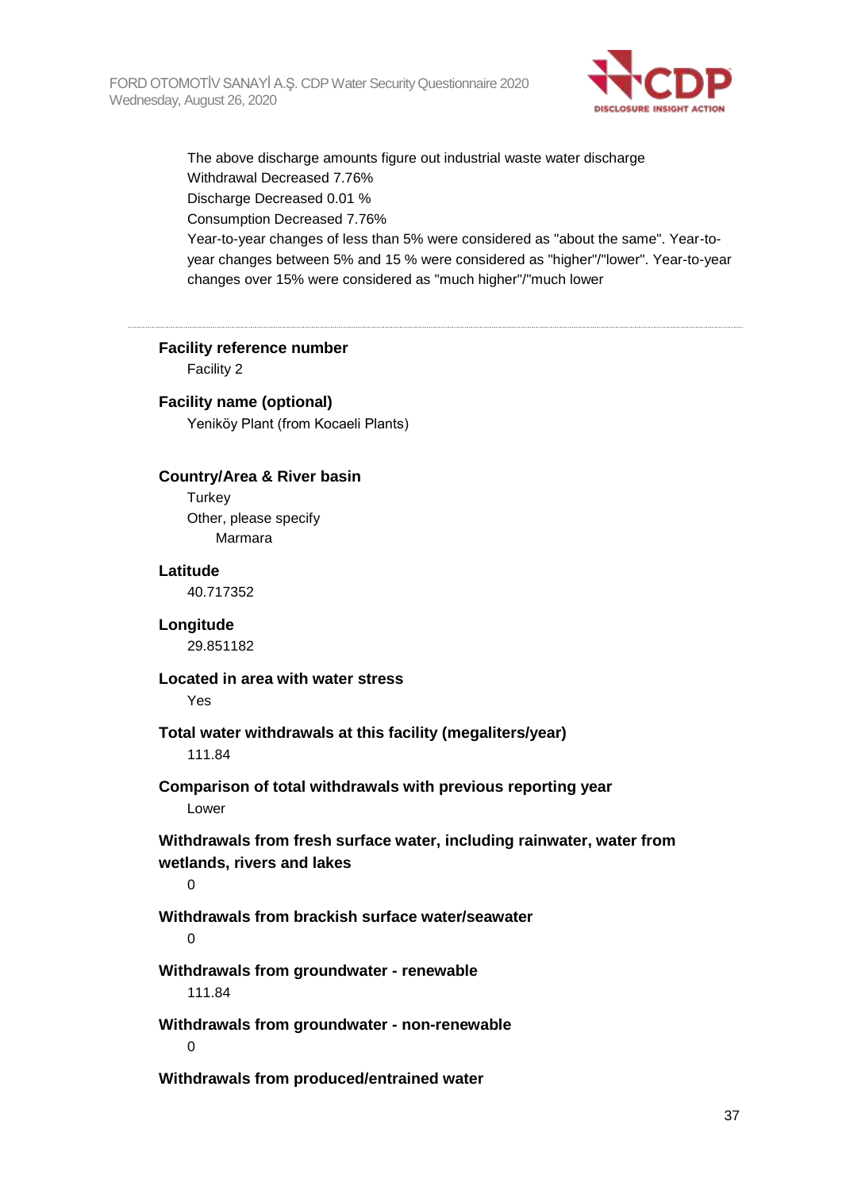The above discharge amounts figure out industrial waste water discharge
Withdrawal Decreased 7.76%
Discharge Decreased 0.01 %
Consumption Decreased 7.76%
Year-to-year changes of less than 5% were considered as "about the same". Year-to-year changes between 5% and 15 % were considered as "higher"/"lower". Year-to-year changes over 15% were considered as "much higher"/"much lower

---

**Facility reference number**

Facility 2

**Facility name (optional)**

Yeniköy Plant (from Kocaeli Plants)

**Country/Area & River basin**

Turkey
Other, please specify
Marmara

**Latitude**

40.717352

**Longitude**

29.851182

**Located in area with water stress**

Yes

**Total water withdrawals at this facility (megaliters/year)**

111.84

**Comparison of total withdrawals with previous reporting year**

Lower

**Withdrawals from fresh surface water, including rainwater, water from wetlands, rivers and lakes**

0

**Withdrawals from brackish surface water/seawater**

0

**Withdrawals from groundwater - renewable**

111.84

**Withdrawals from groundwater - non-renewable**

0

**Withdrawals from produced/entrained water**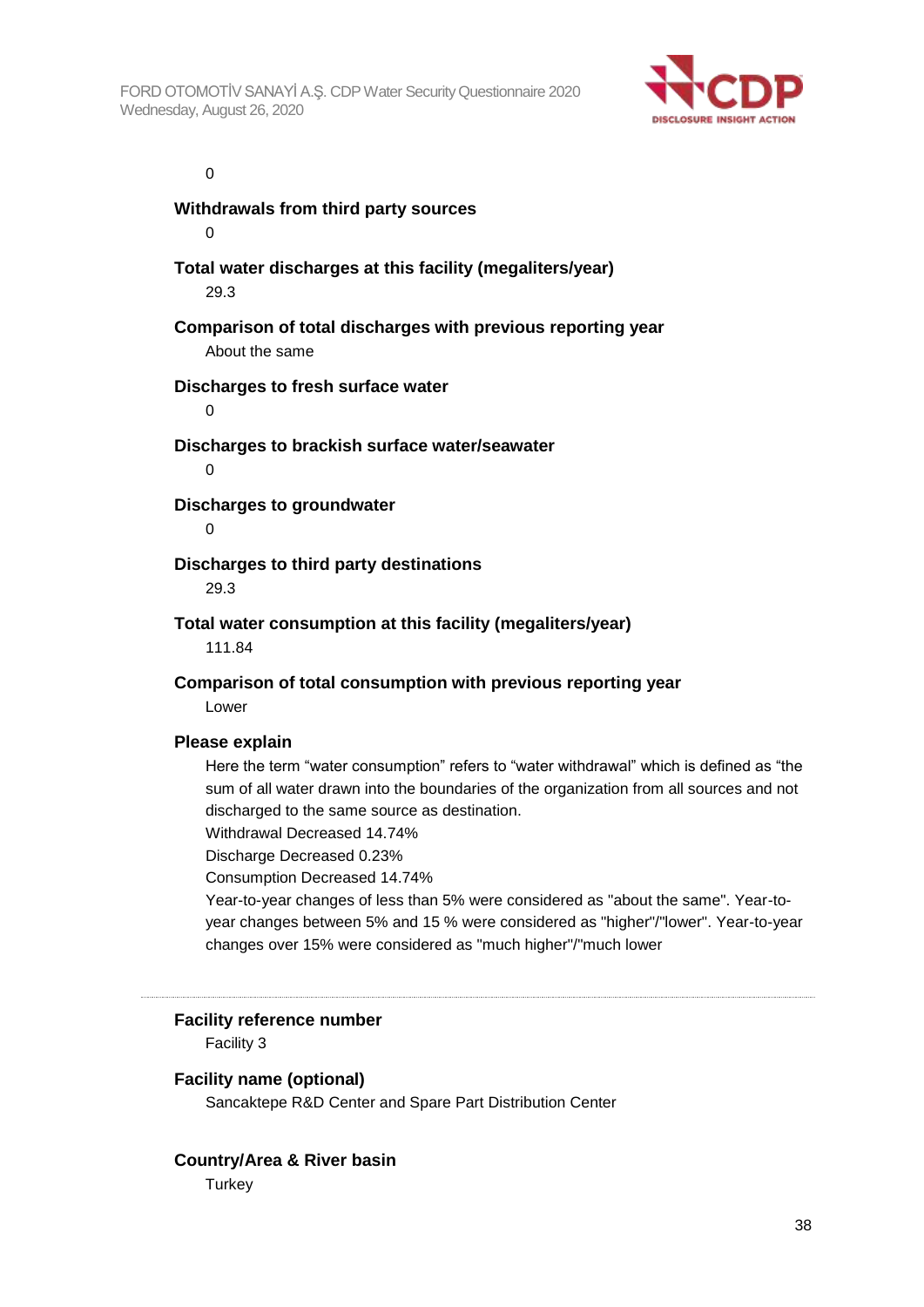0

**Withdrawals from third party sources**

0

**Total water discharges at this facility (megaliters/year)**

29.3

**Comparison of total discharges with previous reporting year**

About the same

**Discharges to fresh surface water**

0

**Discharges to brackish surface water/seawater**

0

**Discharges to groundwater**

0

**Discharges to third party destinations**

29.3

**Total water consumption at this facility (megaliters/year)**

111.84

**Comparison of total consumption with previous reporting year**

Lower

**Please explain**

Here the term “water consumption” refers to “water withdrawal” which is defined as “the sum of all water drawn into the boundaries of the organization from all sources and not discharged to the same source as destination.
Withdrawal Decreased 14.74%
Discharge Decreased 0.23%
Consumption Decreased 14.74%
Year-to-year changes of less than 5% were considered as "about the same". Year-to-year changes between 5% and 15 % were considered as "higher"/"lower". Year-to-year changes over 15% were considered as "much higher"/"much lower

---

**Facility reference number**

Facility 3

**Facility name (optional)**

Sancaktepe R&D Center and Spare Part Distribution Center

**Country/Area & River basin**

Turkey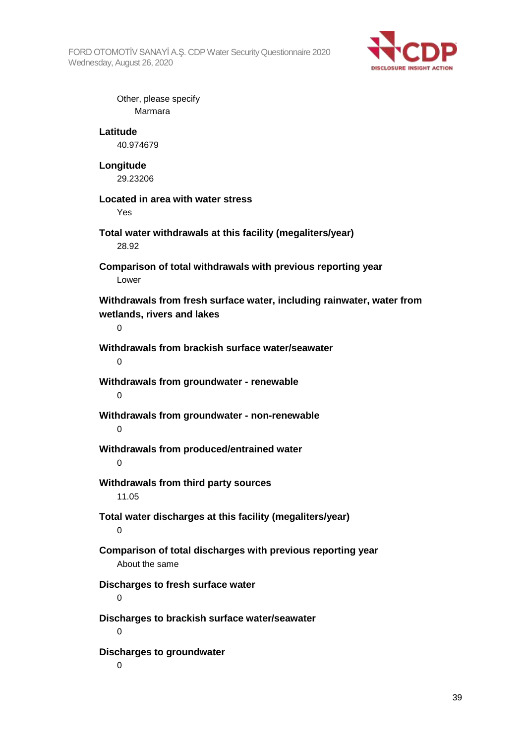Other, please specify

Marmara

**Latitude**

40.974679

**Longitude**

29.23206

**Located in area with water stress**

Yes

**Total water withdrawals at this facility (megaliters/year)**

28.92

**Comparison of total withdrawals with previous reporting year**

Lower

**Withdrawals from fresh surface water, including rainwater, water from wetlands, rivers and lakes**

0

**Withdrawals from brackish surface water/seawater**

0

**Withdrawals from groundwater - renewable**

0

**Withdrawals from groundwater - non-renewable**

0

**Withdrawals from produced/entrained water**

0

**Withdrawals from third party sources**

11.05

**Total water discharges at this facility (megaliters/year)**

0

**Comparison of total discharges with previous reporting year**

About the same

**Discharges to fresh surface water**

0

**Discharges to brackish surface water/seawater**

0

**Discharges to groundwater**

0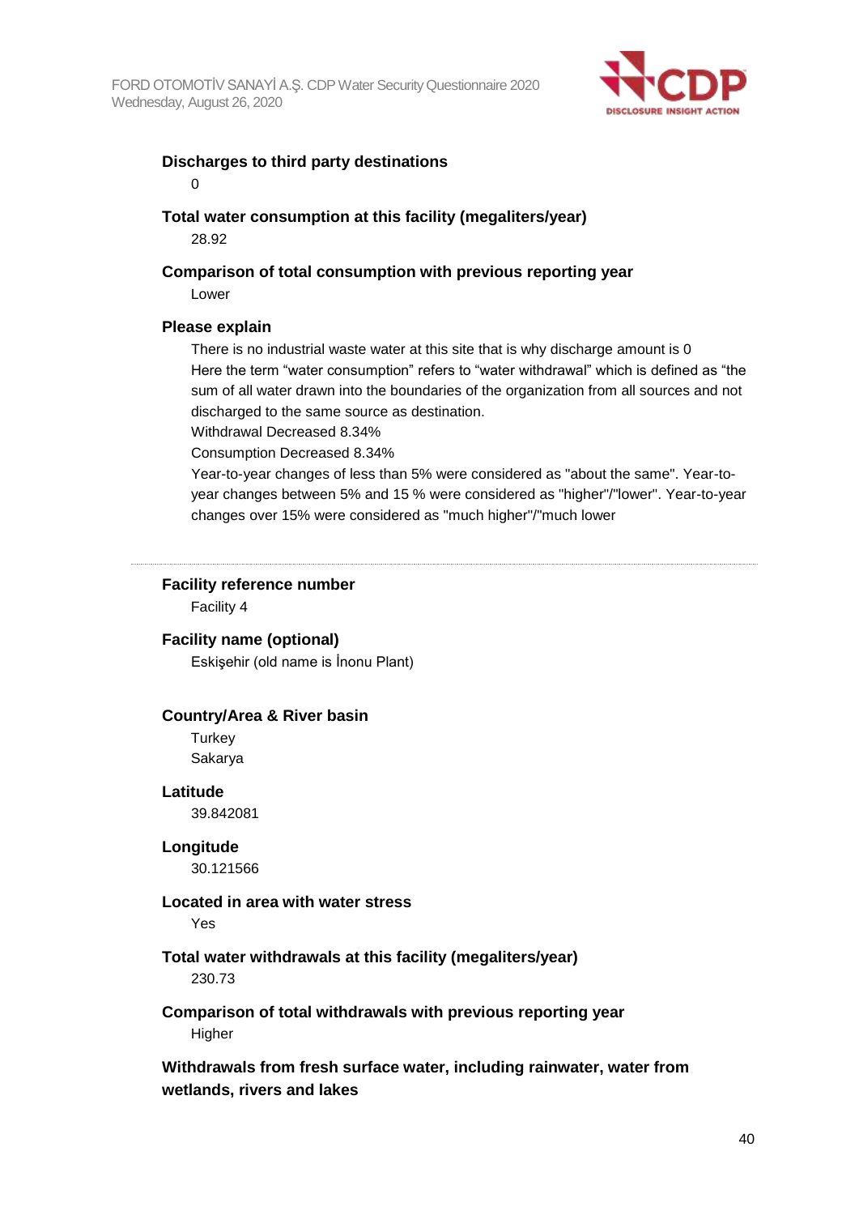**Discharges to third party destinations**

0

**Total water consumption at this facility (megaliters/year)**

28.92

**Comparison of total consumption with previous reporting year**

Lower

**Please explain**

There is no industrial waste water at this site that is why discharge amount is 0
Here the term “water consumption” refers to “water withdrawal” which is defined as “the sum of all water drawn into the boundaries of the organization from all sources and not discharged to the same source as destination.
Withdrawal Decreased 8.34%
Consumption Decreased 8.34%
Year-to-year changes of less than 5% were considered as "about the same". Year-to-year changes between 5% and 15 % were considered as "higher"/"lower". Year-to-year changes over 15% were considered as "much higher"/"much lower

---

**Facility reference number**

Facility 4

**Facility name (optional)**

Eskişehir (old name is İnonu Plant)

**Country/Area & River basin**

Turkey
Sakarya

**Latitude**

39.842081

**Longitude**

30.121566

**Located in area with water stress**

Yes

**Total water withdrawals at this facility (megaliters/year)**

230.73

**Comparison of total withdrawals with previous reporting year**

Higher

**Withdrawals from fresh surface water, including rainwater, water from wetlands, rivers and lakes**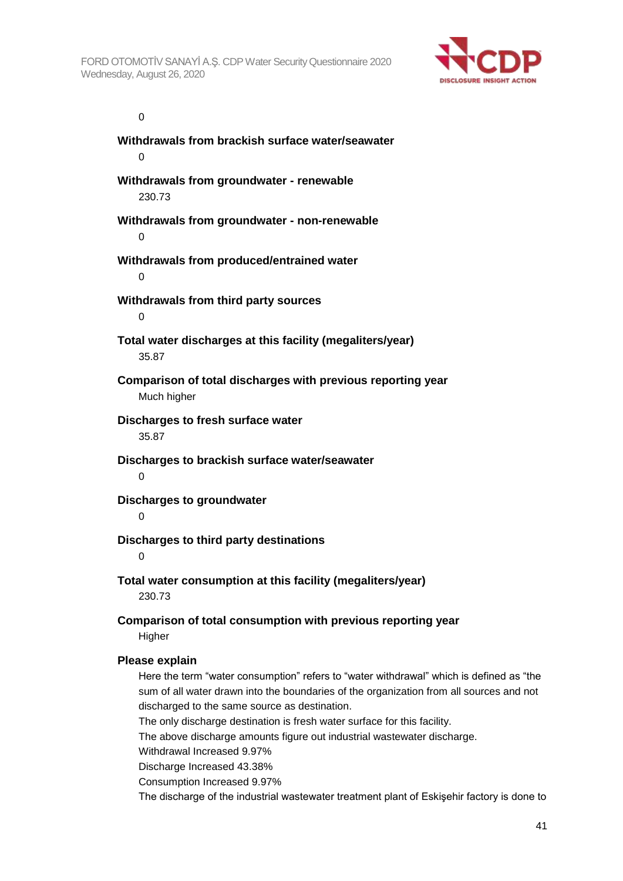0

**Withdrawals from brackish surface water/seawater**

0

**Withdrawals from groundwater - renewable**

230.73

**Withdrawals from groundwater - non-renewable**

0

**Withdrawals from produced/entrained water**

0

**Withdrawals from third party sources**

0

**Total water discharges at this facility (megaliters/year)**

35.87

**Comparison of total discharges with previous reporting year**

Much higher

**Discharges to fresh surface water**

35.87

**Discharges to brackish surface water/seawater**

0

**Discharges to groundwater**

0

**Discharges to third party destinations**

0

**Total water consumption at this facility (megaliters/year)**

230.73

**Comparison of total consumption with previous reporting year**

Higher

**Please explain**

Here the term "water consumption" refers to "water withdrawal" which is defined as "the sum of all water drawn into the boundaries of the organization from all sources and not discharged to the same source as destination.

The only discharge destination is fresh water surface for this facility.

The above discharge amounts figure out industrial wastewater discharge.

Withdrawal Increased 9.97%

Discharge Increased 43.38%

Consumption Increased 9.97%

The discharge of the industrial wastewater treatment plant of Eskişehir factory is done to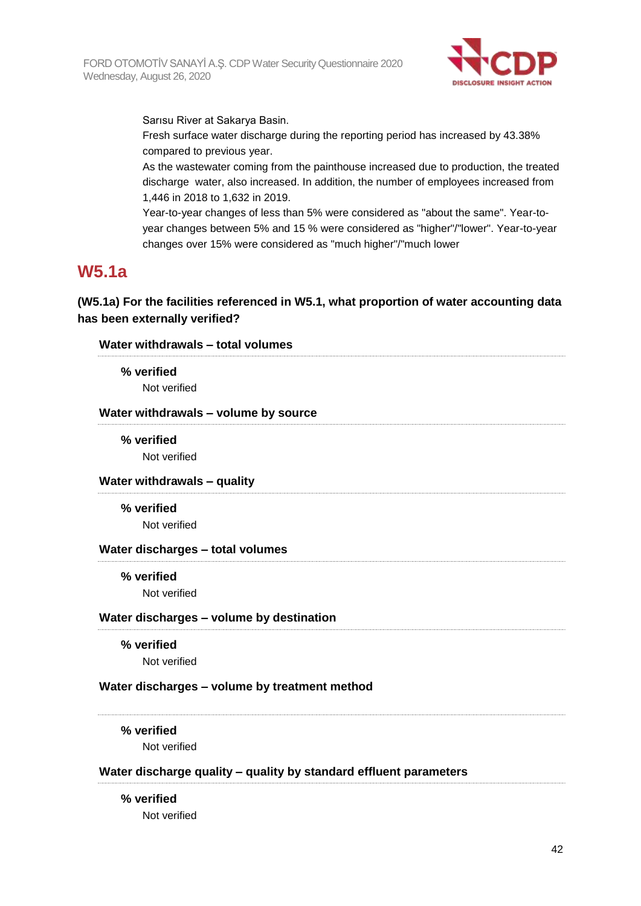Sarısu River at Sakarya Basin.
Fresh surface water discharge during the reporting period has increased by 43.38% compared to previous year.
As the wastewater coming from the painthouse increased due to production, the treated discharge water, also increased. In addition, the number of employees increased from 1,446 in 2018 to 1,632 in 2019.
Year-to-year changes of less than 5% were considered as "about the same". Year-to-year changes between 5% and 15 % were considered as "higher"/"lower". Year-to-year changes over 15% were considered as "much higher"/"much lower

## W5.1a

**(W5.1a) For the facilities referenced in W5.1, what proportion of water accounting data has been externally verified?**

**Water withdrawals – total volumes**

**% verified**
Not verified

**Water withdrawals – volume by source**

**% verified**
Not verified

**Water withdrawals – quality**

**% verified**
Not verified

**Water discharges – total volumes**

**% verified**
Not verified

**Water discharges – volume by destination**

**% verified**
Not verified

**Water discharges – volume by treatment method**

**% verified**
Not verified

**Water discharge quality – quality by standard effluent parameters**

**% verified**
Not verified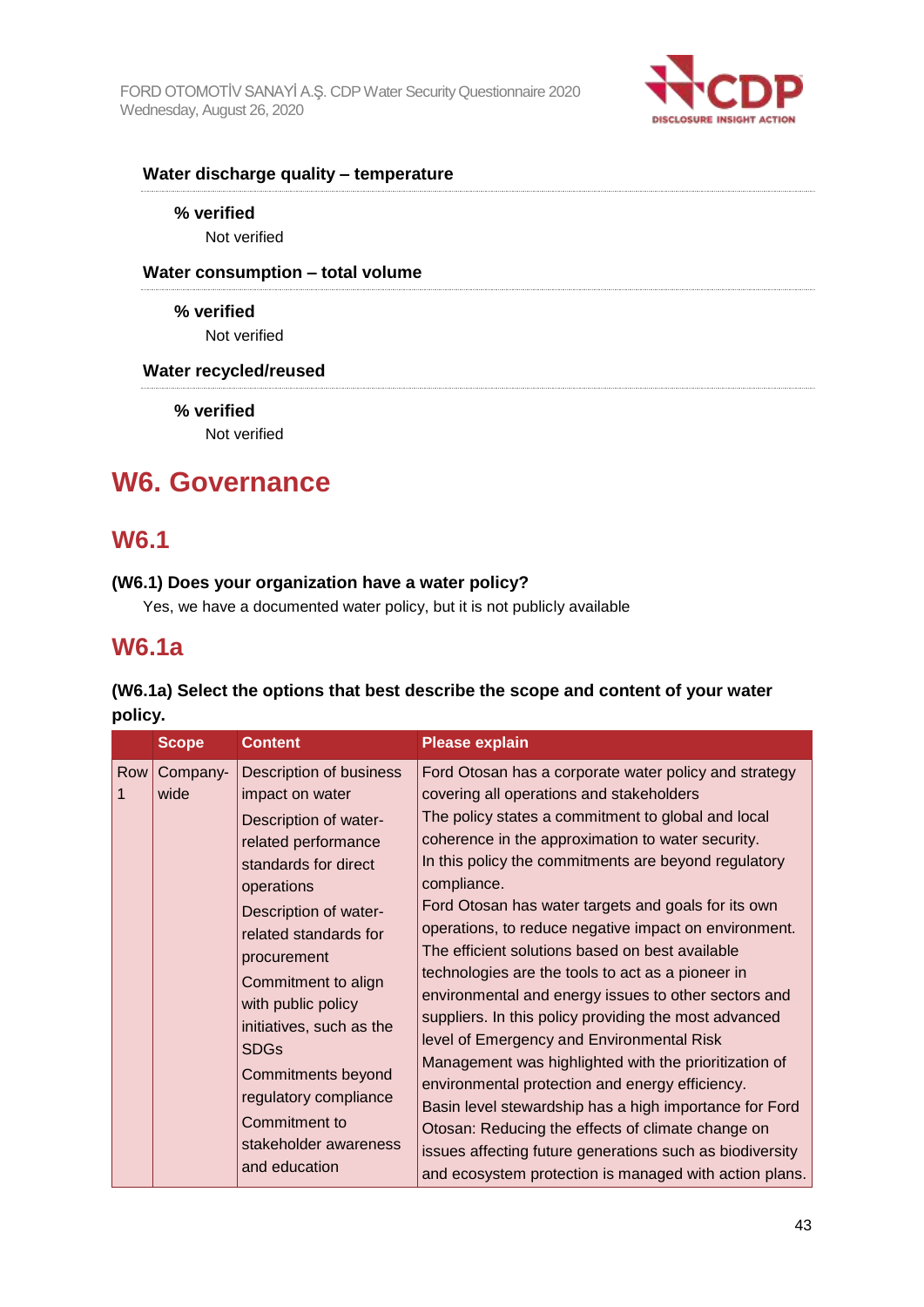**Water discharge quality – temperature**

**% verified**

Not verified

**Water consumption – total volume**

**% verified**

Not verified

**Water recycled/reused**

**% verified**

Not verified

# W6. Governance

## W6.1

**(W6.1) Does your organization have a water policy?**

Yes, we have a documented water policy, but it is not publicly available

## W6.1a

**(W6.1a) Select the options that best describe the scope and content of your water policy.**

| | Scope | Content | Please explain |
|---|---|---|---|
| Row 1 | Company-wide | Description of business impact on water<br>Description of water-related performance standards for direct operations<br>Description of water-related standards for procurement<br>Commitment to align with public policy initiatives, such as the SDGs<br>Commitments beyond regulatory compliance<br>Commitment to stakeholder awareness and education | Ford Otosan has a corporate water policy and strategy covering all operations and stakeholders<br>The policy states a commitment to global and local coherence in the approximation to water security.<br>In this policy the commitments are beyond regulatory compliance.<br>Ford Otosan has water targets and goals for its own operations, to reduce negative impact on environment. The efficient solutions based on best available technologies are the tools to act as a pioneer in environmental and energy issues to other sectors and suppliers. In this policy providing the most advanced level of Emergency and Environmental Risk Management was highlighted with the prioritization of environmental protection and energy efficiency.<br>Basin level stewardship has a high importance for Ford Otosan: Reducing the effects of climate change on issues affecting future generations such as biodiversity and ecosystem protection is managed with action plans. |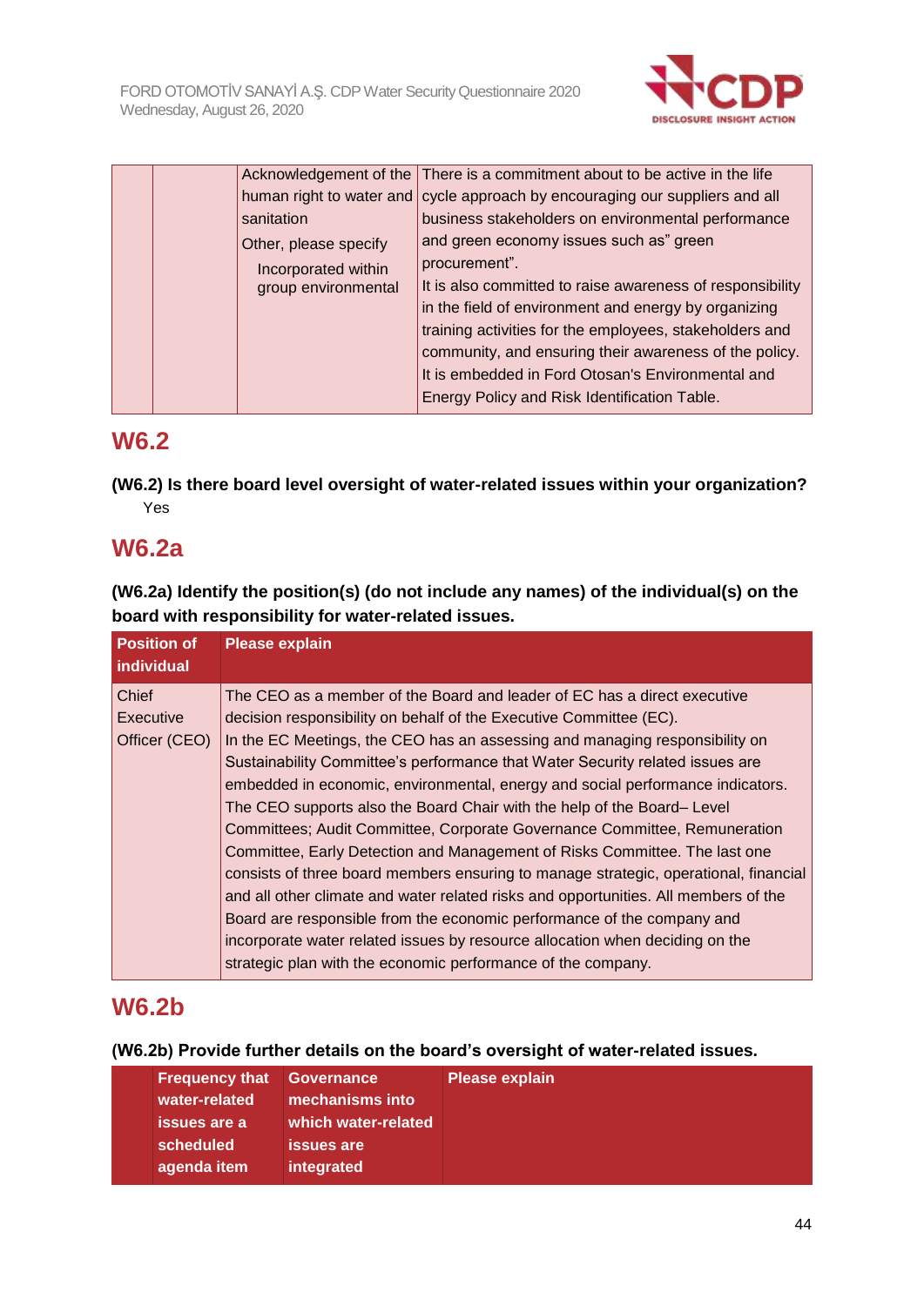| | | | |
|---|---|---|---|
| | | Acknowledgement of the human right to water and sanitation<br>Other, please specify<br>Incorporated within group environmental | There is a commitment about to be active in the life cycle approach by encouraging our suppliers and all business stakeholders on environmental performance and green economy issues such as" green procurement".<br>It is also committed to raise awareness of responsibility in the field of environment and energy by organizing training activities for the employees, stakeholders and community, and ensuring their awareness of the policy. It is embedded in Ford Otosan's Environmental and Energy Policy and Risk Identification Table. |

## W6.2

**(W6.2) Is there board level oversight of water-related issues within your organization?**

Yes

## W6.2a

**(W6.2a) Identify the position(s) (do not include any names) of the individual(s) on the board with responsibility for water-related issues.**

| Position of individual | Please explain |
|---|---|
| Chief Executive Officer (CEO) | The CEO as a member of the Board and leader of EC has a direct executive decision responsibility on behalf of the Executive Committee (EC).<br>In the EC Meetings, the CEO has an assessing and managing responsibility on Sustainability Committee's performance that Water Security related issues are embedded in economic, environmental, energy and social performance indicators. The CEO supports also the Board Chair with the help of the Board– Level Committees; Audit Committee, Corporate Governance Committee, Remuneration Committee, Early Detection and Management of Risks Committee. The last one consists of three board members ensuring to manage strategic, operational, financial and all other climate and water related risks and opportunities. All members of the Board are responsible from the economic performance of the company and incorporate water related issues by resource allocation when deciding on the strategic plan with the economic performance of the company. |

## W6.2b

**(W6.2b) Provide further details on the board's oversight of water-related issues.**

| | Frequency that water-related issues are a scheduled agenda item | Governance mechanisms into which water-related issues are integrated | Please explain |
|---|---|---|---|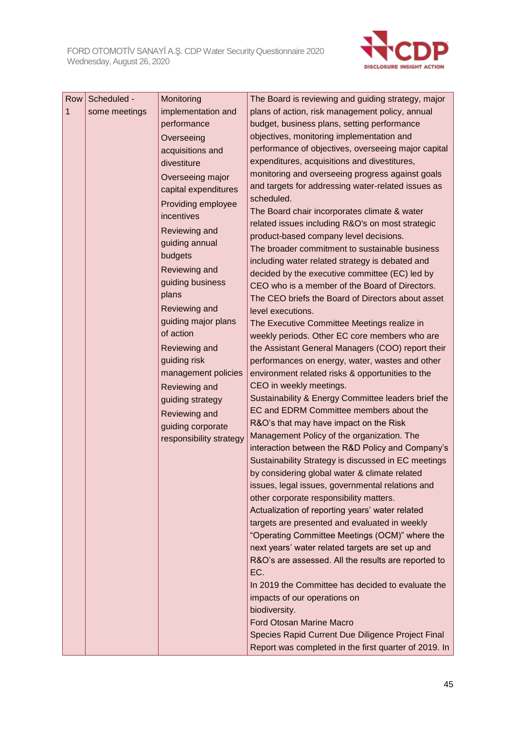| Row 1 | Scheduled - some meetings | Monitoring implementation and performance<br>Overseeing acquisitions and divestiture<br>Overseeing major capital expenditures<br>Providing employee incentives<br>Reviewing and guiding annual budgets<br>Reviewing and guiding business plans<br>Reviewing and guiding major plans of action<br>Reviewing and guiding risk management policies<br>Reviewing and guiding strategy<br>Reviewing and guiding corporate responsibility strategy | The Board is reviewing and guiding strategy, major plans of action, risk management policy, annual budget, business plans, setting performance objectives, monitoring implementation and performance of objectives, overseeing major capital expenditures, acquisitions and divestitures, monitoring and overseeing progress against goals and targets for addressing water-related issues as scheduled.<br>The Board chair incorporates climate & water related issues including R&O's on most strategic product-based company level decisions.<br>The broader commitment to sustainable business including water related strategy is debated and decided by the executive committee (EC) led by CEO who is a member of the Board of Directors. The CEO briefs the Board of Directors about asset level executions.<br>The Executive Committee Meetings realize in weekly periods. Other EC core members who are the Assistant General Managers (COO) report their performances on energy, water, wastes and other environment related risks & opportunities to the CEO in weekly meetings.<br>Sustainability & Energy Committee leaders brief the EC and EDRM Committee members about the R&O's that may have impact on the Risk Management Policy of the organization. The interaction between the R&D Policy and Company's Sustainability Strategy is discussed in EC meetings by considering global water & climate related issues, legal issues, governmental relations and other corporate responsibility matters.<br>Actualization of reporting years' water related targets are presented and evaluated in weekly "Operating Committee Meetings (OCM)" where the next years' water related targets are set up and R&O's are assessed. All the results are reported to EC.<br>In 2019 the Committee has decided to evaluate the impacts of our operations on biodiversity.<br>Ford Otosan Marine Macro Species Rapid Current Due Diligence Project Final Report was completed in the first quarter of 2019. In |
|---|---|---|---|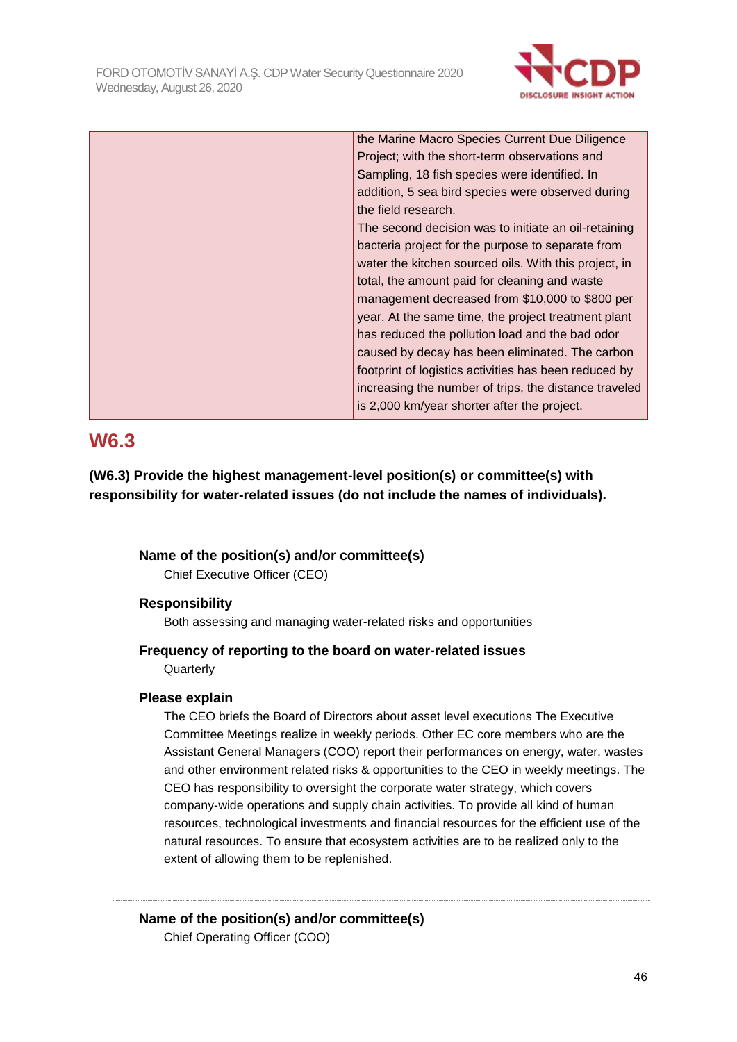|  |  |  | the Marine Macro Species Current Due Diligence Project; with the short-term observations and Sampling, 18 fish species were identified. In addition, 5 sea bird species were observed during the field research.<br>The second decision was to initiate an oil-retaining bacteria project for the purpose to separate from water the kitchen sourced oils. With this project, in total, the amount paid for cleaning and waste management decreased from $10,000 to $800 per year. At the same time, the project treatment plant has reduced the pollution load and the bad odor caused by decay has been eliminated. The carbon footprint of logistics activities has been reduced by increasing the number of trips, the distance traveled is 2,000 km/year shorter after the project. |
|---|---|---|---|

## W6.3

**(W6.3) Provide the highest management-level position(s) or committee(s) with responsibility for water-related issues (do not include the names of individuals).**

---

**Name of the position(s) and/or committee(s)**

Chief Executive Officer (CEO)

**Responsibility**

Both assessing and managing water-related risks and opportunities

**Frequency of reporting to the board on water-related issues**

Quarterly

**Please explain**

The CEO briefs the Board of Directors about asset level executions The Executive Committee Meetings realize in weekly periods. Other EC core members who are the Assistant General Managers (COO) report their performances on energy, water, wastes and other environment related risks & opportunities to the CEO in weekly meetings. The CEO has responsibility to oversight the corporate water strategy, which covers company-wide operations and supply chain activities. To provide all kind of human resources, technological investments and financial resources for the efficient use of the natural resources. To ensure that ecosystem activities are to be realized only to the extent of allowing them to be replenished.

---

**Name of the position(s) and/or committee(s)**

Chief Operating Officer (COO)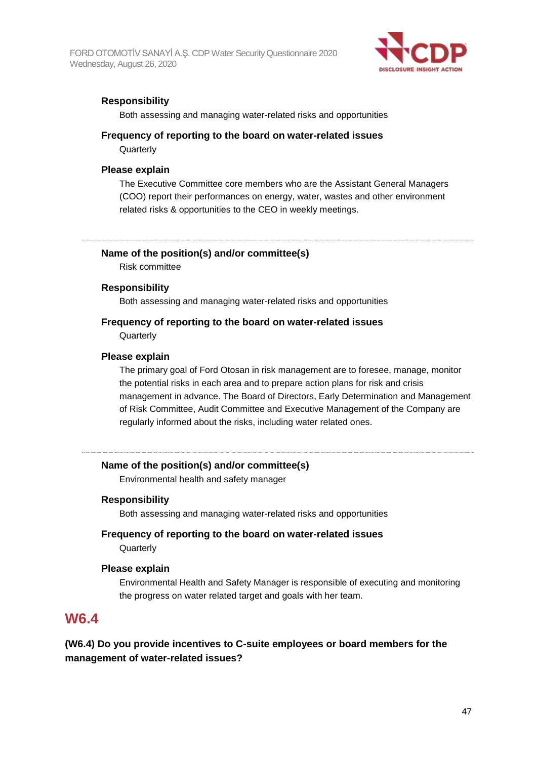**Responsibility**

Both assessing and managing water-related risks and opportunities

**Frequency of reporting to the board on water-related issues**

Quarterly

**Please explain**

The Executive Committee core members who are the Assistant General Managers (COO) report their performances on energy, water, wastes and other environment related risks & opportunities to the CEO in weekly meetings.

---

**Name of the position(s) and/or committee(s)**

Risk committee

**Responsibility**

Both assessing and managing water-related risks and opportunities

**Frequency of reporting to the board on water-related issues**

Quarterly

**Please explain**

The primary goal of Ford Otosan in risk management are to foresee, manage, monitor the potential risks in each area and to prepare action plans for risk and crisis management in advance. The Board of Directors, Early Determination and Management of Risk Committee, Audit Committee and Executive Management of the Company are regularly informed about the risks, including water related ones.

---

**Name of the position(s) and/or committee(s)**

Environmental health and safety manager

**Responsibility**

Both assessing and managing water-related risks and opportunities

**Frequency of reporting to the board on water-related issues**

Quarterly

**Please explain**

Environmental Health and Safety Manager is responsible of executing and monitoring the progress on water related target and goals with her team.

## W6.4

**(W6.4) Do you provide incentives to C-suite employees or board members for the management of water-related issues?**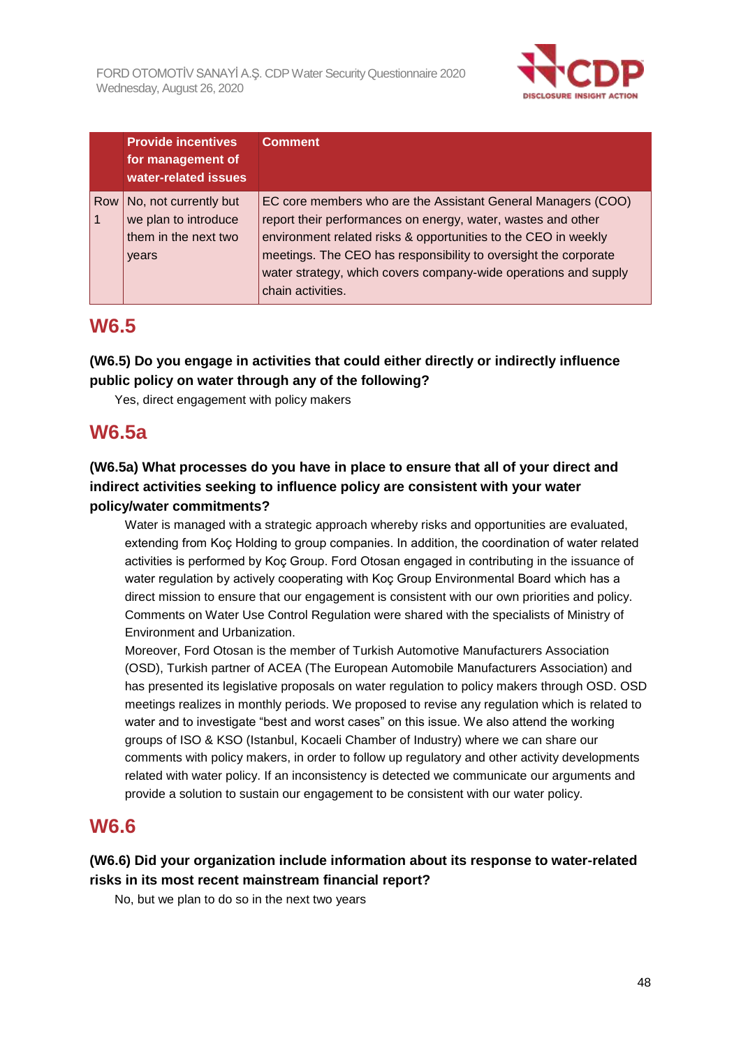| | Provide incentives for management of water-related issues | Comment |
|---|---|---|
| Row 1 | No, not currently but we plan to introduce them in the next two years | EC core members who are the Assistant General Managers (COO) report their performances on energy, water, wastes and other environment related risks & opportunities to the CEO in weekly meetings. The CEO has responsibility to oversight the corporate water strategy, which covers company-wide operations and supply chain activities. |

# W6.5

**(W6.5) Do you engage in activities that could either directly or indirectly influence public policy on water through any of the following?**

Yes, direct engagement with policy makers

# W6.5a

**(W6.5a) What processes do you have in place to ensure that all of your direct and indirect activities seeking to influence policy are consistent with your water policy/water commitments?**

Water is managed with a strategic approach whereby risks and opportunities are evaluated, extending from Koç Holding to group companies. In addition, the coordination of water related activities is performed by Koç Group. Ford Otosan engaged in contributing in the issuance of water regulation by actively cooperating with Koç Group Environmental Board which has a direct mission to ensure that our engagement is consistent with our own priorities and policy. Comments on Water Use Control Regulation were shared with the specialists of Ministry of Environment and Urbanization.

Moreover, Ford Otosan is the member of Turkish Automotive Manufacturers Association (OSD), Turkish partner of ACEA (The European Automobile Manufacturers Association) and has presented its legislative proposals on water regulation to policy makers through OSD. OSD meetings realizes in monthly periods. We proposed to revise any regulation which is related to water and to investigate "best and worst cases" on this issue. We also attend the working groups of ISO & KSO (Istanbul, Kocaeli Chamber of Industry) where we can share our comments with policy makers, in order to follow up regulatory and other activity developments related with water policy. If an inconsistency is detected we communicate our arguments and provide a solution to sustain our engagement to be consistent with our water policy.

# W6.6

**(W6.6) Did your organization include information about its response to water-related risks in its most recent mainstream financial report?**

No, but we plan to do so in the next two years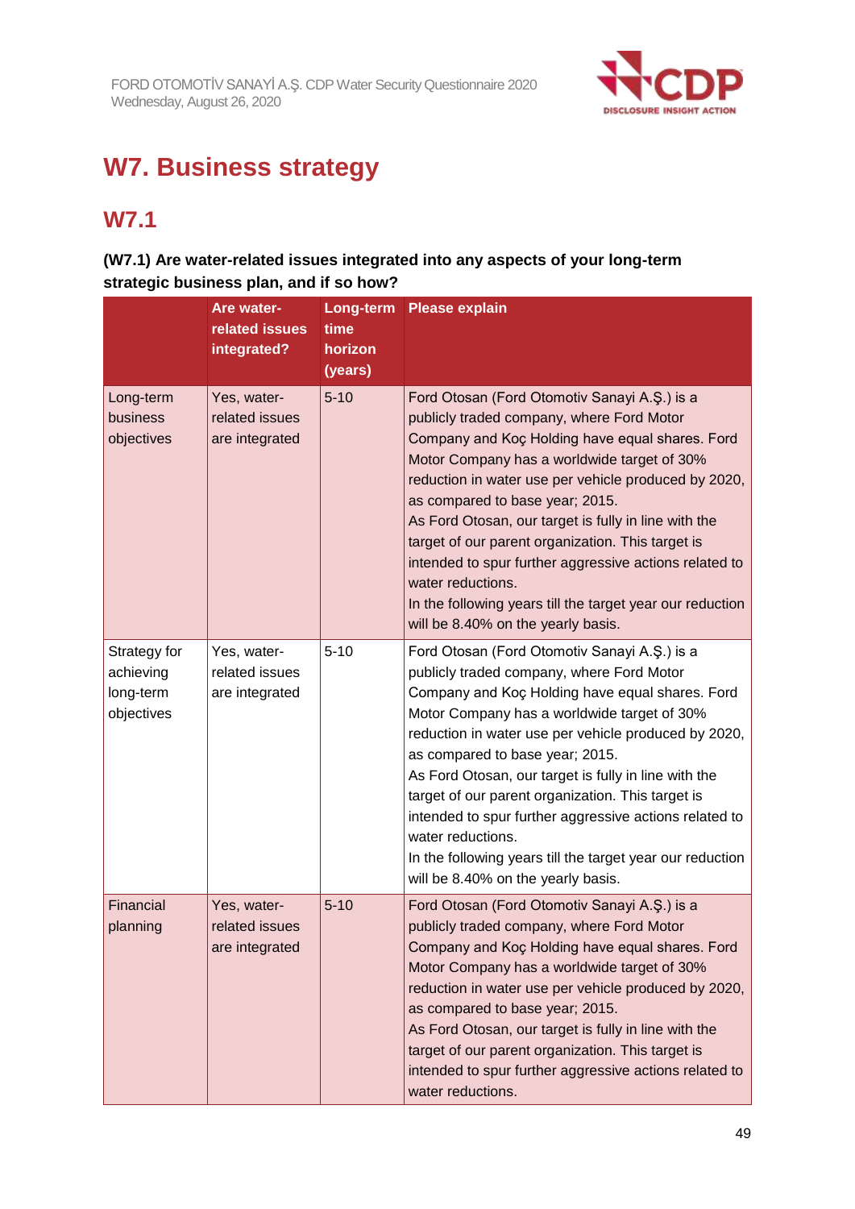# W7. Business strategy

## W7.1

**(W7.1) Are water-related issues integrated into any aspects of your long-term strategic business plan, and if so how?**

| | Are water-related issues integrated? | Long-term time horizon (years) | Please explain |
|---|---|---|---|
| Long-term business objectives | Yes, water-related issues are integrated | 5-10 | Ford Otosan (Ford Otomotiv Sanayi A.Ş.) is a publicly traded company, where Ford Motor Company and Koç Holding have equal shares. Ford Motor Company has a worldwide target of 30% reduction in water use per vehicle produced by 2020, as compared to base year; 2015.<br>As Ford Otosan, our target is fully in line with the target of our parent organization. This target is intended to spur further aggressive actions related to water reductions.<br>In the following years till the target year our reduction will be 8.40% on the yearly basis. |
| Strategy for achieving long-term objectives | Yes, water-related issues are integrated | 5-10 | Ford Otosan (Ford Otomotiv Sanayi A.Ş.) is a publicly traded company, where Ford Motor Company and Koç Holding have equal shares. Ford Motor Company has a worldwide target of 30% reduction in water use per vehicle produced by 2020, as compared to base year; 2015.<br>As Ford Otosan, our target is fully in line with the target of our parent organization. This target is intended to spur further aggressive actions related to water reductions.<br>In the following years till the target year our reduction will be 8.40% on the yearly basis. |
| Financial planning | Yes, water-related issues are integrated | 5-10 | Ford Otosan (Ford Otomotiv Sanayi A.Ş.) is a publicly traded company, where Ford Motor Company and Koç Holding have equal shares. Ford Motor Company has a worldwide target of 30% reduction in water use per vehicle produced by 2020, as compared to base year; 2015.<br>As Ford Otosan, our target is fully in line with the target of our parent organization. This target is intended to spur further aggressive actions related to water reductions. |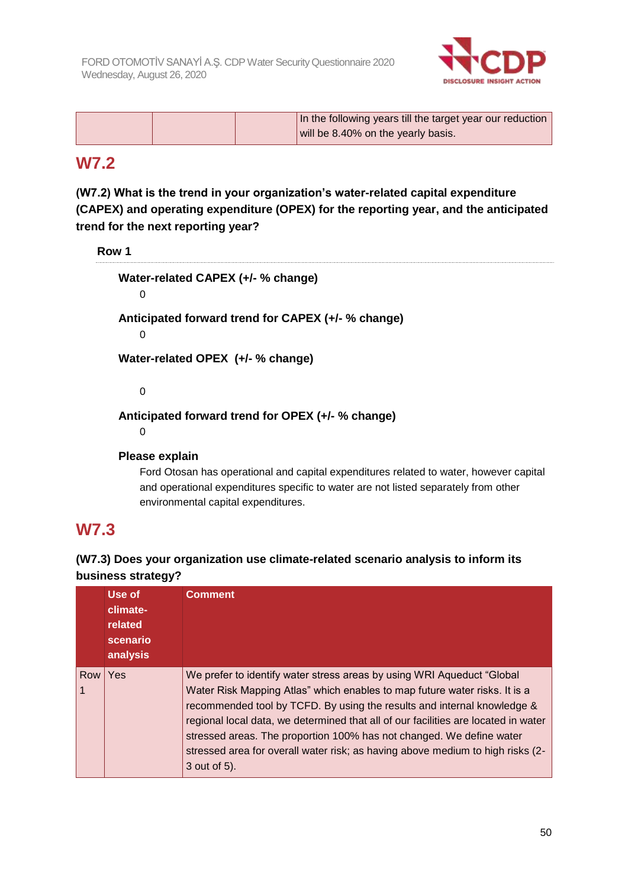| | | | In the following years till the target year our reduction will be 8.40% on the yearly basis. |
|---|---|---|---|

## W7.2

**(W7.2) What is the trend in your organization's water-related capital expenditure (CAPEX) and operating expenditure (OPEX) for the reporting year, and the anticipated trend for the next reporting year?**

**Row 1**

**Water-related CAPEX (+/- % change)**

0

**Anticipated forward trend for CAPEX (+/- % change)**

0

**Water-related OPEX (+/- % change)**

0

**Anticipated forward trend for OPEX (+/- % change)**

0

**Please explain**

Ford Otosan has operational and capital expenditures related to water, however capital and operational expenditures specific to water are not listed separately from other environmental capital expenditures.

## W7.3

**(W7.3) Does your organization use climate-related scenario analysis to inform its business strategy?**

| | Use of climate-related scenario analysis | Comment |
|---|---|---|
| Row 1 | Yes | We prefer to identify water stress areas by using WRI Aqueduct "Global Water Risk Mapping Atlas" which enables to map future water risks. It is a recommended tool by TCFD. By using the results and internal knowledge & regional local data, we determined that all of our facilities are located in water stressed areas. The proportion 100% has not changed. We define water stressed area for overall water risk; as having above medium to high risks (2-3 out of 5). |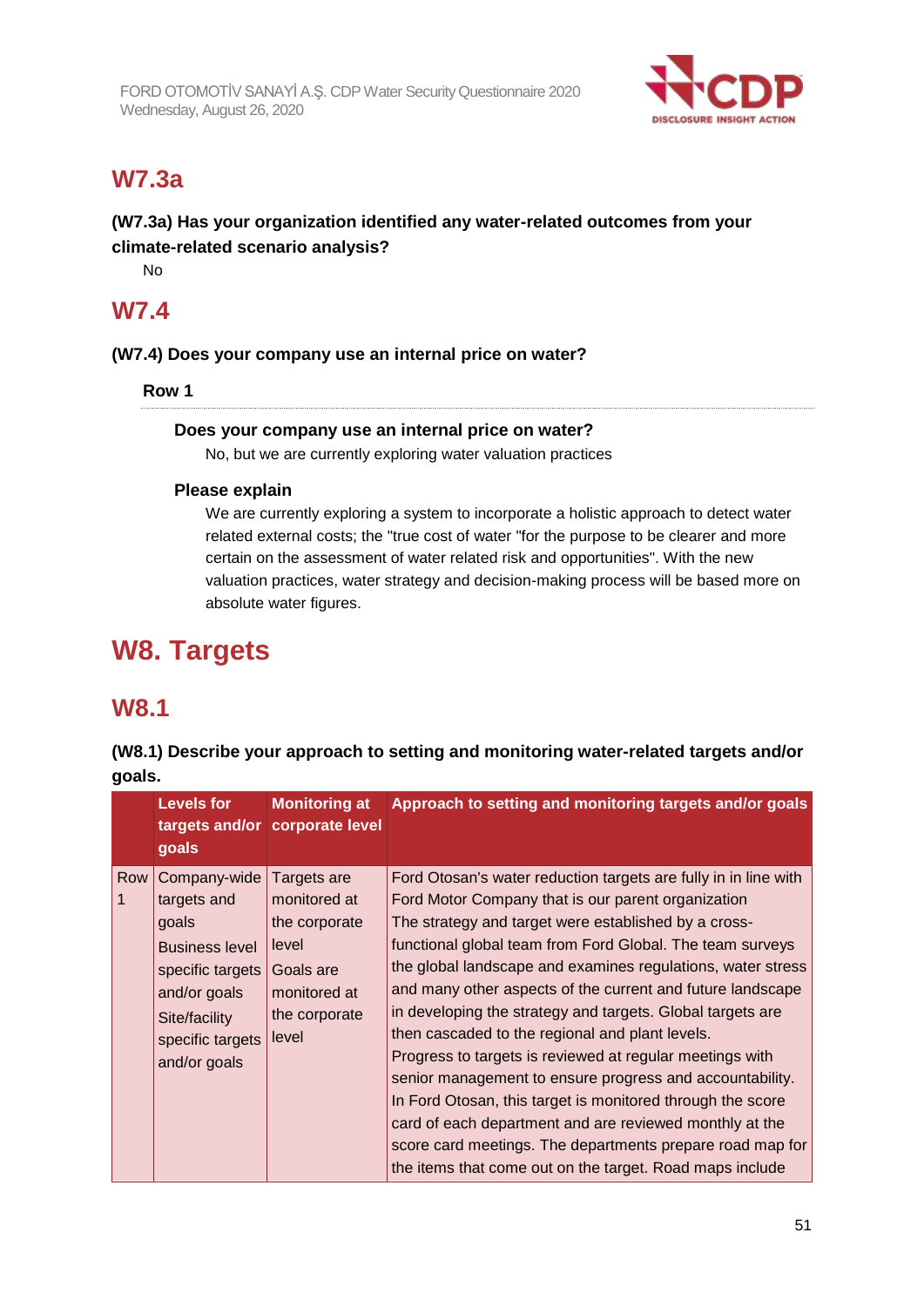## W7.3a

**(W7.3a) Has your organization identified any water-related outcomes from your climate-related scenario analysis?**

No

## W7.4

**(W7.4) Does your company use an internal price on water?**

**Row 1**

**Does your company use an internal price on water?**

No, but we are currently exploring water valuation practices

**Please explain**

We are currently exploring a system to incorporate a holistic approach to detect water related external costs; the "true cost of water "for the purpose to be clearer and more certain on the assessment of water related risk and opportunities". With the new valuation practices, water strategy and decision-making process will be based more on absolute water figures.

# W8. Targets

## W8.1

**(W8.1) Describe your approach to setting and monitoring water-related targets and/or goals.**

| | Levels for targets and/or goals | Monitoring at corporate level | Approach to setting and monitoring targets and/or goals |
|---|---|---|---|
| Row 1 | Company-wide targets and goals<br>Business level specific targets and/or goals<br>Site/facility specific targets and/or goals | Targets are monitored at the corporate level<br>Goals are monitored at the corporate level | Ford Otosan's water reduction targets are fully in in line with Ford Motor Company that is our parent organization<br>The strategy and target were established by a cross-functional global team from Ford Global. The team surveys the global landscape and examines regulations, water stress and many other aspects of the current and future landscape in developing the strategy and targets. Global targets are then cascaded to the regional and plant levels.<br>Progress to targets is reviewed at regular meetings with senior management to ensure progress and accountability.<br>In Ford Otosan, this target is monitored through the score card of each department and are reviewed monthly at the score card meetings. The departments prepare road map for the items that come out on the target. Road maps include |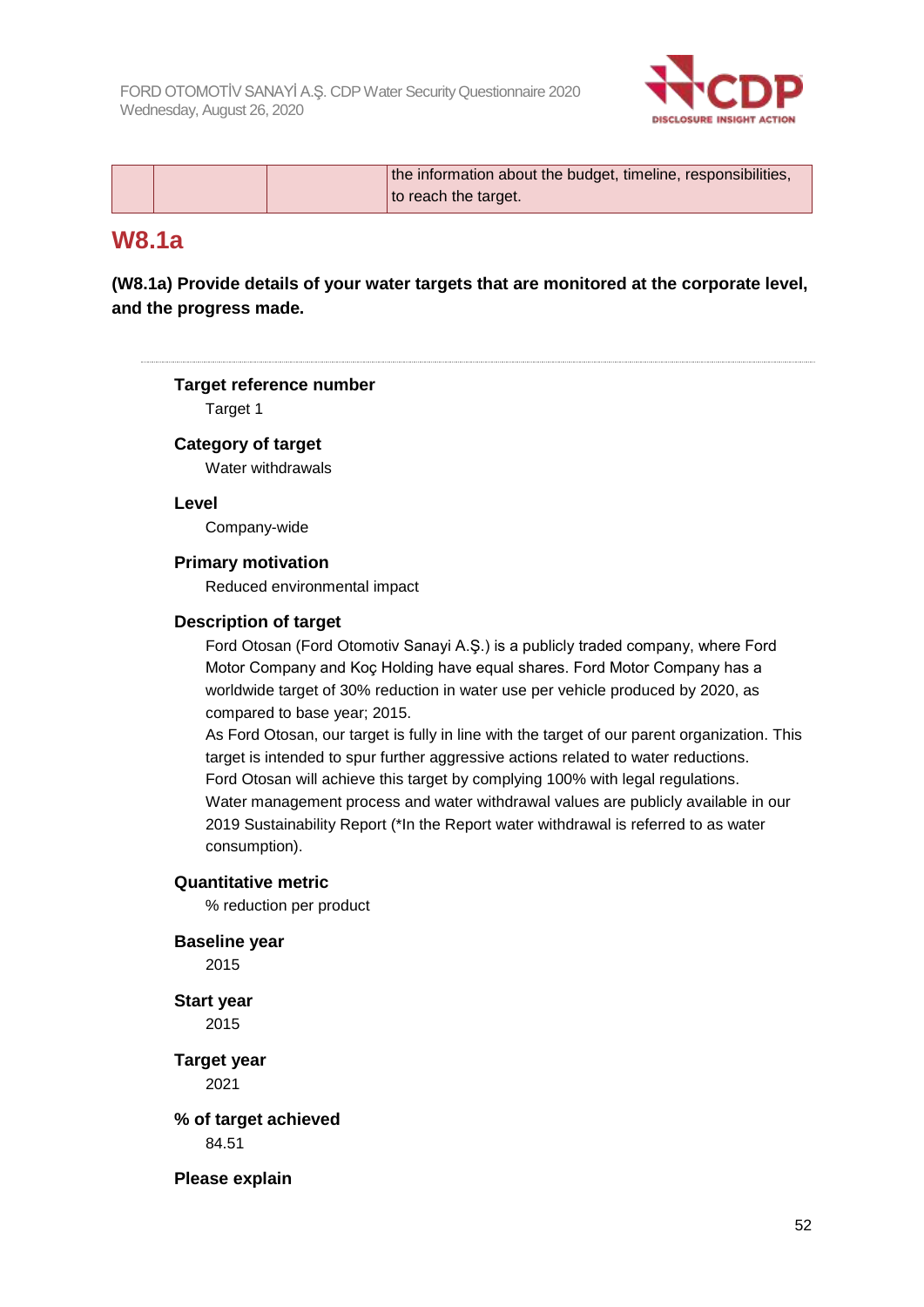|  |  |  | the information about the budget, timeline, responsibilities, to reach the target. |
|---|---|---|---|

## W8.1a

**(W8.1a) Provide details of your water targets that are monitored at the corporate level, and the progress made.**

---

**Target reference number**

Target 1

**Category of target**

Water withdrawals

**Level**

Company-wide

**Primary motivation**

Reduced environmental impact

**Description of target**

Ford Otosan (Ford Otomotiv Sanayi A.Ş.) is a publicly traded company, where Ford Motor Company and Koç Holding have equal shares. Ford Motor Company has a worldwide target of 30% reduction in water use per vehicle produced by 2020, as compared to base year; 2015.

As Ford Otosan, our target is fully in line with the target of our parent organization. This target is intended to spur further aggressive actions related to water reductions.

Ford Otosan will achieve this target by complying 100% with legal regulations.

Water management process and water withdrawal values are publicly available in our 2019 Sustainability Report (*In the Report water withdrawal is referred to as water consumption).

**Quantitative metric**

% reduction per product

**Baseline year**

2015

**Start year**

2015

**Target year**

2021

**% of target achieved**

84.51

**Please explain**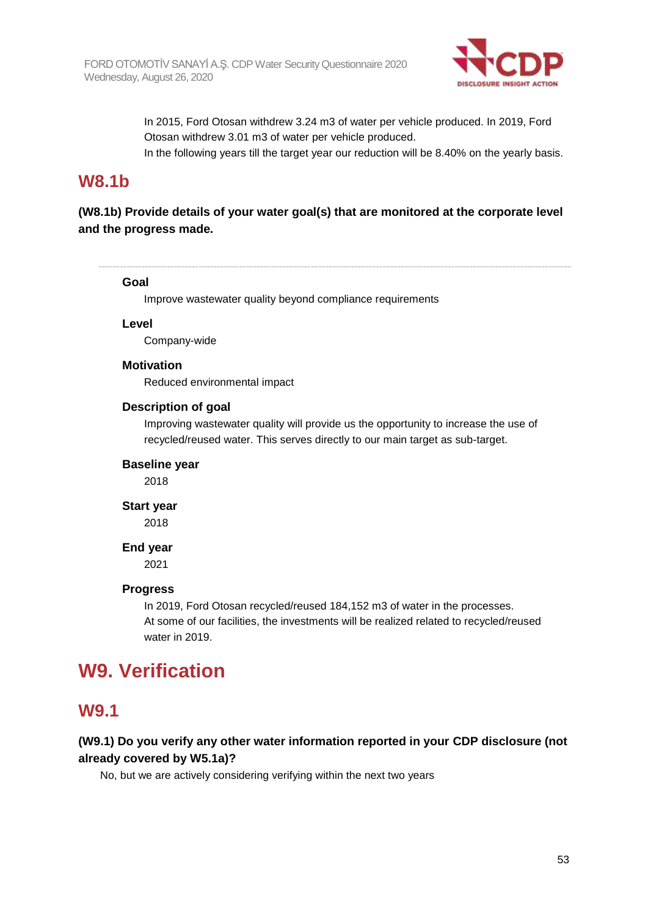In 2015, Ford Otosan withdrew 3.24 m3 of water per vehicle produced. In 2019, Ford Otosan withdrew 3.01 m3 of water per vehicle produced.
In the following years till the target year our reduction will be 8.40% on the yearly basis.

## W8.1b

**(W8.1b) Provide details of your water goal(s) that are monitored at the corporate level and the progress made.**

**Goal**

Improve wastewater quality beyond compliance requirements

**Level**

Company-wide

**Motivation**

Reduced environmental impact

**Description of goal**

Improving wastewater quality will provide us the opportunity to increase the use of recycled/reused water. This serves directly to our main target as sub-target.

**Baseline year**

2018

**Start year**

2018

**End year**

2021

**Progress**

In 2019, Ford Otosan recycled/reused 184,152 m3 of water in the processes.
At some of our facilities, the investments will be realized related to recycled/reused water in 2019.

# W9. Verification

## W9.1

**(W9.1) Do you verify any other water information reported in your CDP disclosure (not already covered by W5.1a)?**

No, but we are actively considering verifying within the next two years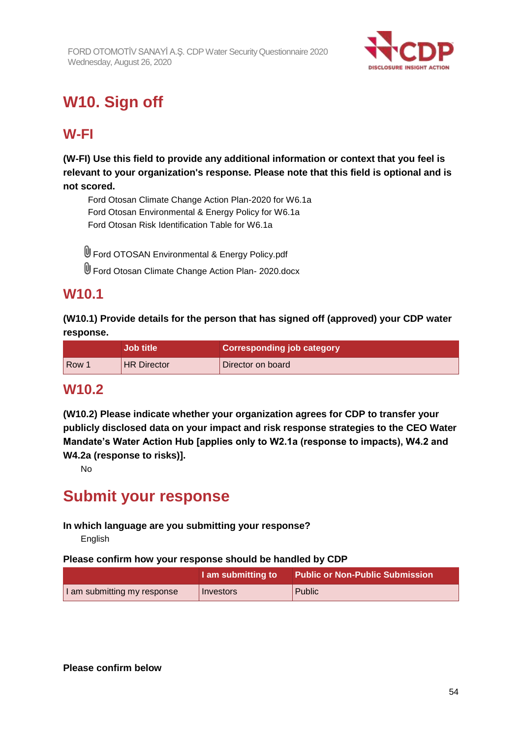# W10. Sign off

## W-FI

**(W-FI) Use this field to provide any additional information or context that you feel is relevant to your organization's response. Please note that this field is optional and is not scored.**

Ford Otosan Climate Change Action Plan-2020 for W6.1a
Ford Otosan Environmental & Energy Policy for W6.1a
Ford Otosan Risk Identification Table for W6.1a

Ford OTOSAN Environmental & Energy Policy.pdf
Ford Otosan Climate Change Action Plan- 2020.docx

## W10.1

**(W10.1) Provide details for the person that has signed off (approved) your CDP water response.**

| | Job title | Corresponding job category |
|---|---|---|
| Row 1 | HR Director | Director on board |

## W10.2

**(W10.2) Please indicate whether your organization agrees for CDP to transfer your publicly disclosed data on your impact and risk response strategies to the CEO Water Mandate's Water Action Hub [applies only to W2.1a (response to impacts), W4.2 and W4.2a (response to risks)].**

No

# Submit your response

**In which language are you submitting your response?**

English

**Please confirm how your response should be handled by CDP**

| | I am submitting to | Public or Non-Public Submission |
|---|---|---|
| I am submitting my response | Investors | Public |

**Please confirm below**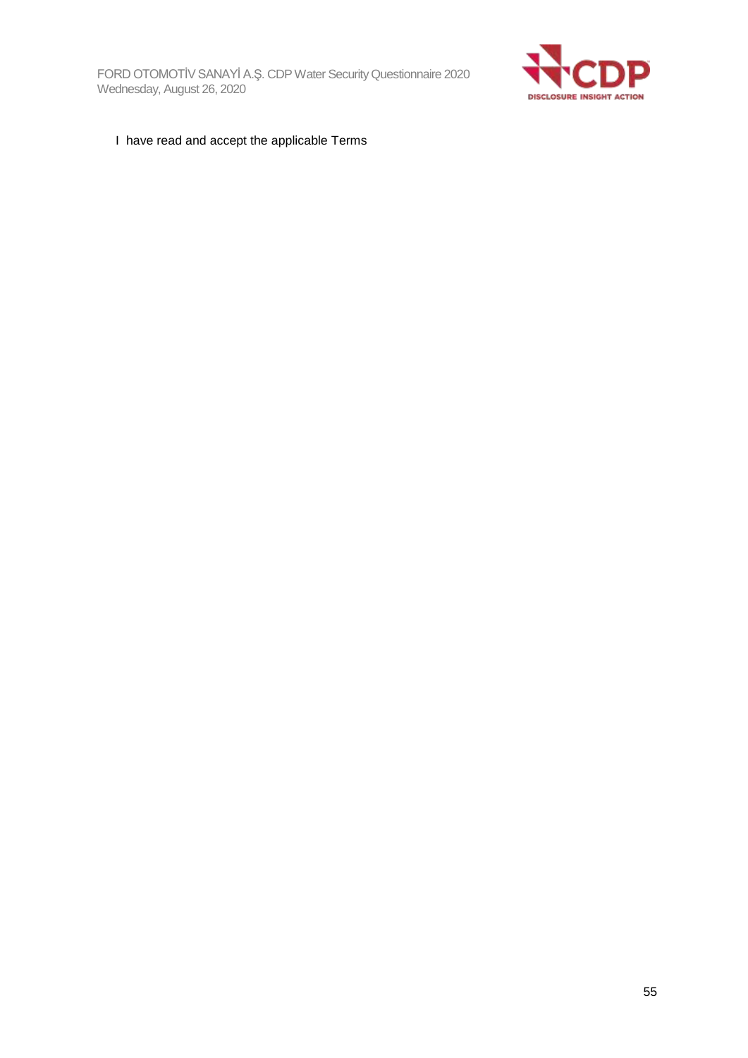I have read and accept the applicable Terms